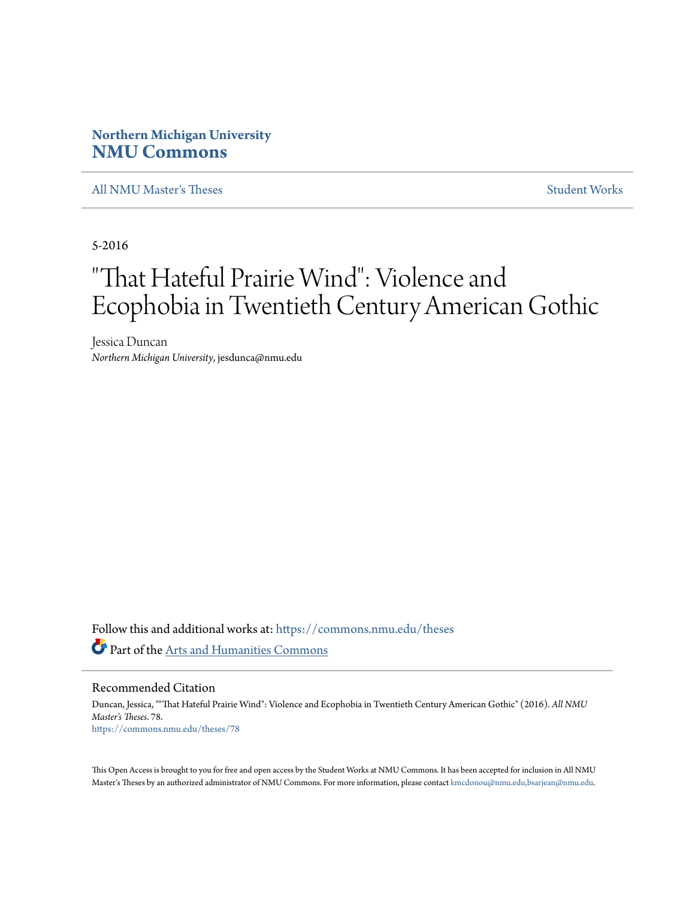**Northern Michigan University**
**NMU Commons**

All NMU Master's Theses | Student Works

5-2016

# "That Hateful Prairie Wind": Violence and Ecophobia in Twentieth Century American Gothic

Jessica Duncan
*Northern Michigan University*, jesdunca@nmu.edu

Follow this and additional works at: https://commons.nmu.edu/theses

Part of the Arts and Humanities Commons

## Recommended Citation

Duncan, Jessica, ""That Hateful Prairie Wind": Violence and Ecophobia in Twentieth Century American Gothic" (2016). *All NMU Master's Theses*. 78.
https://commons.nmu.edu/theses/78

This Open Access is brought to you for free and open access by the Student Works at NMU Commons. It has been accepted for inclusion in All NMU Master's Theses by an authorized administrator of NMU Commons. For more information, please contact kmcdonou@nmu.edu,bsarjean@nmu.edu.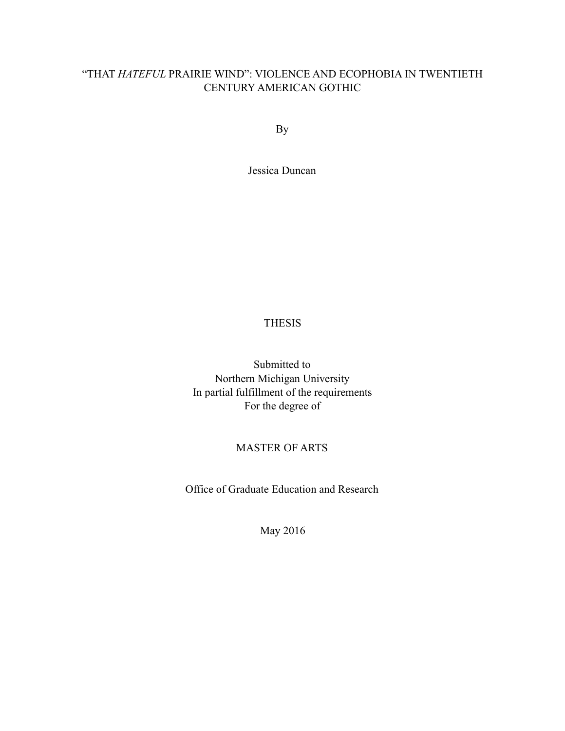# "THAT *HATEFUL* PRAIRIE WIND": VIOLENCE AND ECOPHOBIA IN TWENTIETH CENTURY AMERICAN GOTHIC

By

Jessica Duncan

THESIS

Submitted to
Northern Michigan University
In partial fulfillment of the requirements
For the degree of

MASTER OF ARTS

Office of Graduate Education and Research

May 2016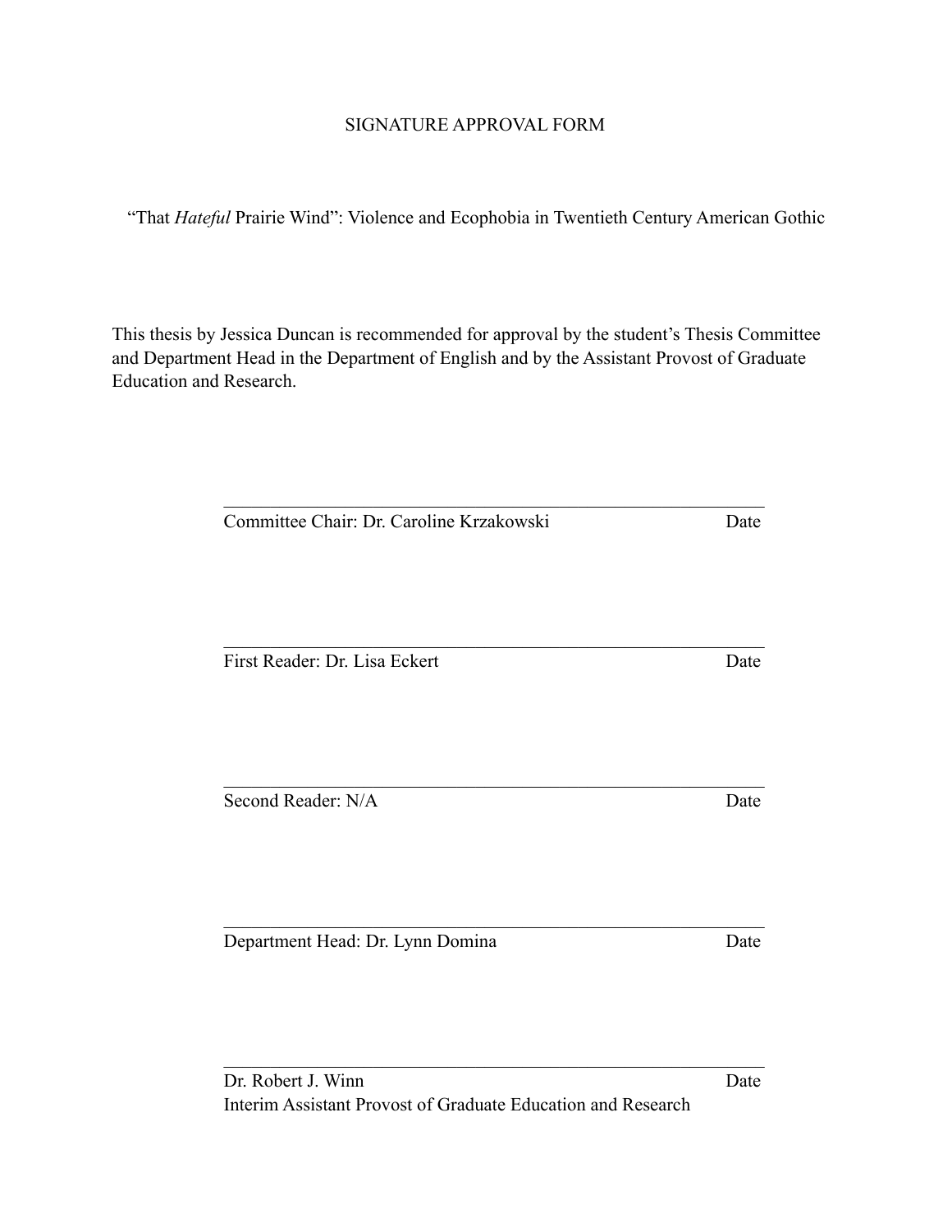SIGNATURE APPROVAL FORM

“That *Hateful* Prairie Wind”: Violence and Ecophobia in Twentieth Century American Gothic

This thesis by Jessica Duncan is recommended for approval by the student’s Thesis Committee and Department Head in the Department of English and by the Assistant Provost of Graduate Education and Research.

\_\_\_\_\_\_\_\_\_\_\_\_\_\_\_\_\_\_\_\_\_\_\_\_\_\_\_\_\_\_\_\_\_\_\_\_\_\_\_\_\_\_\_\_\_\_\_\_\_\_\_\_\_\_\_\_

Committee Chair: Dr. Caroline Krzakowski Date

\_\_\_\_\_\_\_\_\_\_\_\_\_\_\_\_\_\_\_\_\_\_\_\_\_\_\_\_\_\_\_\_\_\_\_\_\_\_\_\_\_\_\_\_\_\_\_\_\_\_\_\_\_\_\_\_

First Reader: Dr. Lisa Eckert Date

\_\_\_\_\_\_\_\_\_\_\_\_\_\_\_\_\_\_\_\_\_\_\_\_\_\_\_\_\_\_\_\_\_\_\_\_\_\_\_\_\_\_\_\_\_\_\_\_\_\_\_\_\_\_\_\_

Second Reader: N/A Date

\_\_\_\_\_\_\_\_\_\_\_\_\_\_\_\_\_\_\_\_\_\_\_\_\_\_\_\_\_\_\_\_\_\_\_\_\_\_\_\_\_\_\_\_\_\_\_\_\_\_\_\_\_\_\_\_

Department Head: Dr. Lynn Domina Date

\_\_\_\_\_\_\_\_\_\_\_\_\_\_\_\_\_\_\_\_\_\_\_\_\_\_\_\_\_\_\_\_\_\_\_\_\_\_\_\_\_\_\_\_\_\_\_\_\_\_\_\_\_\_\_\_

Dr. Robert J. Winn Date
Interim Assistant Provost of Graduate Education and Research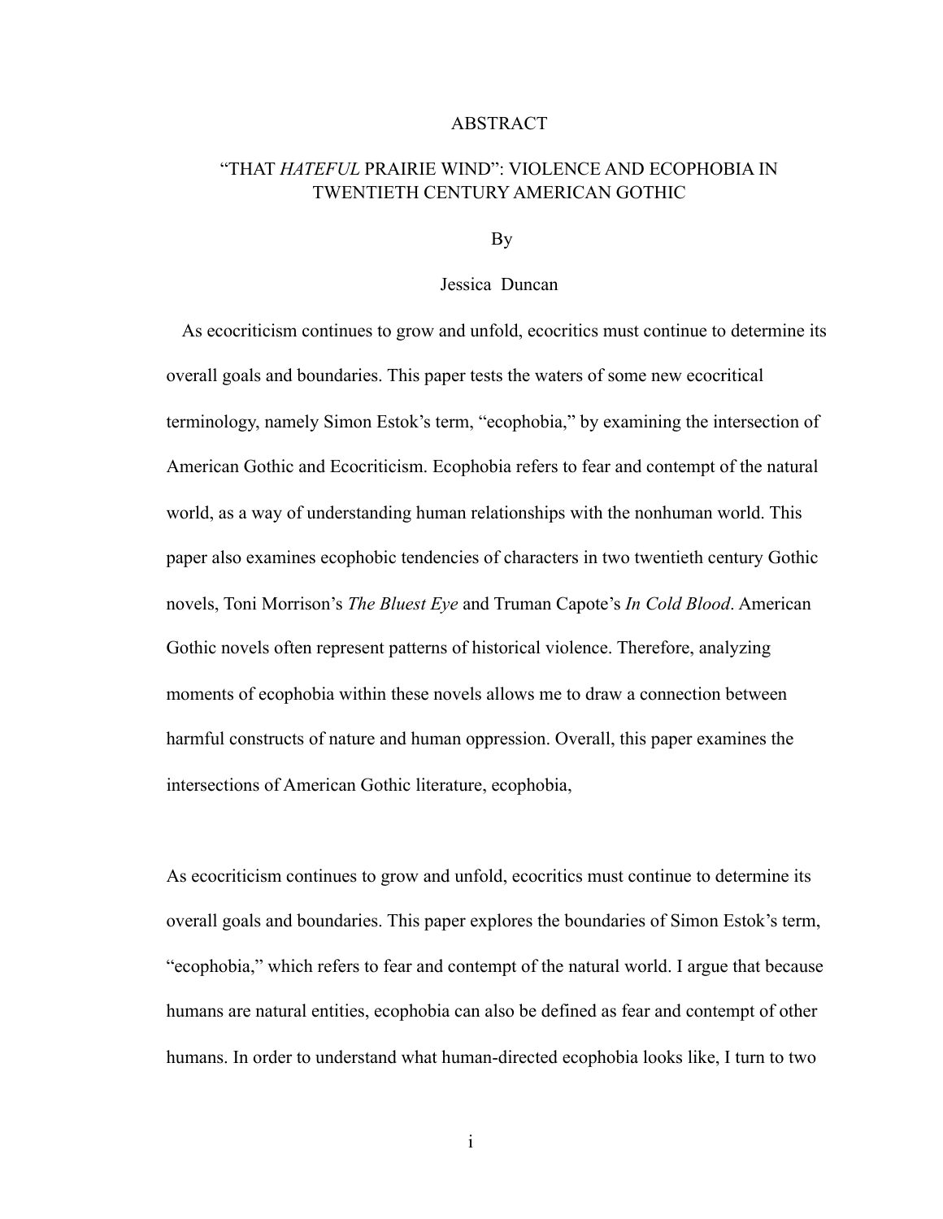# ABSTRACT

## "THAT *HATEFUL* PRAIRIE WIND": VIOLENCE AND ECOPHOBIA IN TWENTIETH CENTURY AMERICAN GOTHIC

By

Jessica Duncan

As ecocriticism continues to grow and unfold, ecocritics must continue to determine its overall goals and boundaries. This paper tests the waters of some new ecocritical terminology, namely Simon Estok's term, "ecophobia," by examining the intersection of American Gothic and Ecocriticism. Ecophobia refers to fear and contempt of the natural world, as a way of understanding human relationships with the nonhuman world. This paper also examines ecophobic tendencies of characters in two twentieth century Gothic novels, Toni Morrison's *The Bluest Eye* and Truman Capote's *In Cold Blood*. American Gothic novels often represent patterns of historical violence. Therefore, analyzing moments of ecophobia within these novels allows me to draw a connection between harmful constructs of nature and human oppression. Overall, this paper examines the intersections of American Gothic literature, ecophobia,

As ecocriticism continues to grow and unfold, ecocritics must continue to determine its overall goals and boundaries. This paper explores the boundaries of Simon Estok's term, "ecophobia," which refers to fear and contempt of the natural world. I argue that because humans are natural entities, ecophobia can also be defined as fear and contempt of other humans. In order to understand what human-directed ecophobia looks like, I turn to two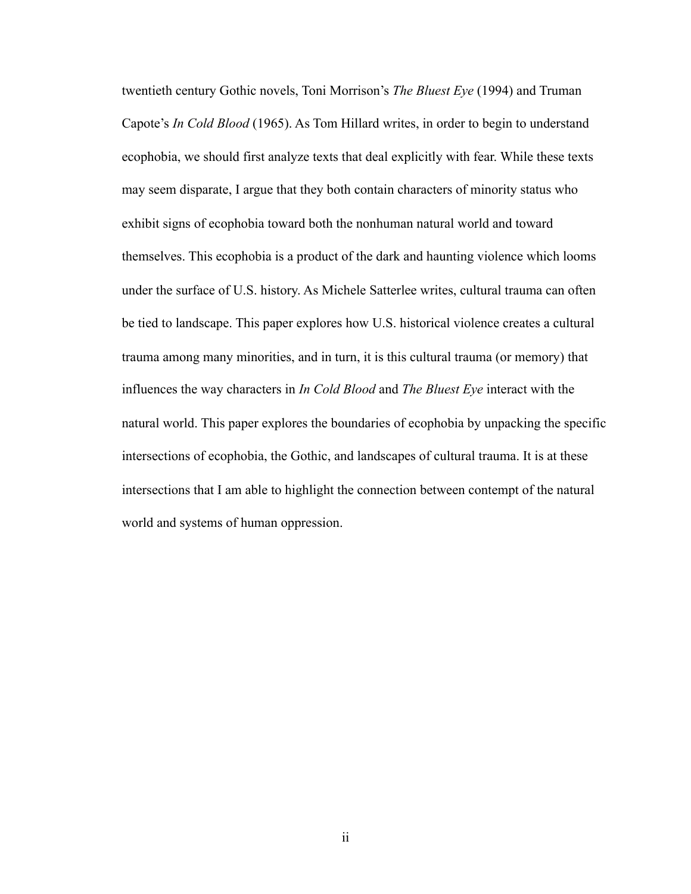twentieth century Gothic novels, Toni Morrison's *The Bluest Eye* (1994) and Truman Capote's *In Cold Blood* (1965). As Tom Hillard writes, in order to begin to understand ecophobia, we should first analyze texts that deal explicitly with fear. While these texts may seem disparate, I argue that they both contain characters of minority status who exhibit signs of ecophobia toward both the nonhuman natural world and toward themselves. This ecophobia is a product of the dark and haunting violence which looms under the surface of U.S. history. As Michele Satterlee writes, cultural trauma can often be tied to landscape. This paper explores how U.S. historical violence creates a cultural trauma among many minorities, and in turn, it is this cultural trauma (or memory) that influences the way characters in *In Cold Blood* and *The Bluest Eye* interact with the natural world. This paper explores the boundaries of ecophobia by unpacking the specific intersections of ecophobia, the Gothic, and landscapes of cultural trauma. It is at these intersections that I am able to highlight the connection between contempt of the natural world and systems of human oppression.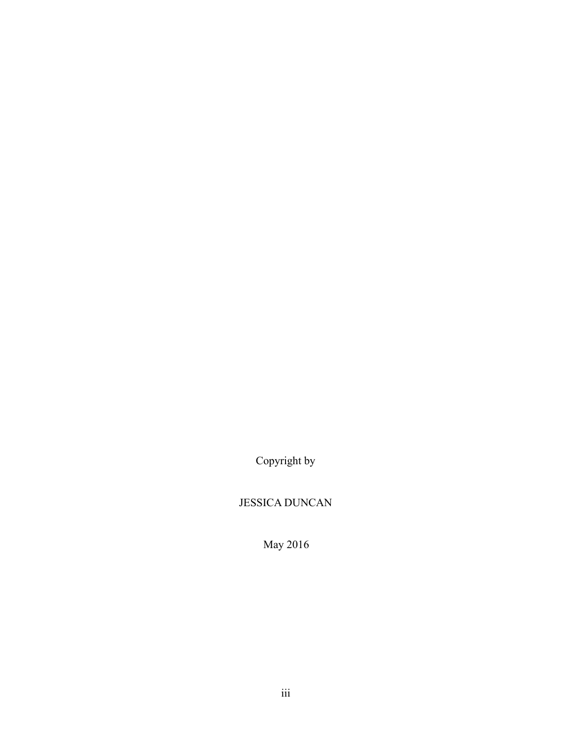Copyright by

JESSICA DUNCAN

May 2016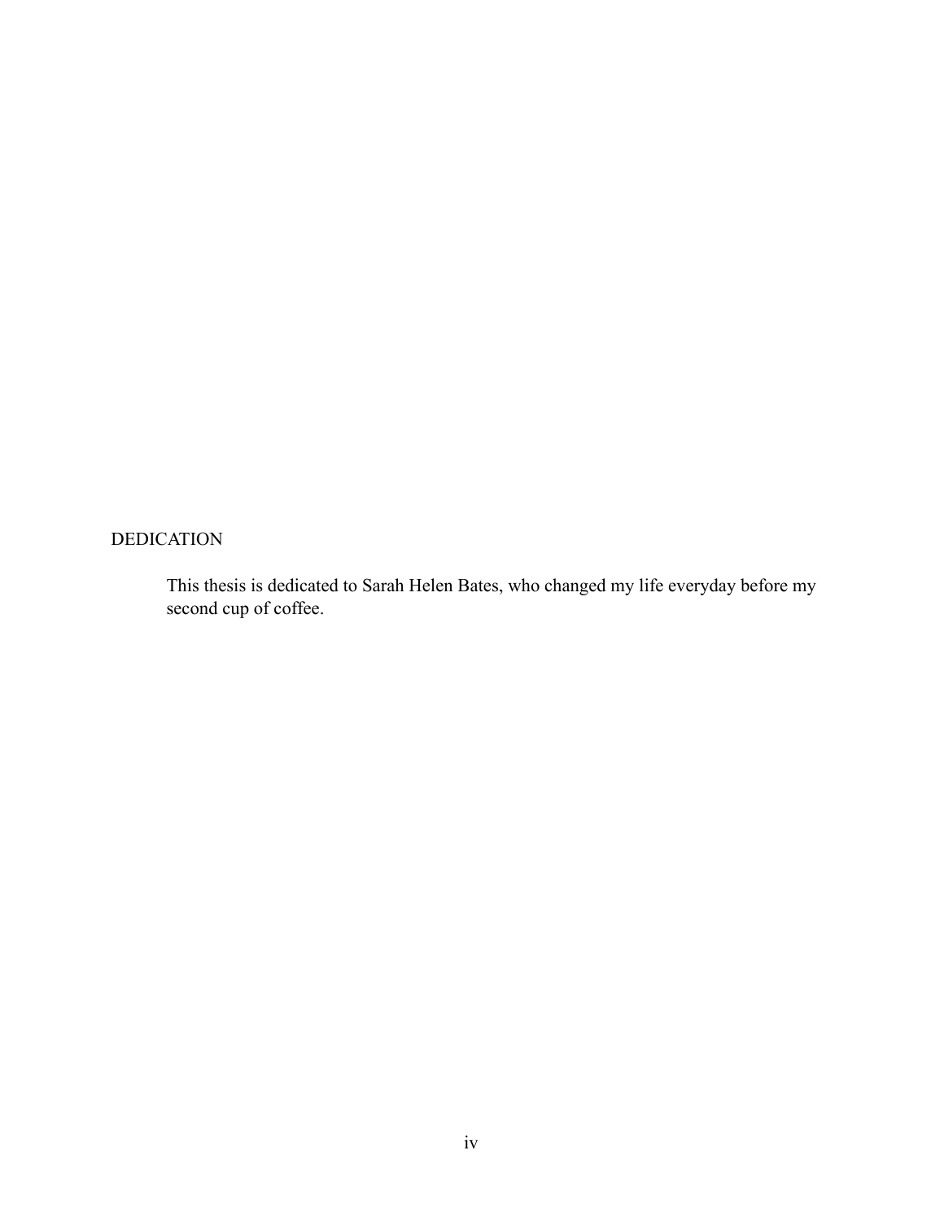# DEDICATION

This thesis is dedicated to Sarah Helen Bates, who changed my life everyday before my second cup of coffee.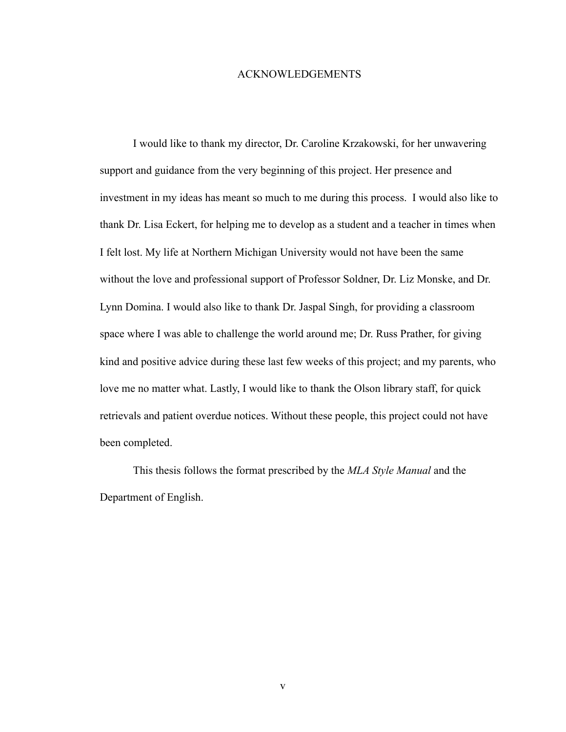# ACKNOWLEDGEMENTS

I would like to thank my director, Dr. Caroline Krzakowski, for her unwavering support and guidance from the very beginning of this project. Her presence and investment in my ideas has meant so much to me during this process. I would also like to thank Dr. Lisa Eckert, for helping me to develop as a student and a teacher in times when I felt lost. My life at Northern Michigan University would not have been the same without the love and professional support of Professor Soldner, Dr. Liz Monske, and Dr. Lynn Domina. I would also like to thank Dr. Jaspal Singh, for providing a classroom space where I was able to challenge the world around me; Dr. Russ Prather, for giving kind and positive advice during these last few weeks of this project; and my parents, who love me no matter what. Lastly, I would like to thank the Olson library staff, for quick retrievals and patient overdue notices. Without these people, this project could not have been completed.

This thesis follows the format prescribed by the *MLA Style Manual* and the Department of English.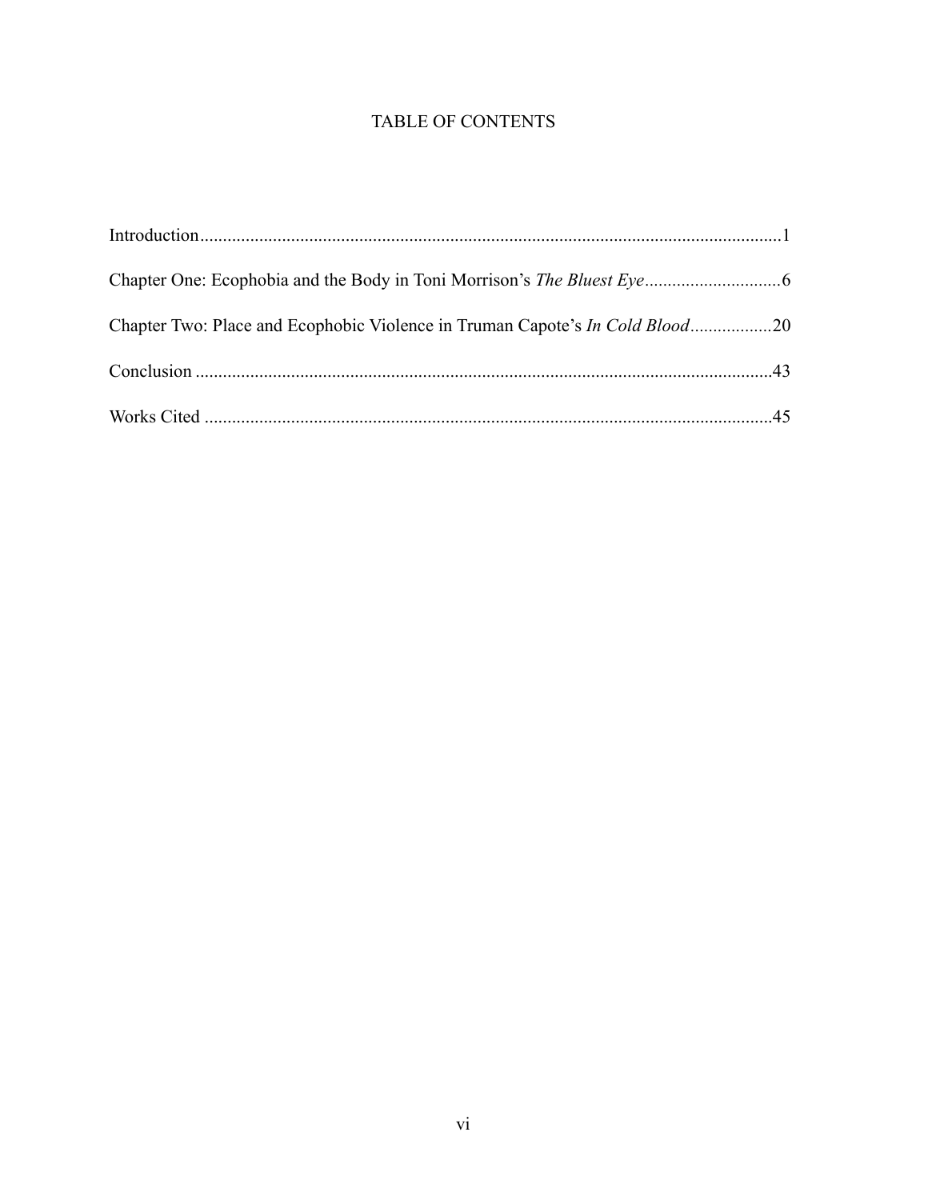# TABLE OF CONTENTS

Introduction...............................................................................................................................1

Chapter One: Ecophobia and the Body in Toni Morrison's *The Bluest Eye*..............................6

Chapter Two: Place and Ecophobic Violence in Truman Capote's *In Cold Blood*..................20

Conclusion ...............................................................................................................................43

Works Cited .............................................................................................................................45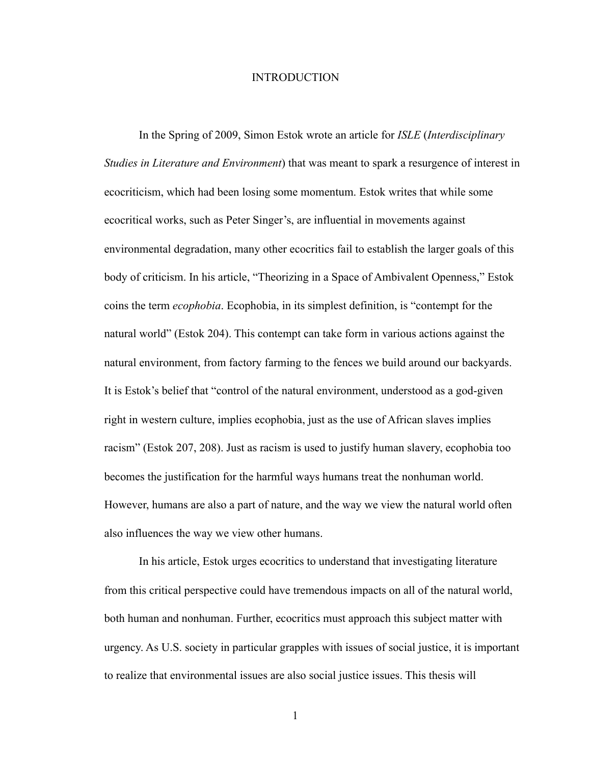# INTRODUCTION

In the Spring of 2009, Simon Estok wrote an article for *ISLE* (*Interdisciplinary Studies in Literature and Environment*) that was meant to spark a resurgence of interest in ecocriticism, which had been losing some momentum. Estok writes that while some ecocritical works, such as Peter Singer's, are influential in movements against environmental degradation, many other ecocritics fail to establish the larger goals of this body of criticism. In his article, "Theorizing in a Space of Ambivalent Openness," Estok coins the term *ecophobia*. Ecophobia, in its simplest definition, is "contempt for the natural world" (Estok 204). This contempt can take form in various actions against the natural environment, from factory farming to the fences we build around our backyards. It is Estok's belief that "control of the natural environment, understood as a god-given right in western culture, implies ecophobia, just as the use of African slaves implies racism" (Estok 207, 208). Just as racism is used to justify human slavery, ecophobia too becomes the justification for the harmful ways humans treat the nonhuman world. However, humans are also a part of nature, and the way we view the natural world often also influences the way we view other humans.

In his article, Estok urges ecocritics to understand that investigating literature from this critical perspective could have tremendous impacts on all of the natural world, both human and nonhuman. Further, ecocritics must approach this subject matter with urgency. As U.S. society in particular grapples with issues of social justice, it is important to realize that environmental issues are also social justice issues. This thesis will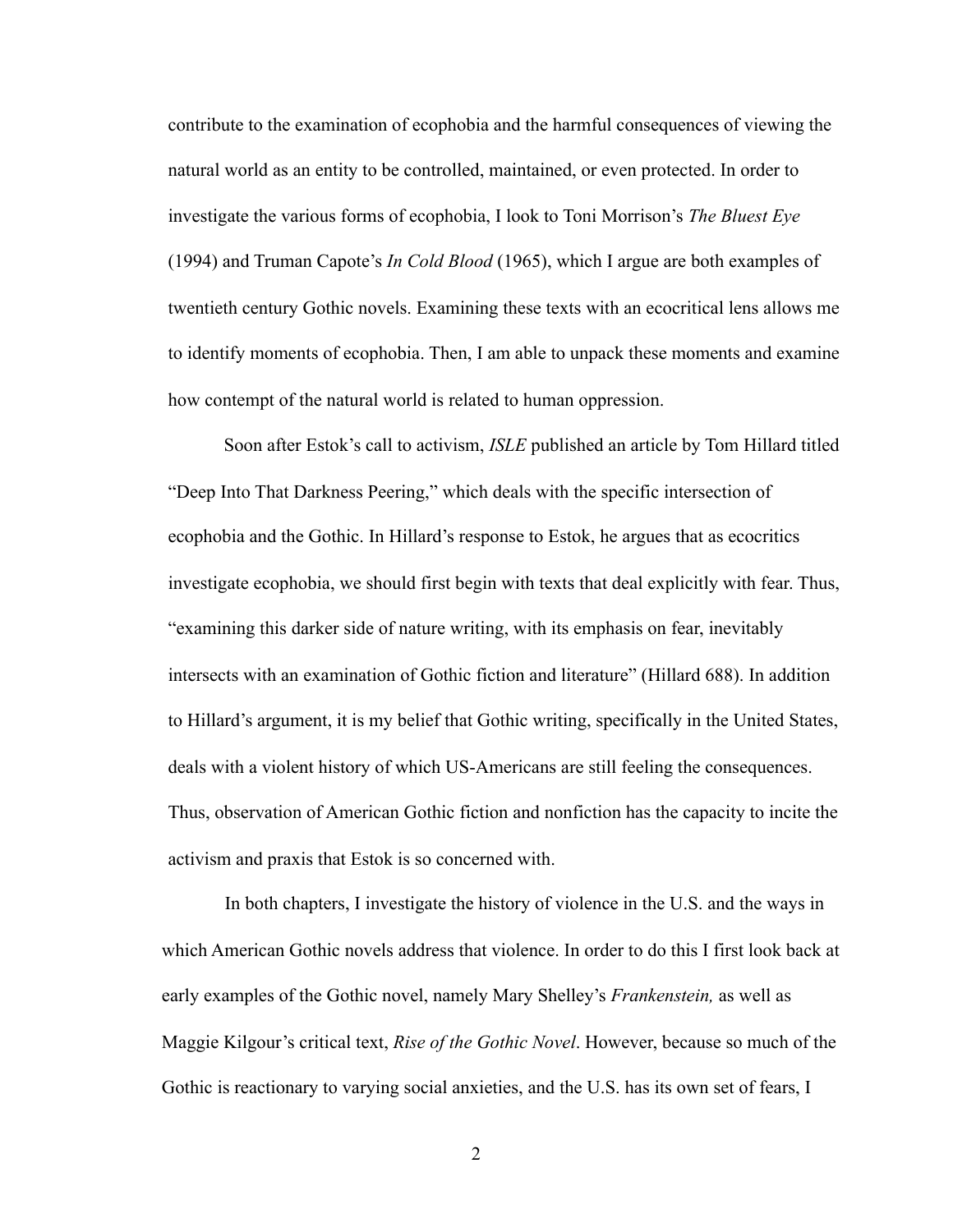contribute to the examination of ecophobia and the harmful consequences of viewing the natural world as an entity to be controlled, maintained, or even protected. In order to investigate the various forms of ecophobia, I look to Toni Morrison's *The Bluest Eye* (1994) and Truman Capote's *In Cold Blood* (1965), which I argue are both examples of twentieth century Gothic novels. Examining these texts with an ecocritical lens allows me to identify moments of ecophobia. Then, I am able to unpack these moments and examine how contempt of the natural world is related to human oppression.

Soon after Estok's call to activism, *ISLE* published an article by Tom Hillard titled "Deep Into That Darkness Peering," which deals with the specific intersection of ecophobia and the Gothic. In Hillard's response to Estok, he argues that as ecocritics investigate ecophobia, we should first begin with texts that deal explicitly with fear. Thus, "examining this darker side of nature writing, with its emphasis on fear, inevitably intersects with an examination of Gothic fiction and literature" (Hillard 688). In addition to Hillard's argument, it is my belief that Gothic writing, specifically in the United States, deals with a violent history of which US-Americans are still feeling the consequences. Thus, observation of American Gothic fiction and nonfiction has the capacity to incite the activism and praxis that Estok is so concerned with.

In both chapters, I investigate the history of violence in the U.S. and the ways in which American Gothic novels address that violence. In order to do this I first look back at early examples of the Gothic novel, namely Mary Shelley's *Frankenstein,* as well as Maggie Kilgour's critical text, *Rise of the Gothic Novel*. However, because so much of the Gothic is reactionary to varying social anxieties, and the U.S. has its own set of fears, I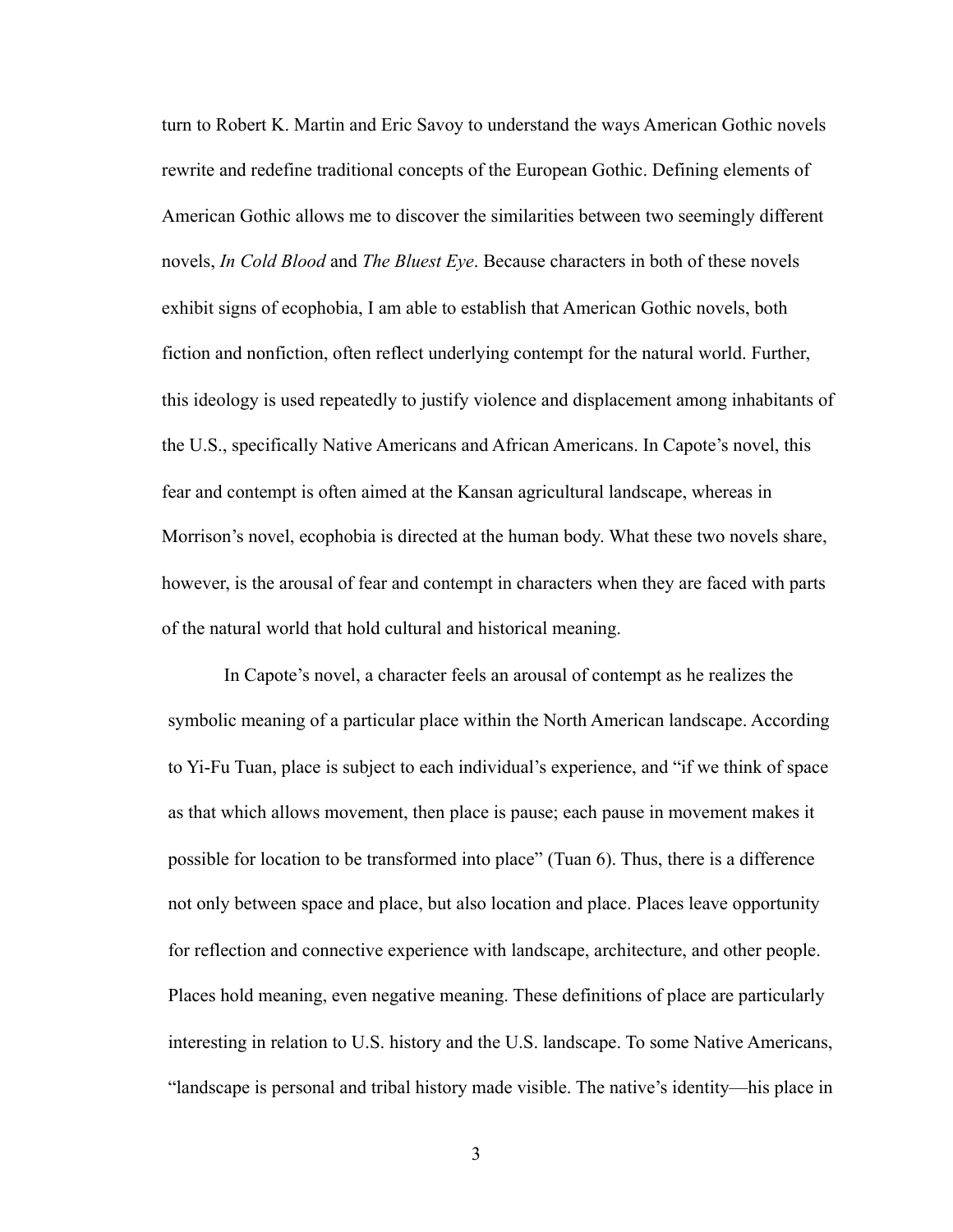turn to Robert K. Martin and Eric Savoy to understand the ways American Gothic novels rewrite and redefine traditional concepts of the European Gothic. Defining elements of American Gothic allows me to discover the similarities between two seemingly different novels, *In Cold Blood* and *The Bluest Eye*. Because characters in both of these novels exhibit signs of ecophobia, I am able to establish that American Gothic novels, both fiction and nonfiction, often reflect underlying contempt for the natural world. Further, this ideology is used repeatedly to justify violence and displacement among inhabitants of the U.S., specifically Native Americans and African Americans. In Capote's novel, this fear and contempt is often aimed at the Kansan agricultural landscape, whereas in Morrison's novel, ecophobia is directed at the human body. What these two novels share, however, is the arousal of fear and contempt in characters when they are faced with parts of the natural world that hold cultural and historical meaning.

In Capote's novel, a character feels an arousal of contempt as he realizes the symbolic meaning of a particular place within the North American landscape. According to Yi-Fu Tuan, place is subject to each individual's experience, and "if we think of space as that which allows movement, then place is pause; each pause in movement makes it possible for location to be transformed into place" (Tuan 6). Thus, there is a difference not only between space and place, but also location and place. Places leave opportunity for reflection and connective experience with landscape, architecture, and other people. Places hold meaning, even negative meaning. These definitions of place are particularly interesting in relation to U.S. history and the U.S. landscape. To some Native Americans, "landscape is personal and tribal history made visible. The native's identity—his place in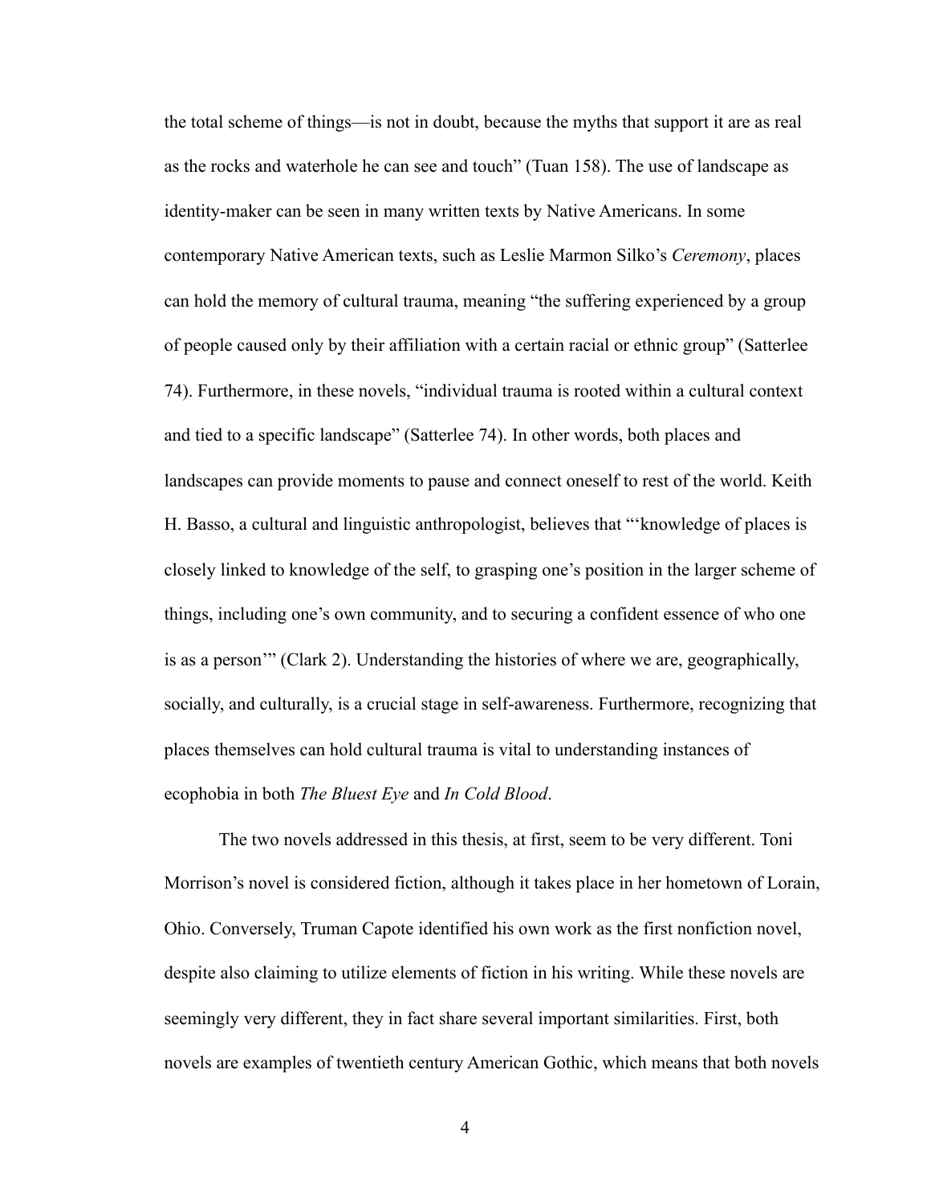the total scheme of things—is not in doubt, because the myths that support it are as real as the rocks and waterhole he can see and touch" (Tuan 158). The use of landscape as identity-maker can be seen in many written texts by Native Americans. In some contemporary Native American texts, such as Leslie Marmon Silko's *Ceremony*, places can hold the memory of cultural trauma, meaning "the suffering experienced by a group of people caused only by their affiliation with a certain racial or ethnic group" (Satterlee 74). Furthermore, in these novels, "individual trauma is rooted within a cultural context and tied to a specific landscape" (Satterlee 74). In other words, both places and landscapes can provide moments to pause and connect oneself to rest of the world. Keith H. Basso, a cultural and linguistic anthropologist, believes that "'knowledge of places is closely linked to knowledge of the self, to grasping one's position in the larger scheme of things, including one's own community, and to securing a confident essence of who one is as a person'" (Clark 2). Understanding the histories of where we are, geographically, socially, and culturally, is a crucial stage in self-awareness. Furthermore, recognizing that places themselves can hold cultural trauma is vital to understanding instances of ecophobia in both *The Bluest Eye* and *In Cold Blood*.

The two novels addressed in this thesis, at first, seem to be very different. Toni Morrison's novel is considered fiction, although it takes place in her hometown of Lorain, Ohio. Conversely, Truman Capote identified his own work as the first nonfiction novel, despite also claiming to utilize elements of fiction in his writing. While these novels are seemingly very different, they in fact share several important similarities. First, both novels are examples of twentieth century American Gothic, which means that both novels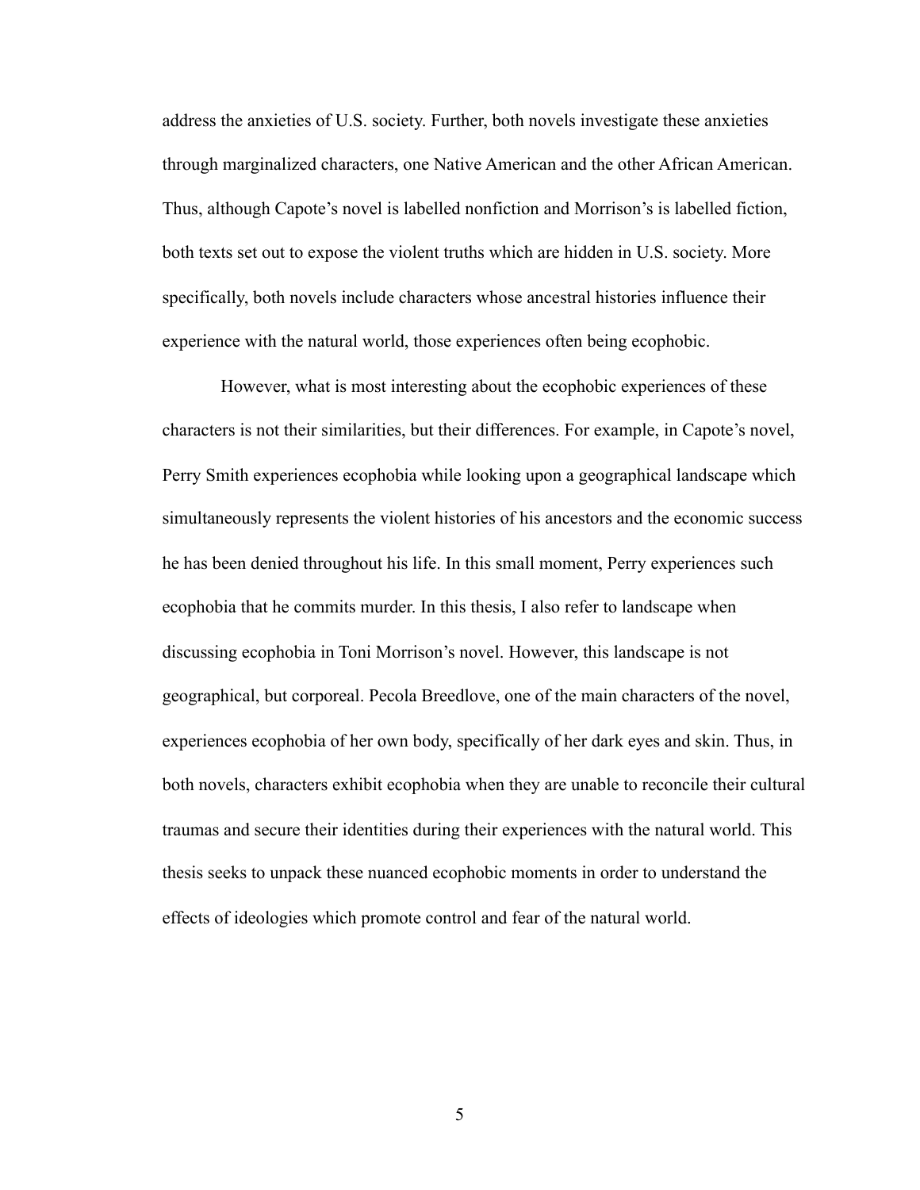address the anxieties of U.S. society. Further, both novels investigate these anxieties through marginalized characters, one Native American and the other African American. Thus, although Capote's novel is labelled nonfiction and Morrison's is labelled fiction, both texts set out to expose the violent truths which are hidden in U.S. society. More specifically, both novels include characters whose ancestral histories influence their experience with the natural world, those experiences often being ecophobic.

However, what is most interesting about the ecophobic experiences of these characters is not their similarities, but their differences. For example, in Capote's novel, Perry Smith experiences ecophobia while looking upon a geographical landscape which simultaneously represents the violent histories of his ancestors and the economic success he has been denied throughout his life. In this small moment, Perry experiences such ecophobia that he commits murder. In this thesis, I also refer to landscape when discussing ecophobia in Toni Morrison's novel. However, this landscape is not geographical, but corporeal. Pecola Breedlove, one of the main characters of the novel, experiences ecophobia of her own body, specifically of her dark eyes and skin. Thus, in both novels, characters exhibit ecophobia when they are unable to reconcile their cultural traumas and secure their identities during their experiences with the natural world. This thesis seeks to unpack these nuanced ecophobic moments in order to understand the effects of ideologies which promote control and fear of the natural world.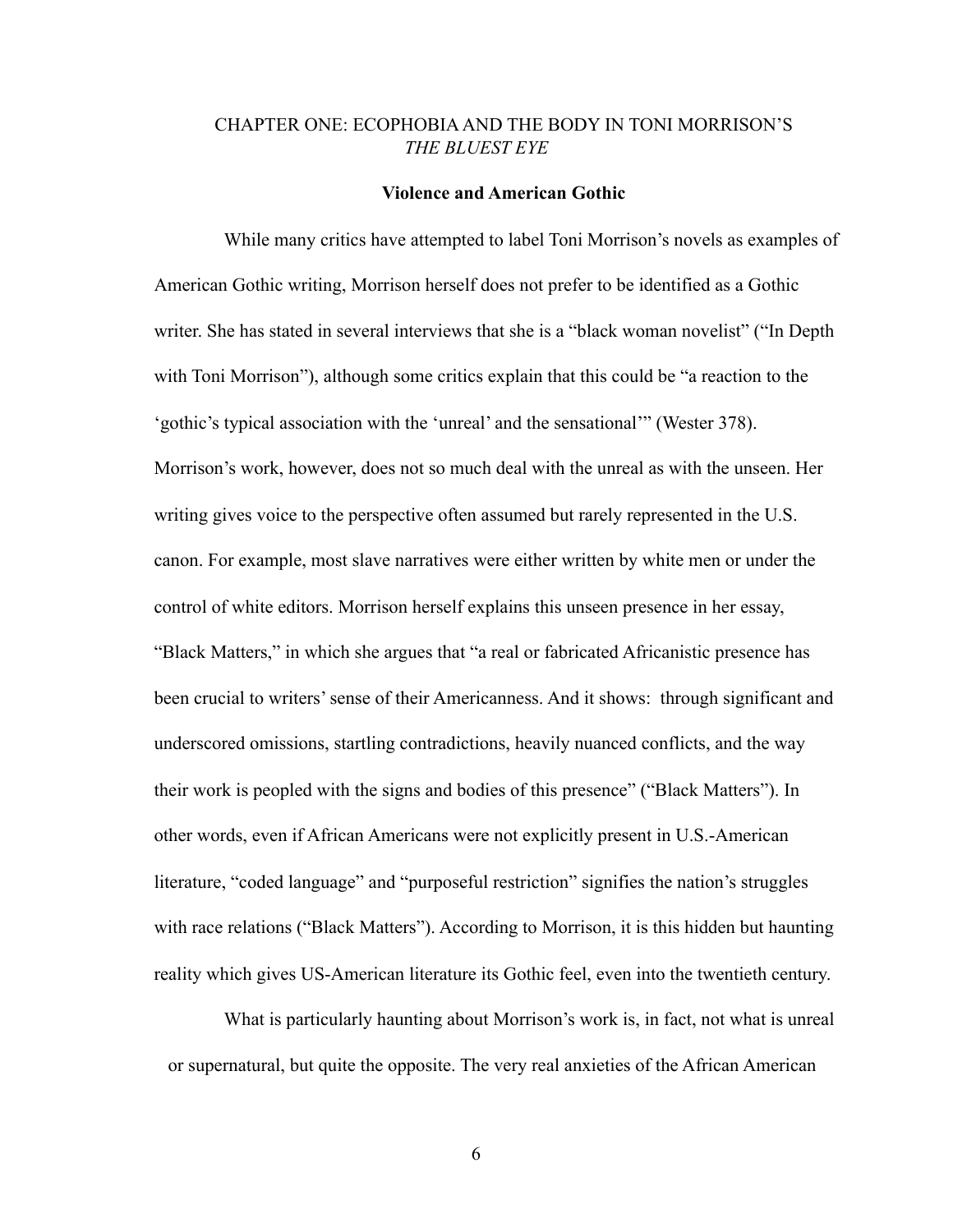# CHAPTER ONE: ECOPHOBIA AND THE BODY IN TONI MORRISON'S *THE BLUEST EYE*

### Violence and American Gothic

While many critics have attempted to label Toni Morrison's novels as examples of American Gothic writing, Morrison herself does not prefer to be identified as a Gothic writer. She has stated in several interviews that she is a "black woman novelist" ("In Depth with Toni Morrison"), although some critics explain that this could be "a reaction to the 'gothic's typical association with the 'unreal' and the sensational'" (Wester 378). Morrison's work, however, does not so much deal with the unreal as with the unseen. Her writing gives voice to the perspective often assumed but rarely represented in the U.S. canon. For example, most slave narratives were either written by white men or under the control of white editors. Morrison herself explains this unseen presence in her essay, "Black Matters," in which she argues that "a real or fabricated Africanistic presence has been crucial to writers' sense of their Americanness. And it shows: through significant and underscored omissions, startling contradictions, heavily nuanced conflicts, and the way their work is peopled with the signs and bodies of this presence" ("Black Matters"). In other words, even if African Americans were not explicitly present in U.S.-American literature, "coded language" and "purposeful restriction" signifies the nation's struggles with race relations ("Black Matters"). According to Morrison, it is this hidden but haunting reality which gives US-American literature its Gothic feel, even into the twentieth century.

What is particularly haunting about Morrison's work is, in fact, not what is unreal or supernatural, but quite the opposite. The very real anxieties of the African American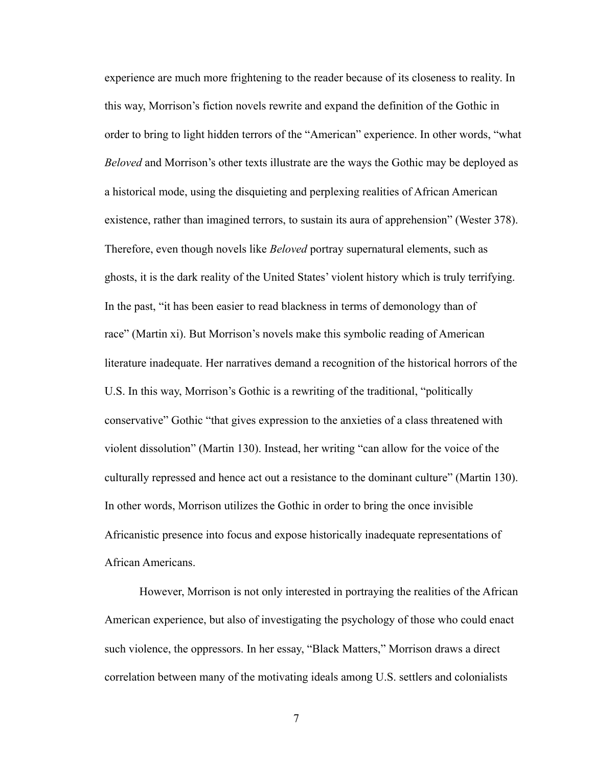experience are much more frightening to the reader because of its closeness to reality. In this way, Morrison's fiction novels rewrite and expand the definition of the Gothic in order to bring to light hidden terrors of the "American" experience. In other words, "what *Beloved* and Morrison's other texts illustrate are the ways the Gothic may be deployed as a historical mode, using the disquieting and perplexing realities of African American existence, rather than imagined terrors, to sustain its aura of apprehension" (Wester 378). Therefore, even though novels like *Beloved* portray supernatural elements, such as ghosts, it is the dark reality of the United States' violent history which is truly terrifying. In the past, "it has been easier to read blackness in terms of demonology than of race" (Martin xi). But Morrison's novels make this symbolic reading of American literature inadequate. Her narratives demand a recognition of the historical horrors of the U.S. In this way, Morrison's Gothic is a rewriting of the traditional, "politically conservative" Gothic "that gives expression to the anxieties of a class threatened with violent dissolution" (Martin 130). Instead, her writing "can allow for the voice of the culturally repressed and hence act out a resistance to the dominant culture" (Martin 130). In other words, Morrison utilizes the Gothic in order to bring the once invisible Africanistic presence into focus and expose historically inadequate representations of African Americans.

However, Morrison is not only interested in portraying the realities of the African American experience, but also of investigating the psychology of those who could enact such violence, the oppressors. In her essay, "Black Matters," Morrison draws a direct correlation between many of the motivating ideals among U.S. settlers and colonialists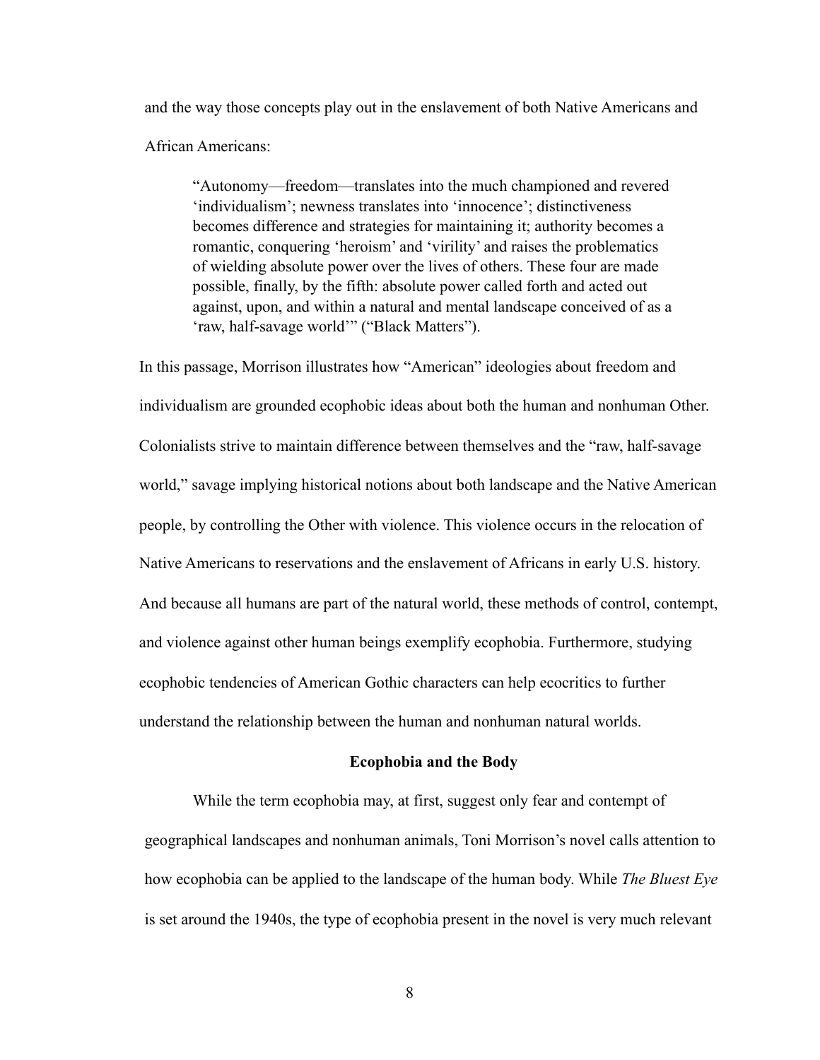and the way those concepts play out in the enslavement of both Native Americans and African Americans:

> "Autonomy—freedom—translates into the much championed and revered 'individualism'; newness translates into 'innocence'; distinctiveness becomes difference and strategies for maintaining it; authority becomes a romantic, conquering 'heroism' and 'virility' and raises the problematics of wielding absolute power over the lives of others. These four are made possible, finally, by the fifth: absolute power called forth and acted out against, upon, and within a natural and mental landscape conceived of as a 'raw, half-savage world'" ("Black Matters").

In this passage, Morrison illustrates how "American" ideologies about freedom and individualism are grounded ecophobic ideas about both the human and nonhuman Other. Colonialists strive to maintain difference between themselves and the "raw, half-savage world," savage implying historical notions about both landscape and the Native American people, by controlling the Other with violence. This violence occurs in the relocation of Native Americans to reservations and the enslavement of Africans in early U.S. history. And because all humans are part of the natural world, these methods of control, contempt, and violence against other human beings exemplify ecophobia. Furthermore, studying ecophobic tendencies of American Gothic characters can help ecocritics to further understand the relationship between the human and nonhuman natural worlds.

## Ecophobia and the Body

While the term ecophobia may, at first, suggest only fear and contempt of geographical landscapes and nonhuman animals, Toni Morrison's novel calls attention to how ecophobia can be applied to the landscape of the human body. While *The Bluest Eye* is set around the 1940s, the type of ecophobia present in the novel is very much relevant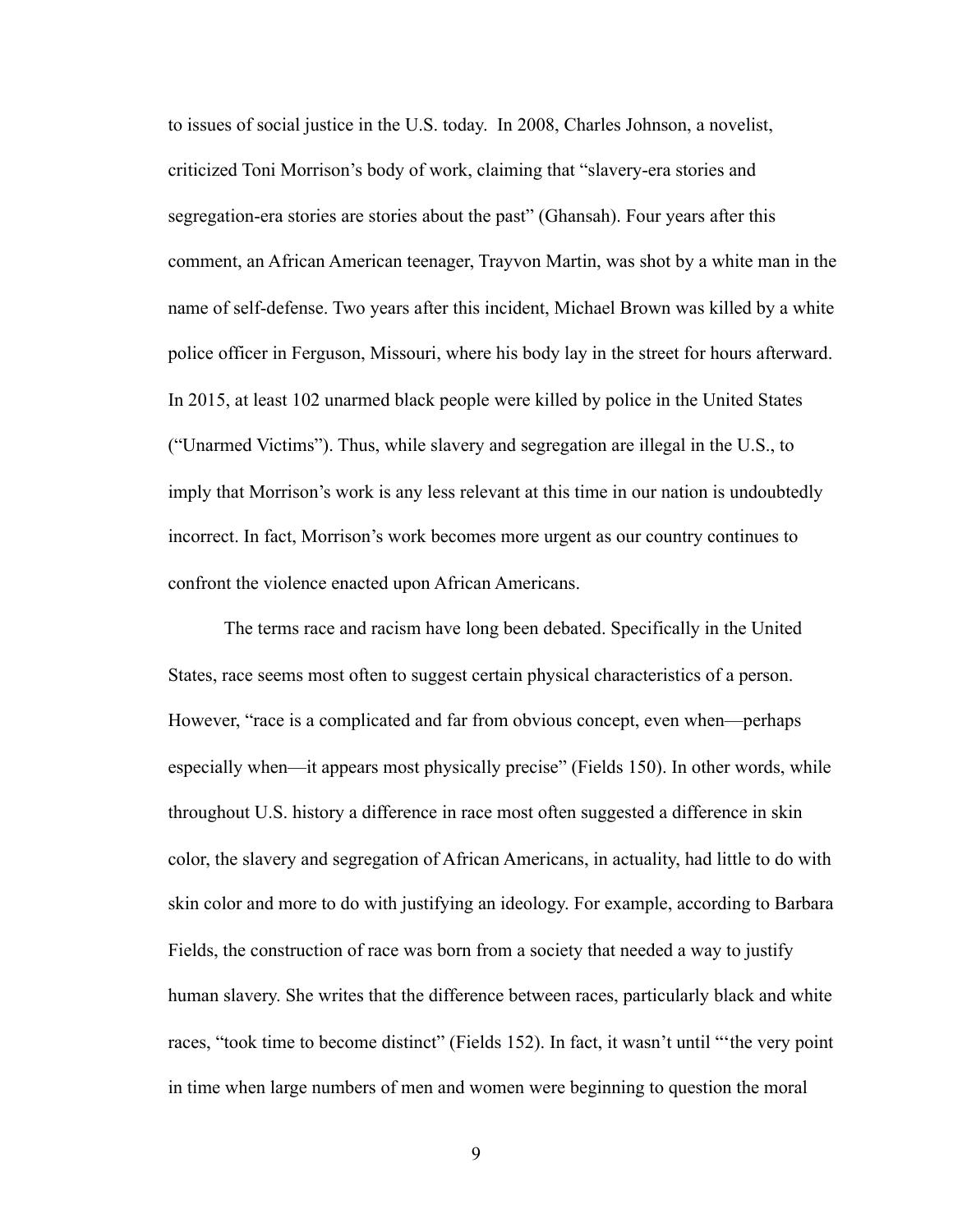to issues of social justice in the U.S. today. In 2008, Charles Johnson, a novelist, criticized Toni Morrison's body of work, claiming that "slavery-era stories and segregation-era stories are stories about the past" (Ghansah). Four years after this comment, an African American teenager, Trayvon Martin, was shot by a white man in the name of self-defense. Two years after this incident, Michael Brown was killed by a white police officer in Ferguson, Missouri, where his body lay in the street for hours afterward. In 2015, at least 102 unarmed black people were killed by police in the United States ("Unarmed Victims"). Thus, while slavery and segregation are illegal in the U.S., to imply that Morrison's work is any less relevant at this time in our nation is undoubtedly incorrect. In fact, Morrison's work becomes more urgent as our country continues to confront the violence enacted upon African Americans.

The terms race and racism have long been debated. Specifically in the United States, race seems most often to suggest certain physical characteristics of a person. However, "race is a complicated and far from obvious concept, even when—perhaps especially when—it appears most physically precise" (Fields 150). In other words, while throughout U.S. history a difference in race most often suggested a difference in skin color, the slavery and segregation of African Americans, in actuality, had little to do with skin color and more to do with justifying an ideology. For example, according to Barbara Fields, the construction of race was born from a society that needed a way to justify human slavery. She writes that the difference between races, particularly black and white races, "took time to become distinct" (Fields 152). In fact, it wasn't until "'the very point in time when large numbers of men and women were beginning to question the moral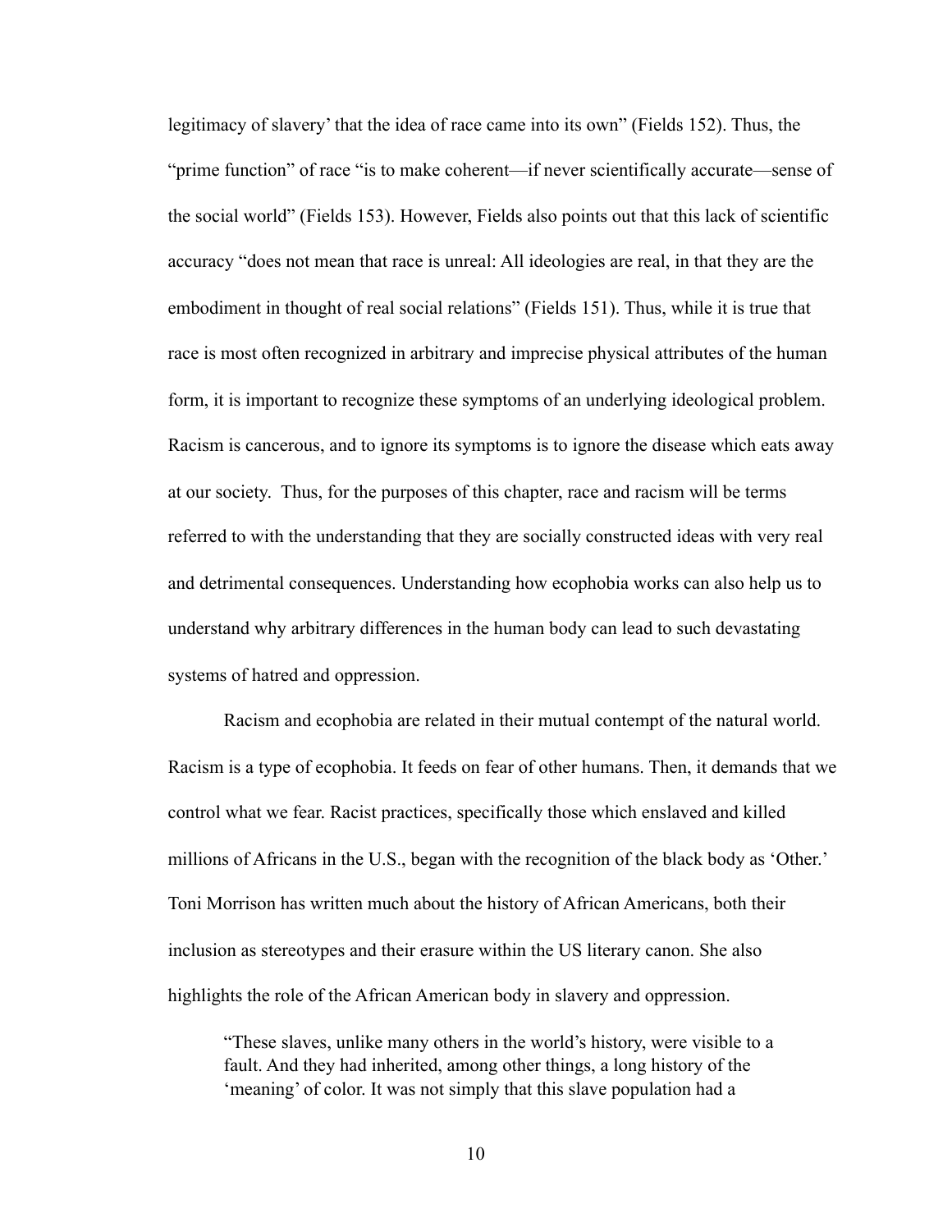legitimacy of slavery' that the idea of race came into its own" (Fields 152). Thus, the "prime function" of race "is to make coherent—if never scientifically accurate—sense of the social world" (Fields 153). However, Fields also points out that this lack of scientific accuracy "does not mean that race is unreal: All ideologies are real, in that they are the embodiment in thought of real social relations" (Fields 151). Thus, while it is true that race is most often recognized in arbitrary and imprecise physical attributes of the human form, it is important to recognize these symptoms of an underlying ideological problem. Racism is cancerous, and to ignore its symptoms is to ignore the disease which eats away at our society.  Thus, for the purposes of this chapter, race and racism will be terms referred to with the understanding that they are socially constructed ideas with very real and detrimental consequences. Understanding how ecophobia works can also help us to understand why arbitrary differences in the human body can lead to such devastating systems of hatred and oppression.

Racism and ecophobia are related in their mutual contempt of the natural world. Racism is a type of ecophobia. It feeds on fear of other humans. Then, it demands that we control what we fear. Racist practices, specifically those which enslaved and killed millions of Africans in the U.S., began with the recognition of the black body as 'Other.' Toni Morrison has written much about the history of African Americans, both their inclusion as stereotypes and their erasure within the US literary canon. She also highlights the role of the African American body in slavery and oppression.

> "These slaves, unlike many others in the world's history, were visible to a fault. And they had inherited, among other things, a long history of the 'meaning' of color. It was not simply that this slave population had a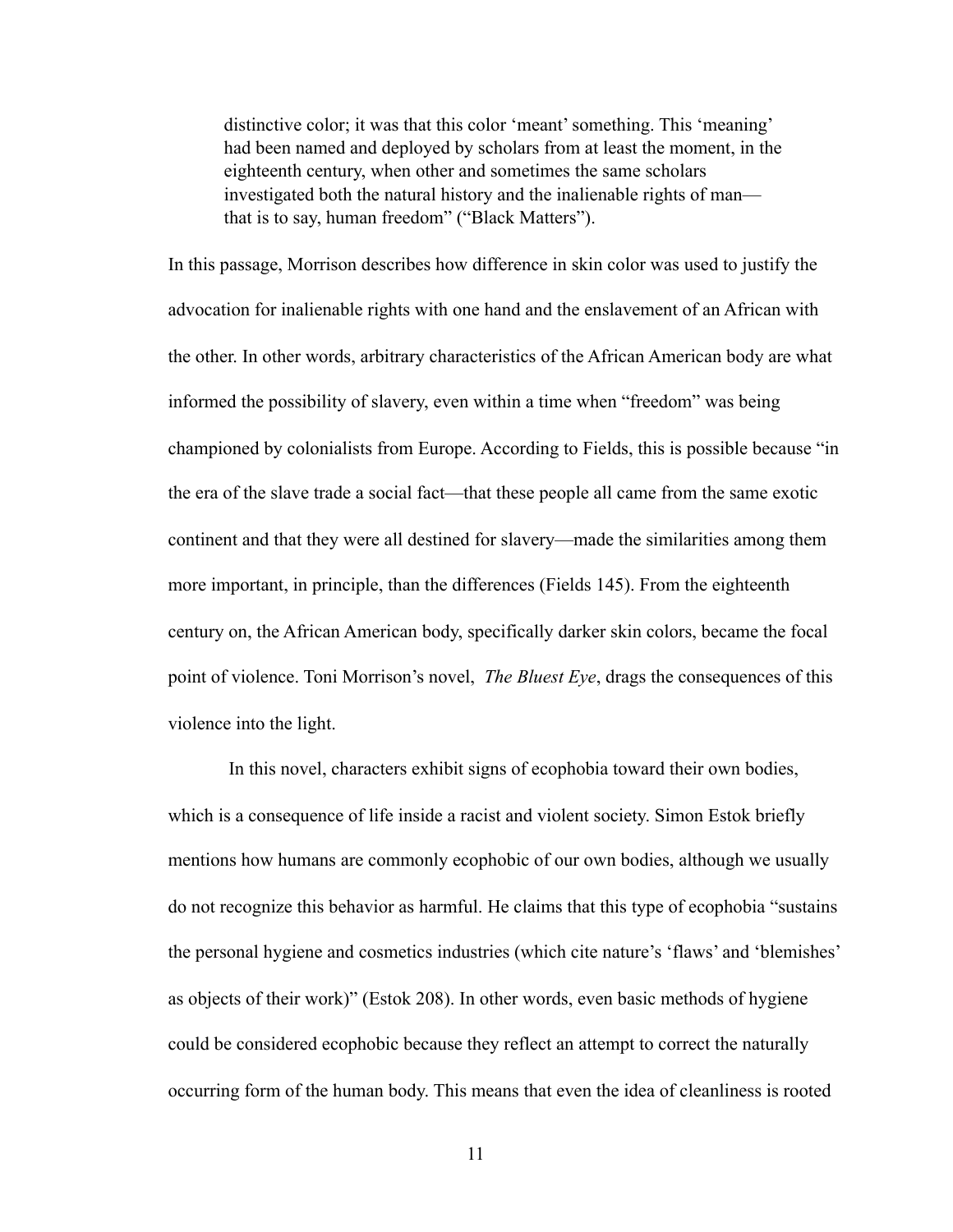> distinctive color; it was that this color 'meant' something. This 'meaning' had been named and deployed by scholars from at least the moment, in the eighteenth century, when other and sometimes the same scholars investigated both the natural history and the inalienable rights of man—that is to say, human freedom" ("Black Matters").

In this passage, Morrison describes how difference in skin color was used to justify the advocation for inalienable rights with one hand and the enslavement of an African with the other. In other words, arbitrary characteristics of the African American body are what informed the possibility of slavery, even within a time when "freedom" was being championed by colonialists from Europe. According to Fields, this is possible because "in the era of the slave trade a social fact—that these people all came from the same exotic continent and that they were all destined for slavery—made the similarities among them more important, in principle, than the differences (Fields 145). From the eighteenth century on, the African American body, specifically darker skin colors, became the focal point of violence. Toni Morrison's novel, *The Bluest Eye*, drags the consequences of this violence into the light.

In this novel, characters exhibit signs of ecophobia toward their own bodies, which is a consequence of life inside a racist and violent society. Simon Estok briefly mentions how humans are commonly ecophobic of our own bodies, although we usually do not recognize this behavior as harmful. He claims that this type of ecophobia "sustains the personal hygiene and cosmetics industries (which cite nature's 'flaws' and 'blemishes' as objects of their work)" (Estok 208). In other words, even basic methods of hygiene could be considered ecophobic because they reflect an attempt to correct the naturally occurring form of the human body. This means that even the idea of cleanliness is rooted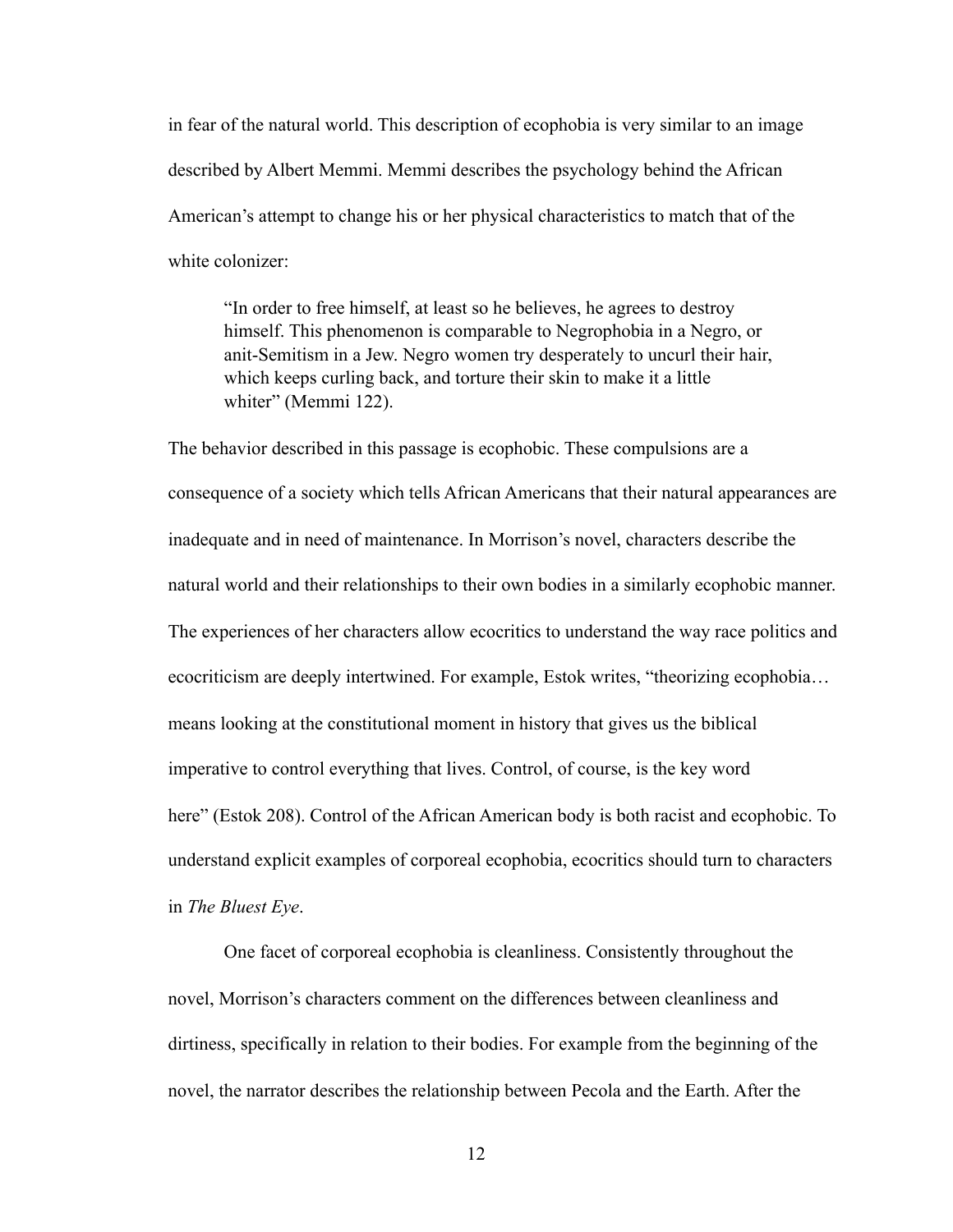in fear of the natural world. This description of ecophobia is very similar to an image described by Albert Memmi. Memmi describes the psychology behind the African American's attempt to change his or her physical characteristics to match that of the white colonizer:

> "In order to free himself, at least so he believes, he agrees to destroy himself. This phenomenon is comparable to Negrophobia in a Negro, or anit-Semitism in a Jew. Negro women try desperately to uncurl their hair, which keeps curling back, and torture their skin to make it a little whiter" (Memmi 122).

The behavior described in this passage is ecophobic. These compulsions are a consequence of a society which tells African Americans that their natural appearances are inadequate and in need of maintenance. In Morrison's novel, characters describe the natural world and their relationships to their own bodies in a similarly ecophobic manner. The experiences of her characters allow ecocritics to understand the way race politics and ecocriticism are deeply intertwined. For example, Estok writes, "theorizing ecophobia… means looking at the constitutional moment in history that gives us the biblical imperative to control everything that lives. Control, of course, is the key word here" (Estok 208). Control of the African American body is both racist and ecophobic. To understand explicit examples of corporeal ecophobia, ecocritics should turn to characters in *The Bluest Eye*.

One facet of corporeal ecophobia is cleanliness. Consistently throughout the novel, Morrison's characters comment on the differences between cleanliness and dirtiness, specifically in relation to their bodies. For example from the beginning of the novel, the narrator describes the relationship between Pecola and the Earth. After the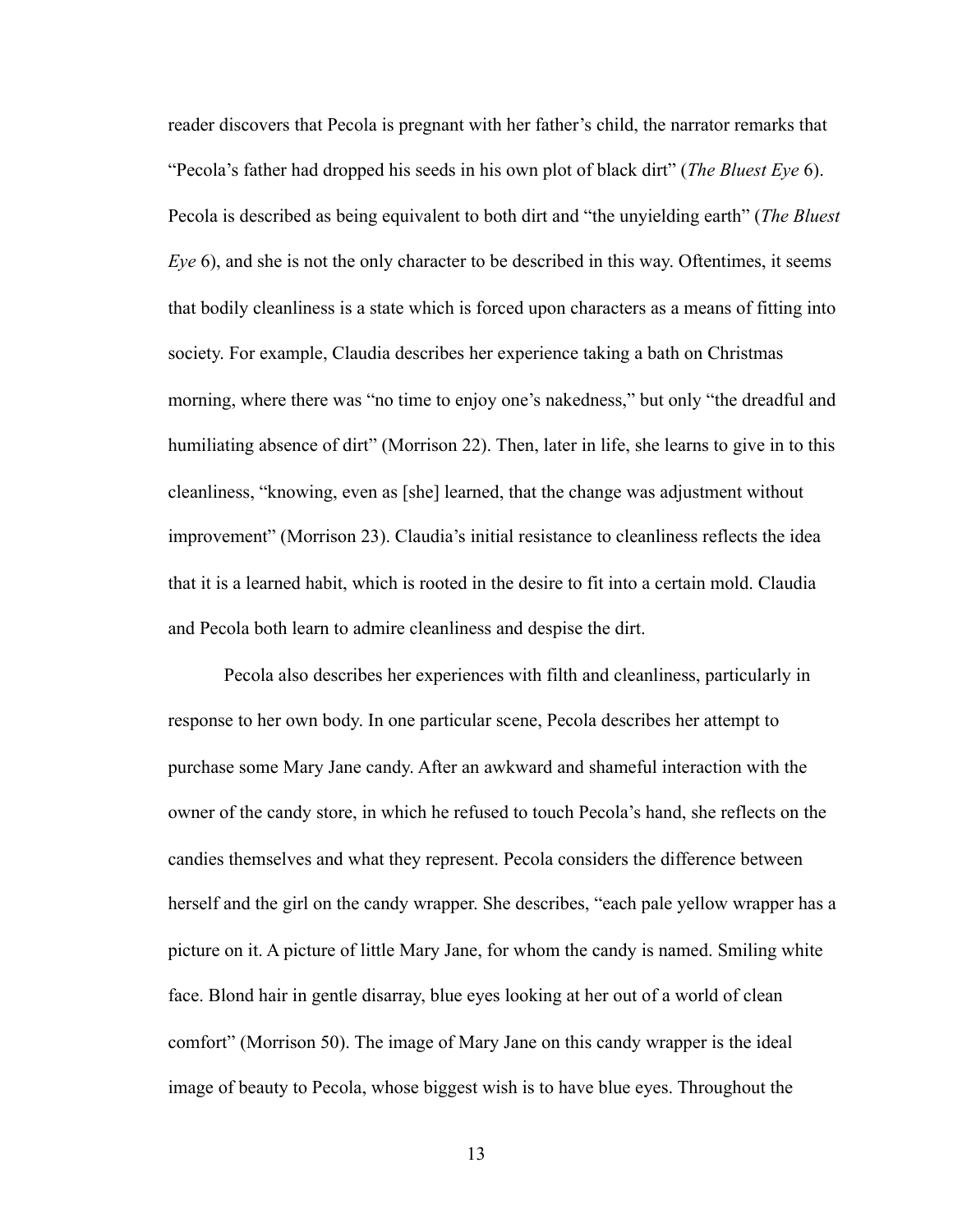reader discovers that Pecola is pregnant with her father's child, the narrator remarks that "Pecola's father had dropped his seeds in his own plot of black dirt" (*The Bluest Eye* 6). Pecola is described as being equivalent to both dirt and "the unyielding earth" (*The Bluest Eye* 6), and she is not the only character to be described in this way. Oftentimes, it seems that bodily cleanliness is a state which is forced upon characters as a means of fitting into society. For example, Claudia describes her experience taking a bath on Christmas morning, where there was "no time to enjoy one's nakedness," but only "the dreadful and humiliating absence of dirt" (Morrison 22). Then, later in life, she learns to give in to this cleanliness, "knowing, even as [she] learned, that the change was adjustment without improvement" (Morrison 23). Claudia's initial resistance to cleanliness reflects the idea that it is a learned habit, which is rooted in the desire to fit into a certain mold. Claudia and Pecola both learn to admire cleanliness and despise the dirt.

Pecola also describes her experiences with filth and cleanliness, particularly in response to her own body. In one particular scene, Pecola describes her attempt to purchase some Mary Jane candy. After an awkward and shameful interaction with the owner of the candy store, in which he refused to touch Pecola's hand, she reflects on the candies themselves and what they represent. Pecola considers the difference between herself and the girl on the candy wrapper. She describes, "each pale yellow wrapper has a picture on it. A picture of little Mary Jane, for whom the candy is named. Smiling white face. Blond hair in gentle disarray, blue eyes looking at her out of a world of clean comfort" (Morrison 50). The image of Mary Jane on this candy wrapper is the ideal image of beauty to Pecola, whose biggest wish is to have blue eyes. Throughout the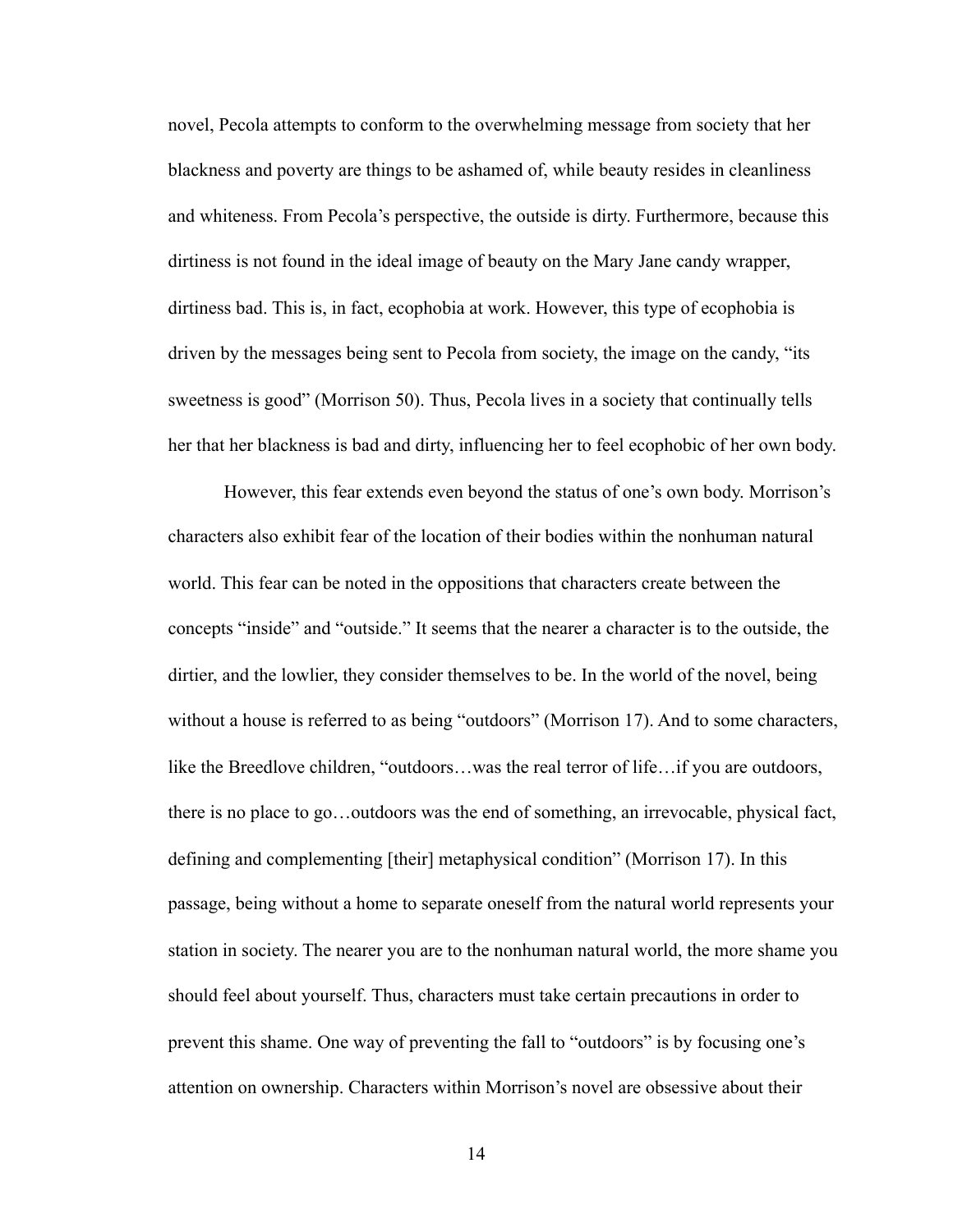novel, Pecola attempts to conform to the overwhelming message from society that her blackness and poverty are things to be ashamed of, while beauty resides in cleanliness and whiteness. From Pecola's perspective, the outside is dirty. Furthermore, because this dirtiness is not found in the ideal image of beauty on the Mary Jane candy wrapper, dirtiness bad. This is, in fact, ecophobia at work. However, this type of ecophobia is driven by the messages being sent to Pecola from society, the image on the candy, "its sweetness is good" (Morrison 50). Thus, Pecola lives in a society that continually tells her that her blackness is bad and dirty, influencing her to feel ecophobic of her own body.

However, this fear extends even beyond the status of one's own body. Morrison's characters also exhibit fear of the location of their bodies within the nonhuman natural world. This fear can be noted in the oppositions that characters create between the concepts "inside" and "outside." It seems that the nearer a character is to the outside, the dirtier, and the lowlier, they consider themselves to be. In the world of the novel, being without a house is referred to as being "outdoors" (Morrison 17). And to some characters, like the Breedlove children, "outdoors…was the real terror of life…if you are outdoors, there is no place to go…outdoors was the end of something, an irrevocable, physical fact, defining and complementing [their] metaphysical condition" (Morrison 17). In this passage, being without a home to separate oneself from the natural world represents your station in society. The nearer you are to the nonhuman natural world, the more shame you should feel about yourself. Thus, characters must take certain precautions in order to prevent this shame. One way of preventing the fall to "outdoors" is by focusing one's attention on ownership. Characters within Morrison's novel are obsessive about their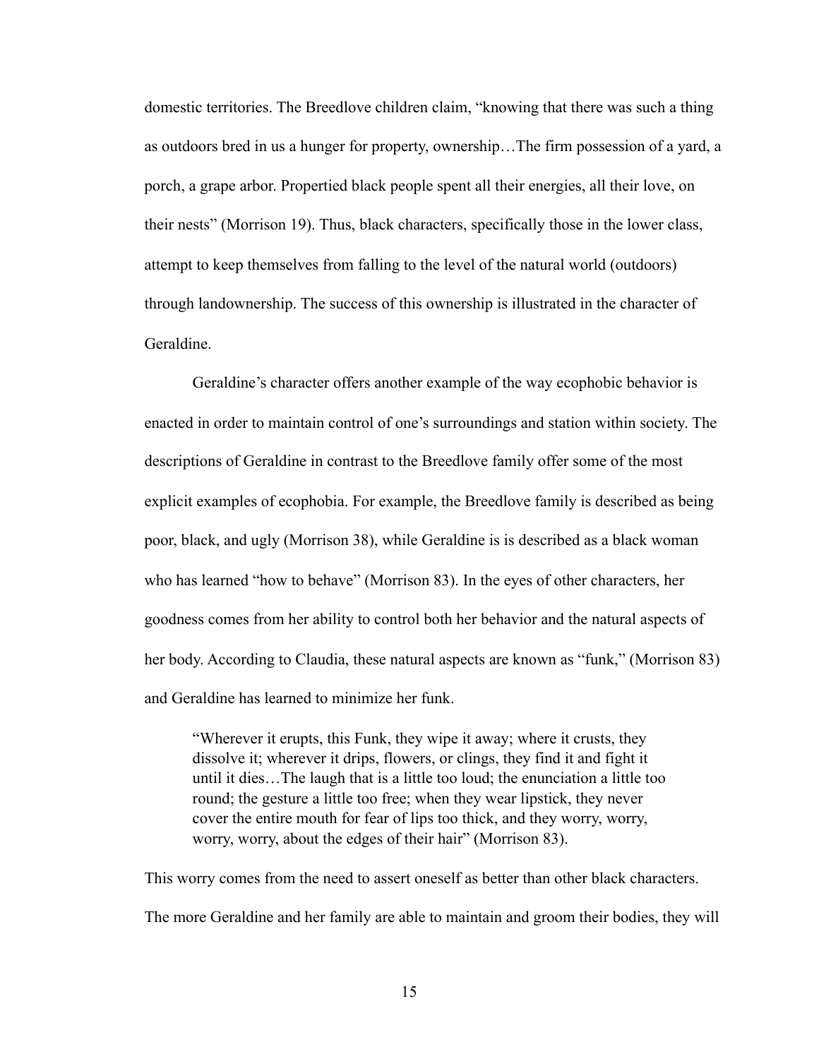domestic territories. The Breedlove children claim, "knowing that there was such a thing as outdoors bred in us a hunger for property, ownership…The firm possession of a yard, a porch, a grape arbor. Propertied black people spent all their energies, all their love, on their nests" (Morrison 19). Thus, black characters, specifically those in the lower class, attempt to keep themselves from falling to the level of the natural world (outdoors) through landownership. The success of this ownership is illustrated in the character of Geraldine.

Geraldine's character offers another example of the way ecophobic behavior is enacted in order to maintain control of one's surroundings and station within society. The descriptions of Geraldine in contrast to the Breedlove family offer some of the most explicit examples of ecophobia. For example, the Breedlove family is described as being poor, black, and ugly (Morrison 38), while Geraldine is is described as a black woman who has learned "how to behave" (Morrison 83). In the eyes of other characters, her goodness comes from her ability to control both her behavior and the natural aspects of her body. According to Claudia, these natural aspects are known as "funk," (Morrison 83) and Geraldine has learned to minimize her funk.

> "Wherever it erupts, this Funk, they wipe it away; where it crusts, they dissolve it; wherever it drips, flowers, or clings, they find it and fight it until it dies…The laugh that is a little too loud; the enunciation a little too round; the gesture a little too free; when they wear lipstick, they never cover the entire mouth for fear of lips too thick, and they worry, worry, worry, worry, about the edges of their hair" (Morrison 83).

This worry comes from the need to assert oneself as better than other black characters. The more Geraldine and her family are able to maintain and groom their bodies, they will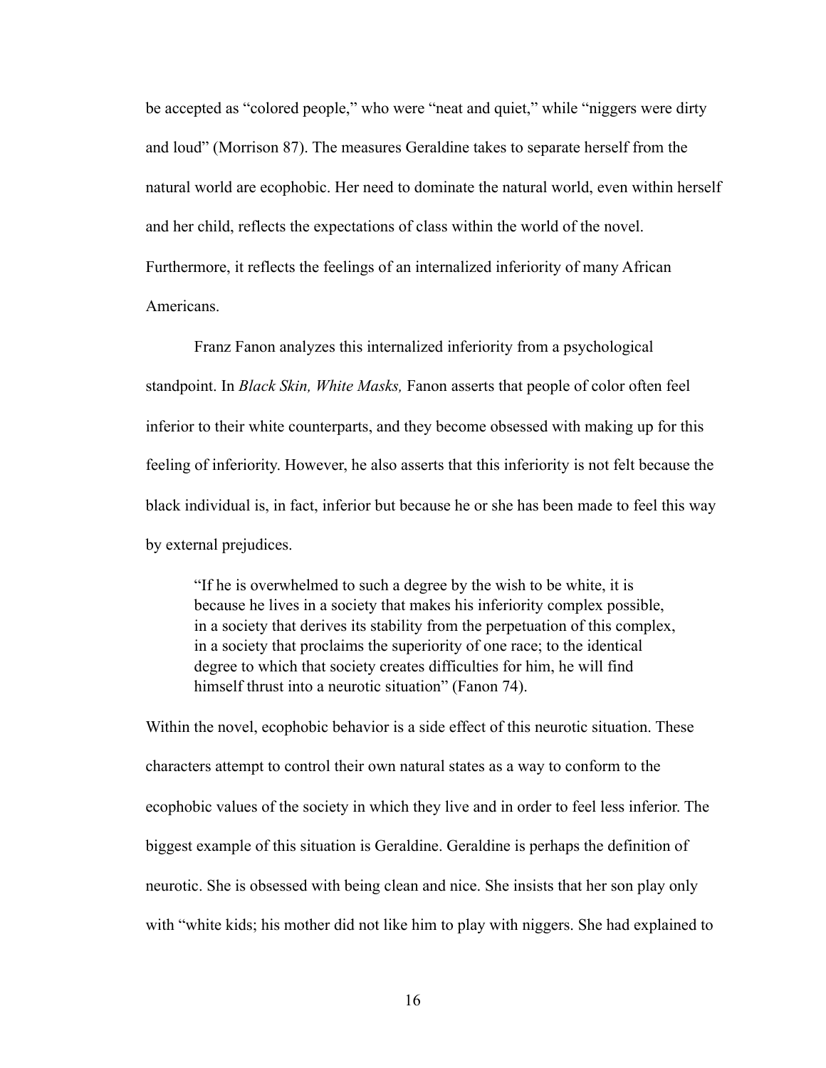be accepted as "colored people," who were "neat and quiet," while "niggers were dirty and loud" (Morrison 87). The measures Geraldine takes to separate herself from the natural world are ecophobic. Her need to dominate the natural world, even within herself and her child, reflects the expectations of class within the world of the novel. Furthermore, it reflects the feelings of an internalized inferiority of many African Americans.

Franz Fanon analyzes this internalized inferiority from a psychological standpoint. In *Black Skin, White Masks,* Fanon asserts that people of color often feel inferior to their white counterparts, and they become obsessed with making up for this feeling of inferiority. However, he also asserts that this inferiority is not felt because the black individual is, in fact, inferior but because he or she has been made to feel this way by external prejudices.

> "If he is overwhelmed to such a degree by the wish to be white, it is because he lives in a society that makes his inferiority complex possible, in a society that derives its stability from the perpetuation of this complex, in a society that proclaims the superiority of one race; to the identical degree to which that society creates difficulties for him, he will find himself thrust into a neurotic situation" (Fanon 74).

Within the novel, ecophobic behavior is a side effect of this neurotic situation. These characters attempt to control their own natural states as a way to conform to the ecophobic values of the society in which they live and in order to feel less inferior. The biggest example of this situation is Geraldine. Geraldine is perhaps the definition of neurotic. She is obsessed with being clean and nice. She insists that her son play only with "white kids; his mother did not like him to play with niggers. She had explained to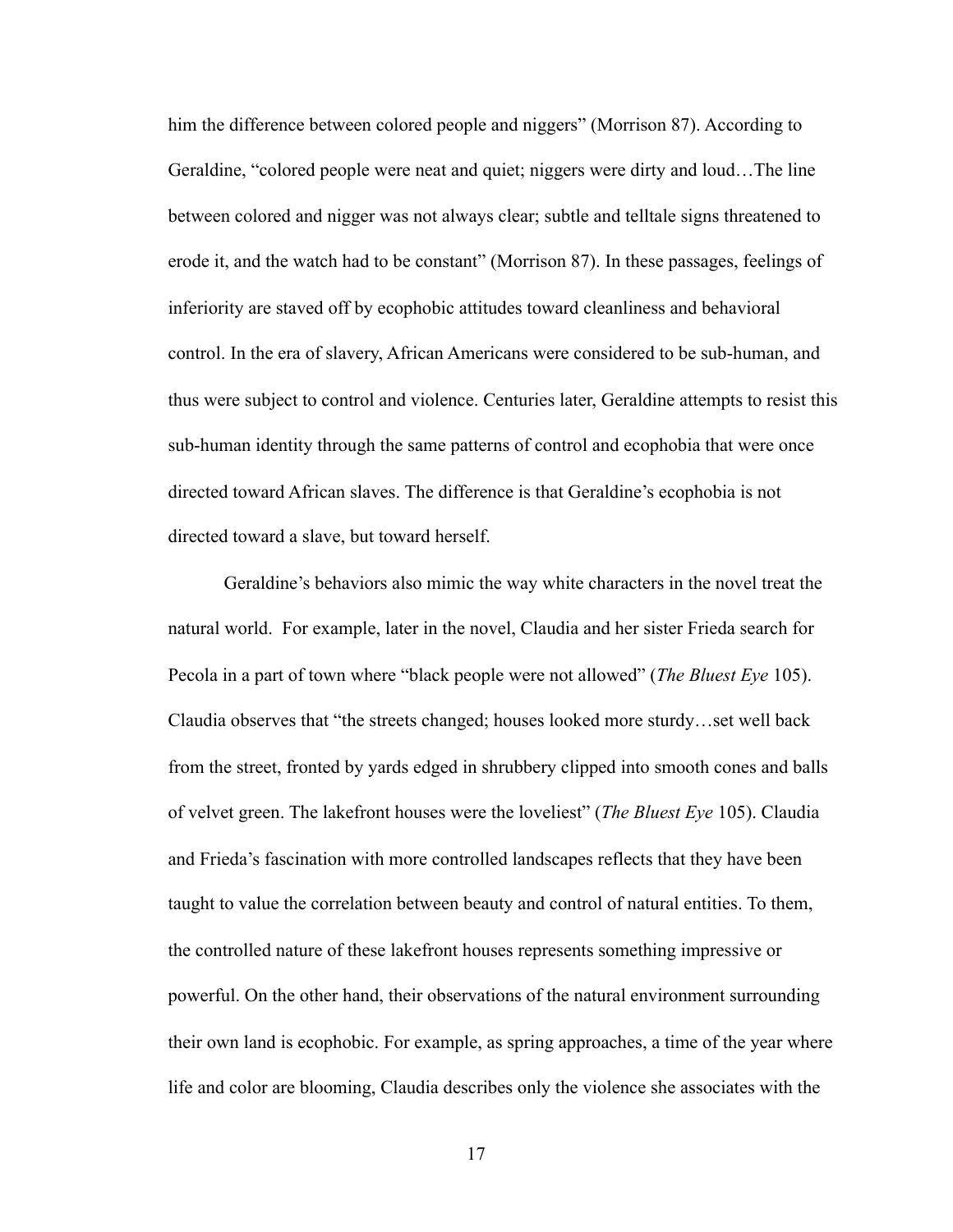him the difference between colored people and niggers" (Morrison 87). According to Geraldine, "colored people were neat and quiet; niggers were dirty and loud…The line between colored and nigger was not always clear; subtle and telltale signs threatened to erode it, and the watch had to be constant" (Morrison 87). In these passages, feelings of inferiority are staved off by ecophobic attitudes toward cleanliness and behavioral control. In the era of slavery, African Americans were considered to be sub-human, and thus were subject to control and violence. Centuries later, Geraldine attempts to resist this sub-human identity through the same patterns of control and ecophobia that were once directed toward African slaves. The difference is that Geraldine's ecophobia is not directed toward a slave, but toward herself.

Geraldine's behaviors also mimic the way white characters in the novel treat the natural world. For example, later in the novel, Claudia and her sister Frieda search for Pecola in a part of town where "black people were not allowed" (*The Bluest Eye* 105). Claudia observes that "the streets changed; houses looked more sturdy…set well back from the street, fronted by yards edged in shrubbery clipped into smooth cones and balls of velvet green. The lakefront houses were the loveliest" (*The Bluest Eye* 105). Claudia and Frieda's fascination with more controlled landscapes reflects that they have been taught to value the correlation between beauty and control of natural entities. To them, the controlled nature of these lakefront houses represents something impressive or powerful. On the other hand, their observations of the natural environment surrounding their own land is ecophobic. For example, as spring approaches, a time of the year where life and color are blooming, Claudia describes only the violence she associates with the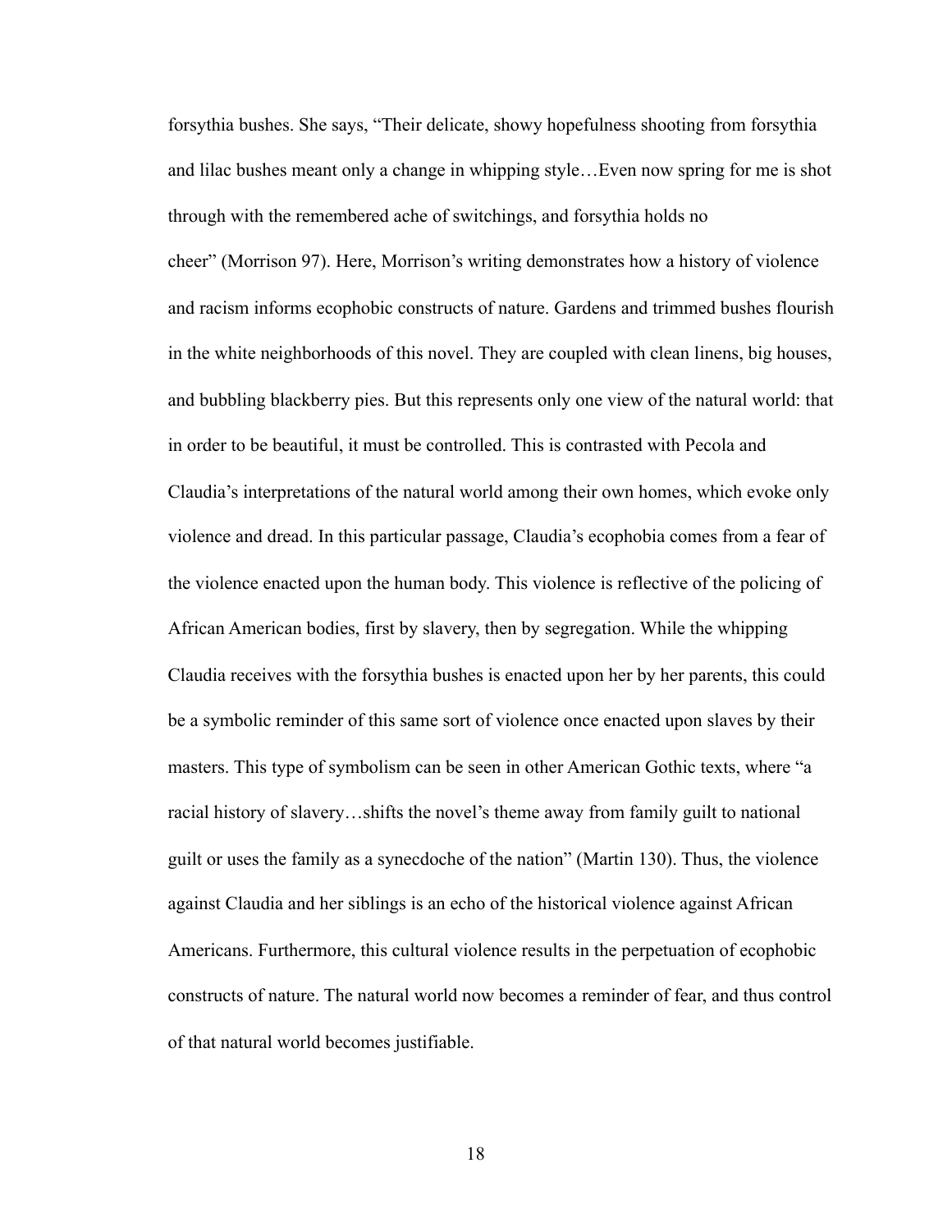forsythia bushes. She says, "Their delicate, showy hopefulness shooting from forsythia and lilac bushes meant only a change in whipping style…Even now spring for me is shot through with the remembered ache of switchings, and forsythia holds no cheer" (Morrison 97). Here, Morrison's writing demonstrates how a history of violence and racism informs ecophobic constructs of nature. Gardens and trimmed bushes flourish in the white neighborhoods of this novel. They are coupled with clean linens, big houses, and bubbling blackberry pies. But this represents only one view of the natural world: that in order to be beautiful, it must be controlled. This is contrasted with Pecola and Claudia's interpretations of the natural world among their own homes, which evoke only violence and dread. In this particular passage, Claudia's ecophobia comes from a fear of the violence enacted upon the human body. This violence is reflective of the policing of African American bodies, first by slavery, then by segregation. While the whipping Claudia receives with the forsythia bushes is enacted upon her by her parents, this could be a symbolic reminder of this same sort of violence once enacted upon slaves by their masters. This type of symbolism can be seen in other American Gothic texts, where "a racial history of slavery…shifts the novel's theme away from family guilt to national guilt or uses the family as a synecdoche of the nation" (Martin 130). Thus, the violence against Claudia and her siblings is an echo of the historical violence against African Americans. Furthermore, this cultural violence results in the perpetuation of ecophobic constructs of nature. The natural world now becomes a reminder of fear, and thus control of that natural world becomes justifiable.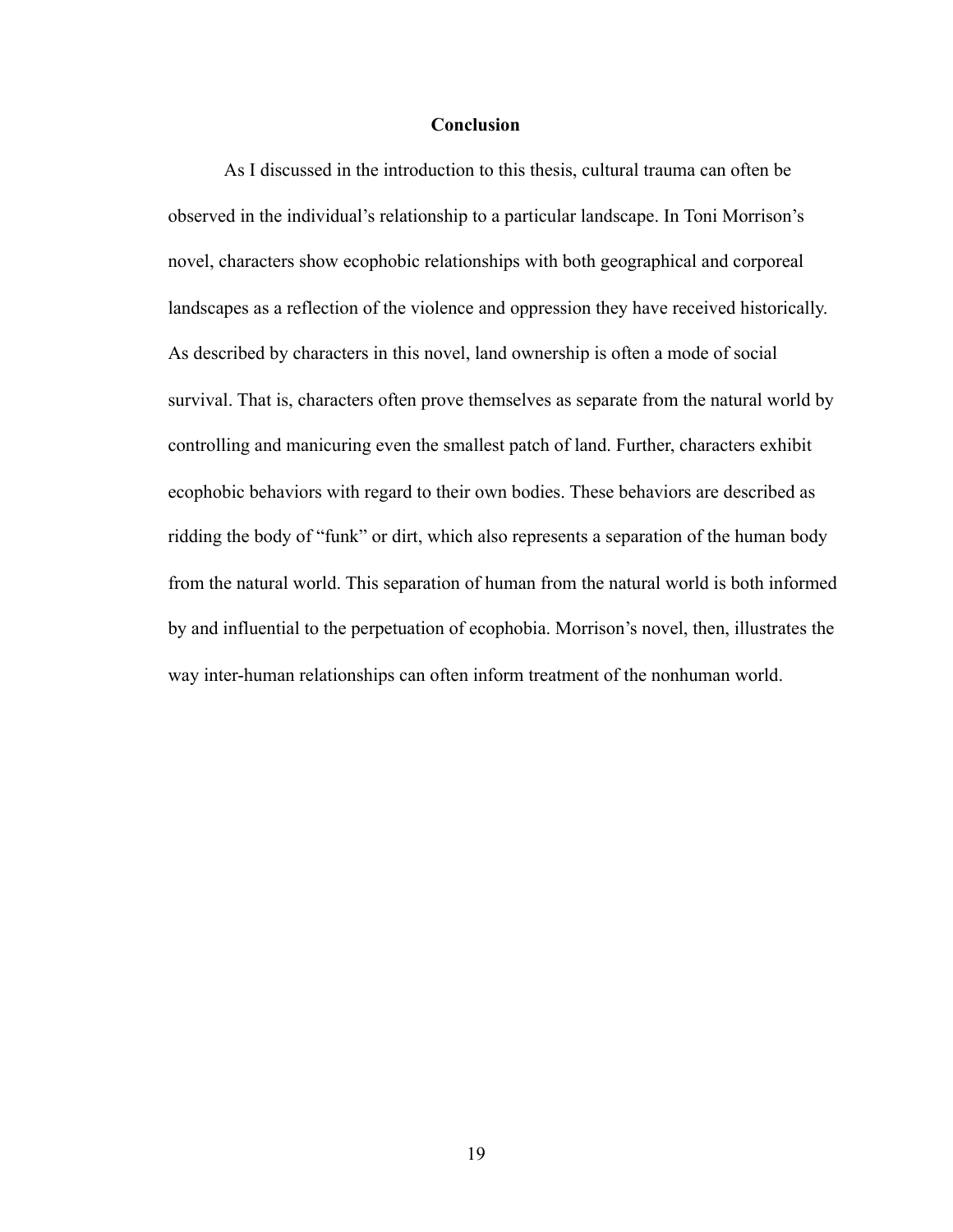## Conclusion

As I discussed in the introduction to this thesis, cultural trauma can often be observed in the individual's relationship to a particular landscape. In Toni Morrison's novel, characters show ecophobic relationships with both geographical and corporeal landscapes as a reflection of the violence and oppression they have received historically. As described by characters in this novel, land ownership is often a mode of social survival. That is, characters often prove themselves as separate from the natural world by controlling and manicuring even the smallest patch of land. Further, characters exhibit ecophobic behaviors with regard to their own bodies. These behaviors are described as ridding the body of "funk" or dirt, which also represents a separation of the human body from the natural world. This separation of human from the natural world is both informed by and influential to the perpetuation of ecophobia. Morrison's novel, then, illustrates the way inter-human relationships can often inform treatment of the nonhuman world.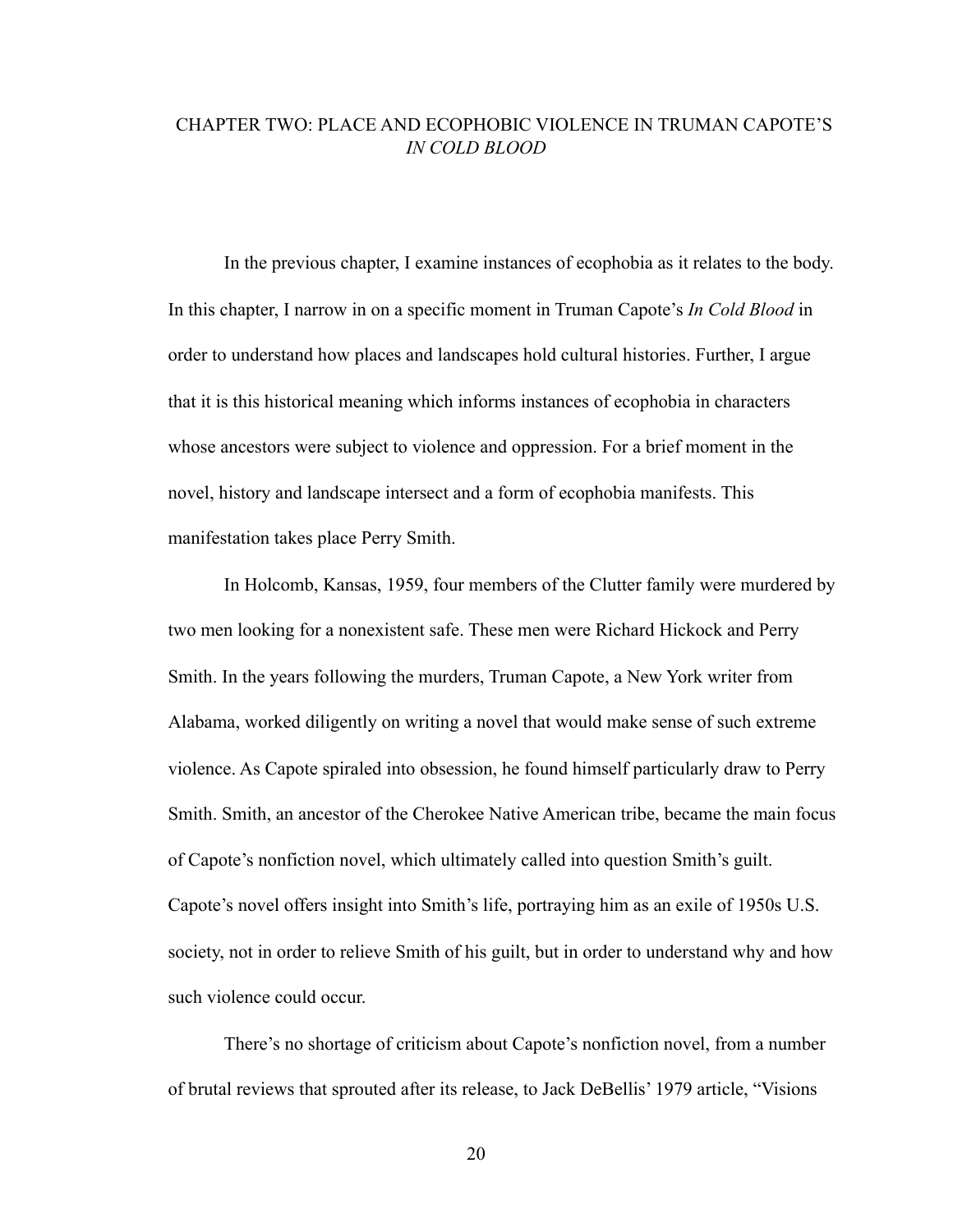## CHAPTER TWO: PLACE AND ECOPHOBIC VIOLENCE IN TRUMAN CAPOTE'S *IN COLD BLOOD*

In the previous chapter, I examine instances of ecophobia as it relates to the body. In this chapter, I narrow in on a specific moment in Truman Capote's *In Cold Blood* in order to understand how places and landscapes hold cultural histories. Further, I argue that it is this historical meaning which informs instances of ecophobia in characters whose ancestors were subject to violence and oppression. For a brief moment in the novel, history and landscape intersect and a form of ecophobia manifests. This manifestation takes place Perry Smith.

In Holcomb, Kansas, 1959, four members of the Clutter family were murdered by two men looking for a nonexistent safe. These men were Richard Hickock and Perry Smith. In the years following the murders, Truman Capote, a New York writer from Alabama, worked diligently on writing a novel that would make sense of such extreme violence. As Capote spiraled into obsession, he found himself particularly draw to Perry Smith. Smith, an ancestor of the Cherokee Native American tribe, became the main focus of Capote's nonfiction novel, which ultimately called into question Smith's guilt. Capote's novel offers insight into Smith's life, portraying him as an exile of 1950s U.S. society, not in order to relieve Smith of his guilt, but in order to understand why and how such violence could occur.

There's no shortage of criticism about Capote's nonfiction novel, from a number of brutal reviews that sprouted after its release, to Jack DeBellis' 1979 article, "Visions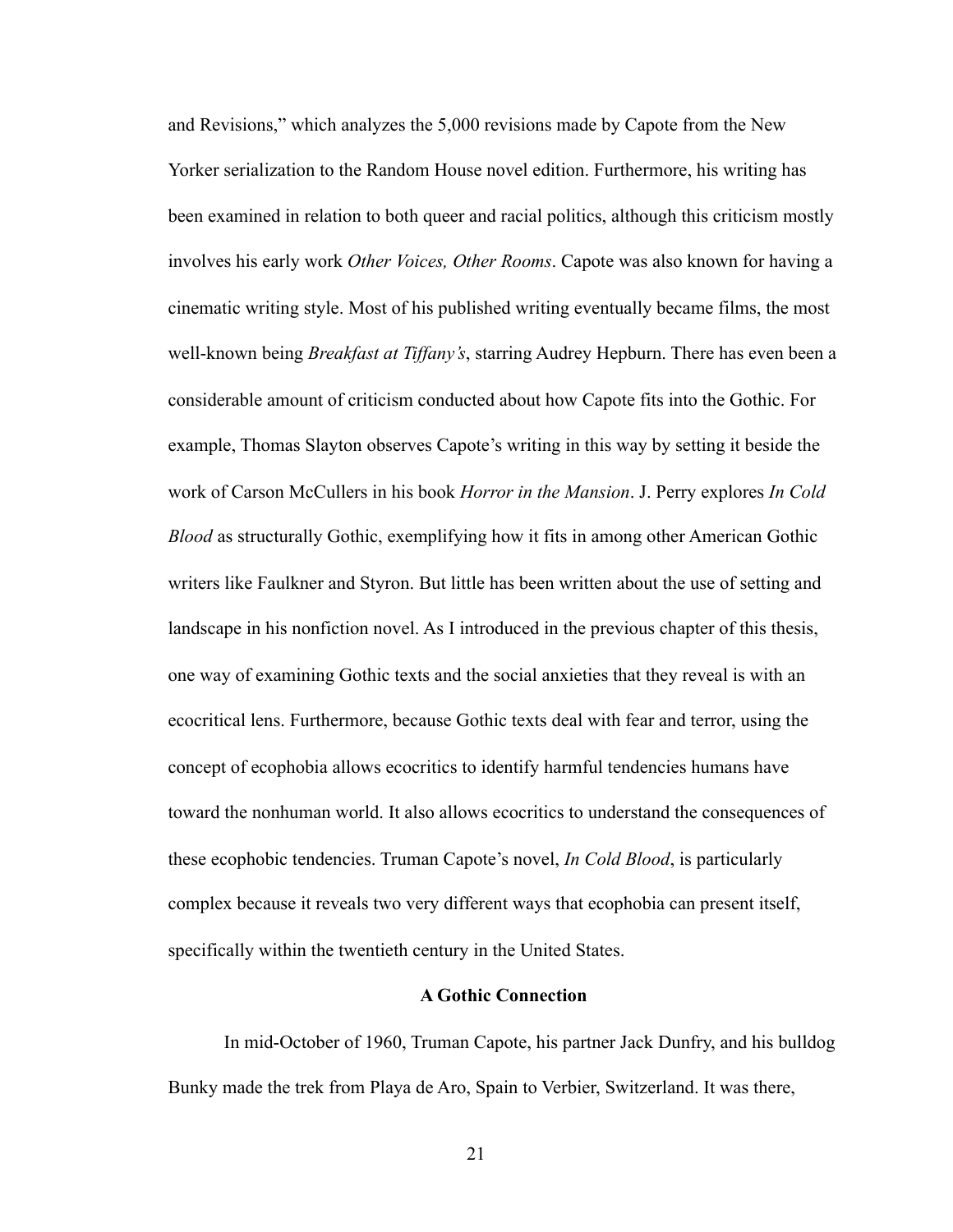and Revisions," which analyzes the 5,000 revisions made by Capote from the New Yorker serialization to the Random House novel edition. Furthermore, his writing has been examined in relation to both queer and racial politics, although this criticism mostly involves his early work *Other Voices, Other Rooms*. Capote was also known for having a cinematic writing style. Most of his published writing eventually became films, the most well-known being *Breakfast at Tiffany's*, starring Audrey Hepburn. There has even been a considerable amount of criticism conducted about how Capote fits into the Gothic. For example, Thomas Slayton observes Capote's writing in this way by setting it beside the work of Carson McCullers in his book *Horror in the Mansion*. J. Perry explores *In Cold Blood* as structurally Gothic, exemplifying how it fits in among other American Gothic writers like Faulkner and Styron. But little has been written about the use of setting and landscape in his nonfiction novel. As I introduced in the previous chapter of this thesis, one way of examining Gothic texts and the social anxieties that they reveal is with an ecocritical lens. Furthermore, because Gothic texts deal with fear and terror, using the concept of ecophobia allows ecocritics to identify harmful tendencies humans have toward the nonhuman world. It also allows ecocritics to understand the consequences of these ecophobic tendencies. Truman Capote's novel, *In Cold Blood*, is particularly complex because it reveals two very different ways that ecophobia can present itself, specifically within the twentieth century in the United States.

## A Gothic Connection

In mid-October of 1960, Truman Capote, his partner Jack Dunfry, and his bulldog Bunky made the trek from Playa de Aro, Spain to Verbier, Switzerland. It was there,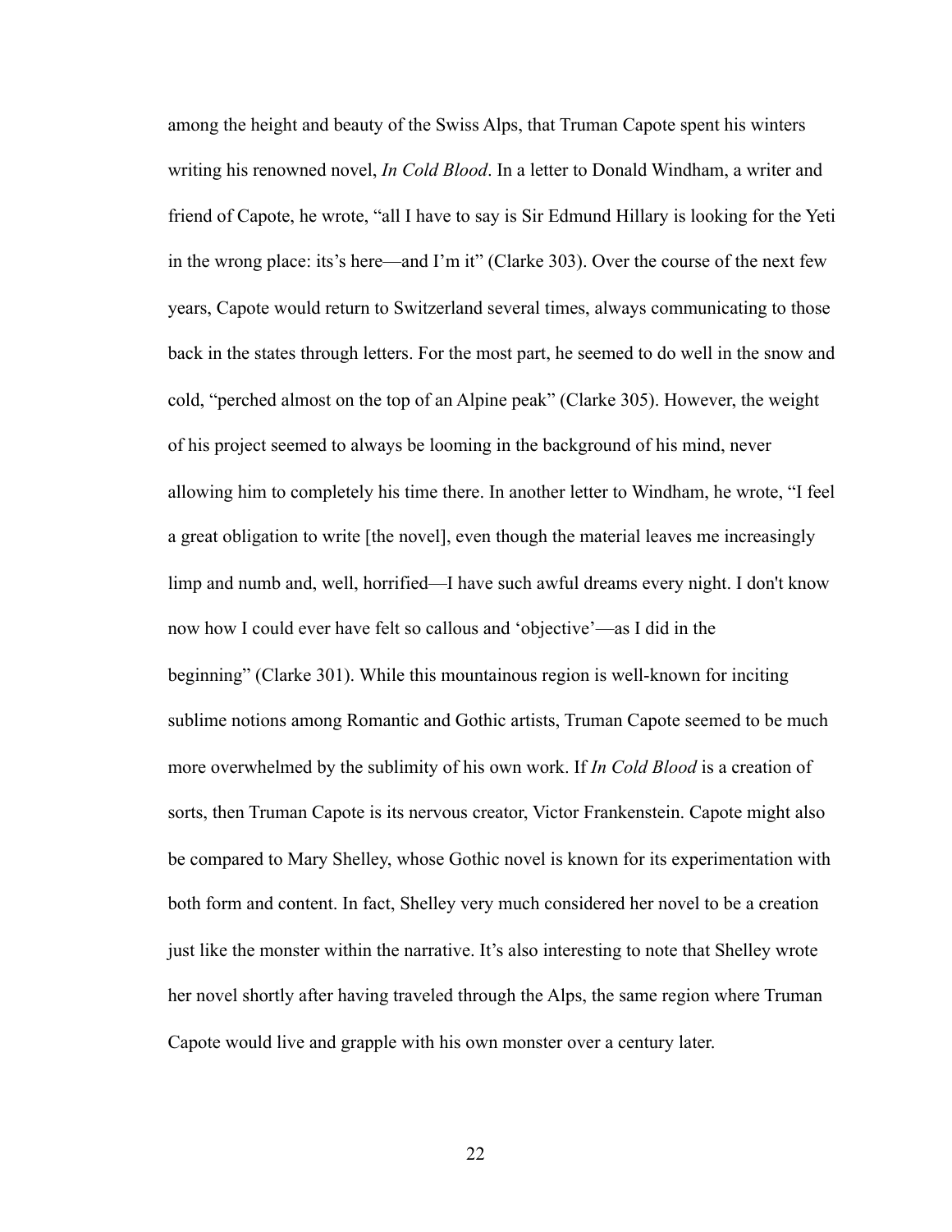among the height and beauty of the Swiss Alps, that Truman Capote spent his winters writing his renowned novel, *In Cold Blood*. In a letter to Donald Windham, a writer and friend of Capote, he wrote, "all I have to say is Sir Edmund Hillary is looking for the Yeti in the wrong place: its's here—and I'm it" (Clarke 303). Over the course of the next few years, Capote would return to Switzerland several times, always communicating to those back in the states through letters. For the most part, he seemed to do well in the snow and cold, "perched almost on the top of an Alpine peak" (Clarke 305). However, the weight of his project seemed to always be looming in the background of his mind, never allowing him to completely his time there. In another letter to Windham, he wrote, "I feel a great obligation to write [the novel], even though the material leaves me increasingly limp and numb and, well, horrified—I have such awful dreams every night. I don't know now how I could ever have felt so callous and 'objective'—as I did in the beginning" (Clarke 301). While this mountainous region is well-known for inciting sublime notions among Romantic and Gothic artists, Truman Capote seemed to be much more overwhelmed by the sublimity of his own work. If *In Cold Blood* is a creation of sorts, then Truman Capote is its nervous creator, Victor Frankenstein. Capote might also be compared to Mary Shelley, whose Gothic novel is known for its experimentation with both form and content. In fact, Shelley very much considered her novel to be a creation just like the monster within the narrative. It's also interesting to note that Shelley wrote her novel shortly after having traveled through the Alps, the same region where Truman Capote would live and grapple with his own monster over a century later.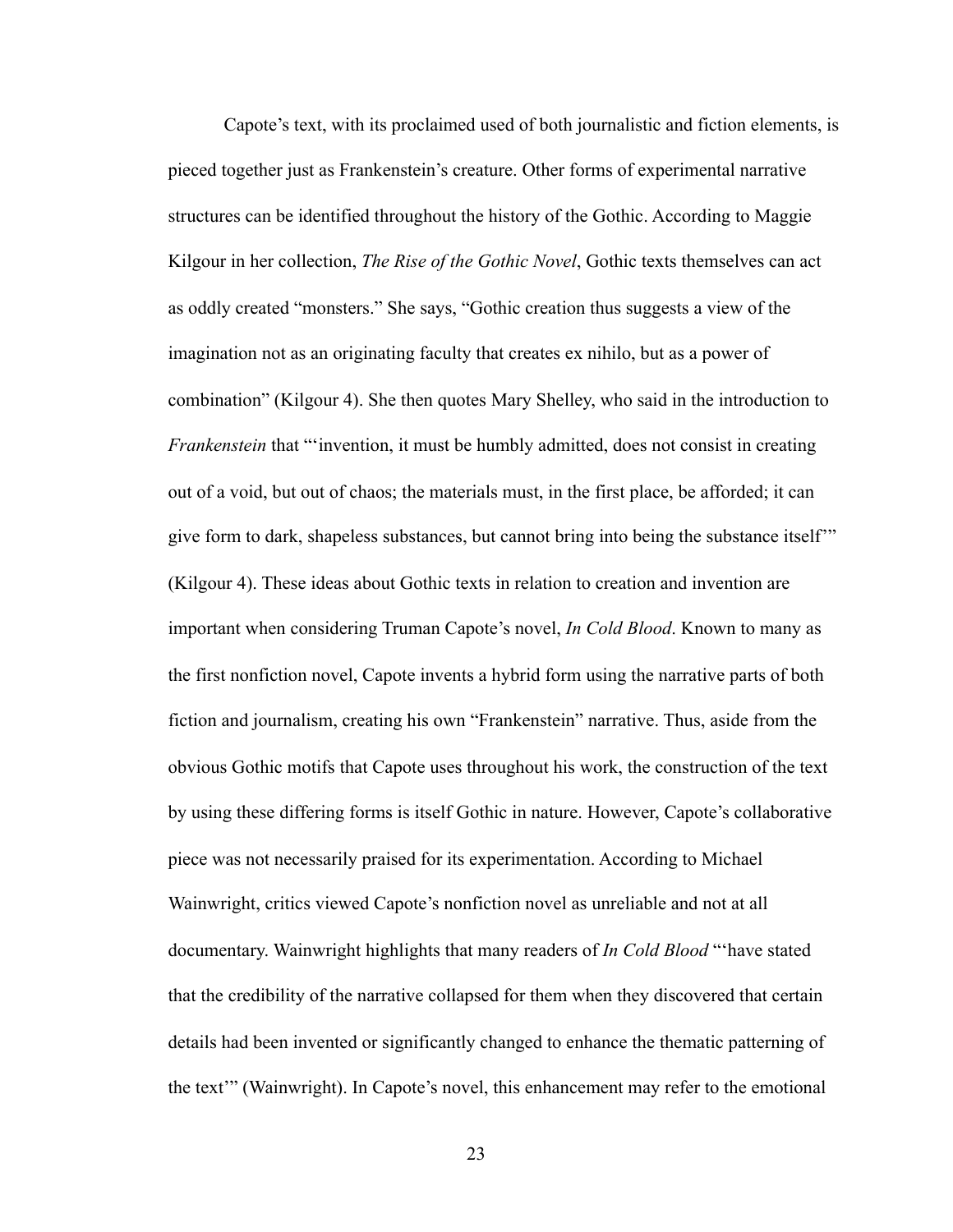Capote's text, with its proclaimed used of both journalistic and fiction elements, is pieced together just as Frankenstein's creature. Other forms of experimental narrative structures can be identified throughout the history of the Gothic. According to Maggie Kilgour in her collection, *The Rise of the Gothic Novel*, Gothic texts themselves can act as oddly created "monsters." She says, "Gothic creation thus suggests a view of the imagination not as an originating faculty that creates ex nihilo, but as a power of combination" (Kilgour 4). She then quotes Mary Shelley, who said in the introduction to *Frankenstein* that "'invention, it must be humbly admitted, does not consist in creating out of a void, but out of chaos; the materials must, in the first place, be afforded; it can give form to dark, shapeless substances, but cannot bring into being the substance itself'" (Kilgour 4). These ideas about Gothic texts in relation to creation and invention are important when considering Truman Capote's novel, *In Cold Blood*. Known to many as the first nonfiction novel, Capote invents a hybrid form using the narrative parts of both fiction and journalism, creating his own "Frankenstein" narrative. Thus, aside from the obvious Gothic motifs that Capote uses throughout his work, the construction of the text by using these differing forms is itself Gothic in nature. However, Capote's collaborative piece was not necessarily praised for its experimentation. According to Michael Wainwright, critics viewed Capote's nonfiction novel as unreliable and not at all documentary. Wainwright highlights that many readers of *In Cold Blood* "'have stated that the credibility of the narrative collapsed for them when they discovered that certain details had been invented or significantly changed to enhance the thematic patterning of the text'" (Wainwright). In Capote's novel, this enhancement may refer to the emotional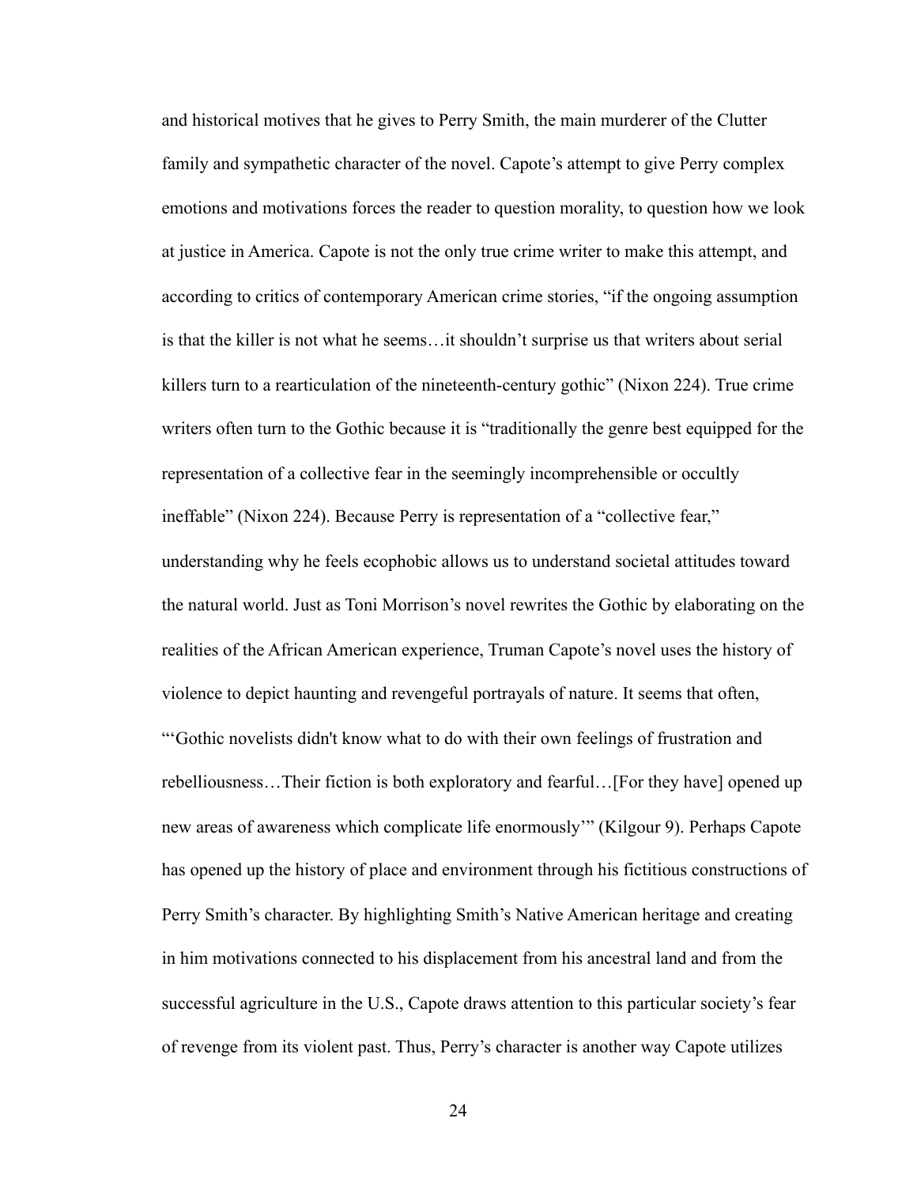and historical motives that he gives to Perry Smith, the main murderer of the Clutter family and sympathetic character of the novel. Capote's attempt to give Perry complex emotions and motivations forces the reader to question morality, to question how we look at justice in America. Capote is not the only true crime writer to make this attempt, and according to critics of contemporary American crime stories, "if the ongoing assumption is that the killer is not what he seems…it shouldn't surprise us that writers about serial killers turn to a rearticulation of the nineteenth-century gothic" (Nixon 224). True crime writers often turn to the Gothic because it is "traditionally the genre best equipped for the representation of a collective fear in the seemingly incomprehensible or occultly ineffable" (Nixon 224). Because Perry is representation of a "collective fear," understanding why he feels ecophobic allows us to understand societal attitudes toward the natural world. Just as Toni Morrison's novel rewrites the Gothic by elaborating on the realities of the African American experience, Truman Capote's novel uses the history of violence to depict haunting and revengeful portrayals of nature. It seems that often, "'Gothic novelists didn't know what to do with their own feelings of frustration and rebelliousness…Their fiction is both exploratory and fearful…[For they have] opened up new areas of awareness which complicate life enormously'" (Kilgour 9). Perhaps Capote has opened up the history of place and environment through his fictitious constructions of Perry Smith's character. By highlighting Smith's Native American heritage and creating in him motivations connected to his displacement from his ancestral land and from the successful agriculture in the U.S., Capote draws attention to this particular society's fear of revenge from its violent past. Thus, Perry's character is another way Capote utilizes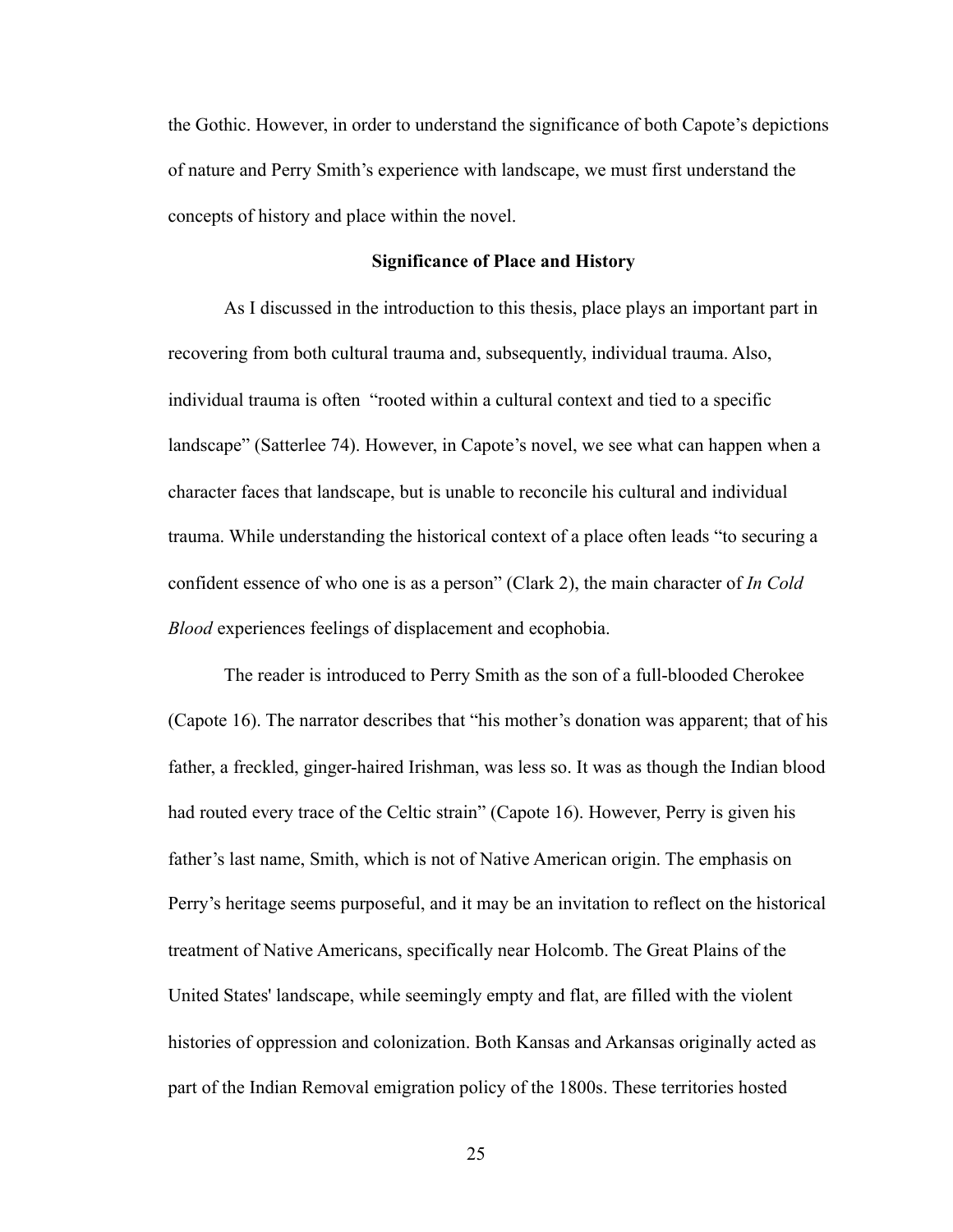the Gothic. However, in order to understand the significance of both Capote's depictions of nature and Perry Smith's experience with landscape, we must first understand the concepts of history and place within the novel.

## Significance of Place and History

As I discussed in the introduction to this thesis, place plays an important part in recovering from both cultural trauma and, subsequently, individual trauma. Also, individual trauma is often "rooted within a cultural context and tied to a specific landscape" (Satterlee 74). However, in Capote's novel, we see what can happen when a character faces that landscape, but is unable to reconcile his cultural and individual trauma. While understanding the historical context of a place often leads "to securing a confident essence of who one is as a person" (Clark 2), the main character of *In Cold Blood* experiences feelings of displacement and ecophobia.

The reader is introduced to Perry Smith as the son of a full-blooded Cherokee (Capote 16). The narrator describes that "his mother's donation was apparent; that of his father, a freckled, ginger-haired Irishman, was less so. It was as though the Indian blood had routed every trace of the Celtic strain" (Capote 16). However, Perry is given his father's last name, Smith, which is not of Native American origin. The emphasis on Perry's heritage seems purposeful, and it may be an invitation to reflect on the historical treatment of Native Americans, specifically near Holcomb. The Great Plains of the United States' landscape, while seemingly empty and flat, are filled with the violent histories of oppression and colonization. Both Kansas and Arkansas originally acted as part of the Indian Removal emigration policy of the 1800s. These territories hosted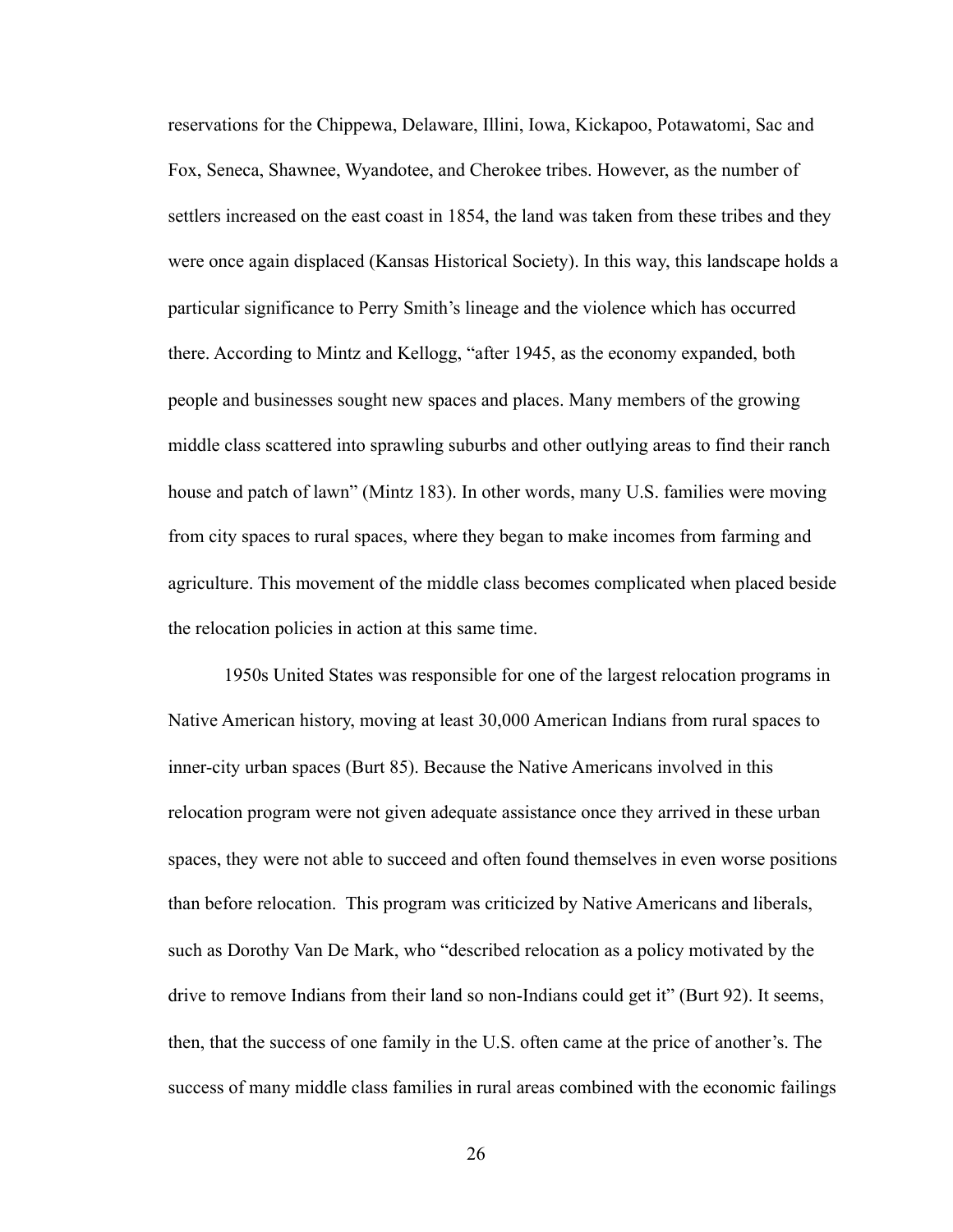reservations for the Chippewa, Delaware, Illini, Iowa, Kickapoo, Potawatomi, Sac and Fox, Seneca, Shawnee, Wyandotee, and Cherokee tribes. However, as the number of settlers increased on the east coast in 1854, the land was taken from these tribes and they were once again displaced (Kansas Historical Society). In this way, this landscape holds a particular significance to Perry Smith's lineage and the violence which has occurred there. According to Mintz and Kellogg, "after 1945, as the economy expanded, both people and businesses sought new spaces and places. Many members of the growing middle class scattered into sprawling suburbs and other outlying areas to find their ranch house and patch of lawn" (Mintz 183). In other words, many U.S. families were moving from city spaces to rural spaces, where they began to make incomes from farming and agriculture. This movement of the middle class becomes complicated when placed beside the relocation policies in action at this same time.

1950s United States was responsible for one of the largest relocation programs in Native American history, moving at least 30,000 American Indians from rural spaces to inner-city urban spaces (Burt 85). Because the Native Americans involved in this relocation program were not given adequate assistance once they arrived in these urban spaces, they were not able to succeed and often found themselves in even worse positions than before relocation. This program was criticized by Native Americans and liberals, such as Dorothy Van De Mark, who "described relocation as a policy motivated by the drive to remove Indians from their land so non-Indians could get it" (Burt 92). It seems, then, that the success of one family in the U.S. often came at the price of another's. The success of many middle class families in rural areas combined with the economic failings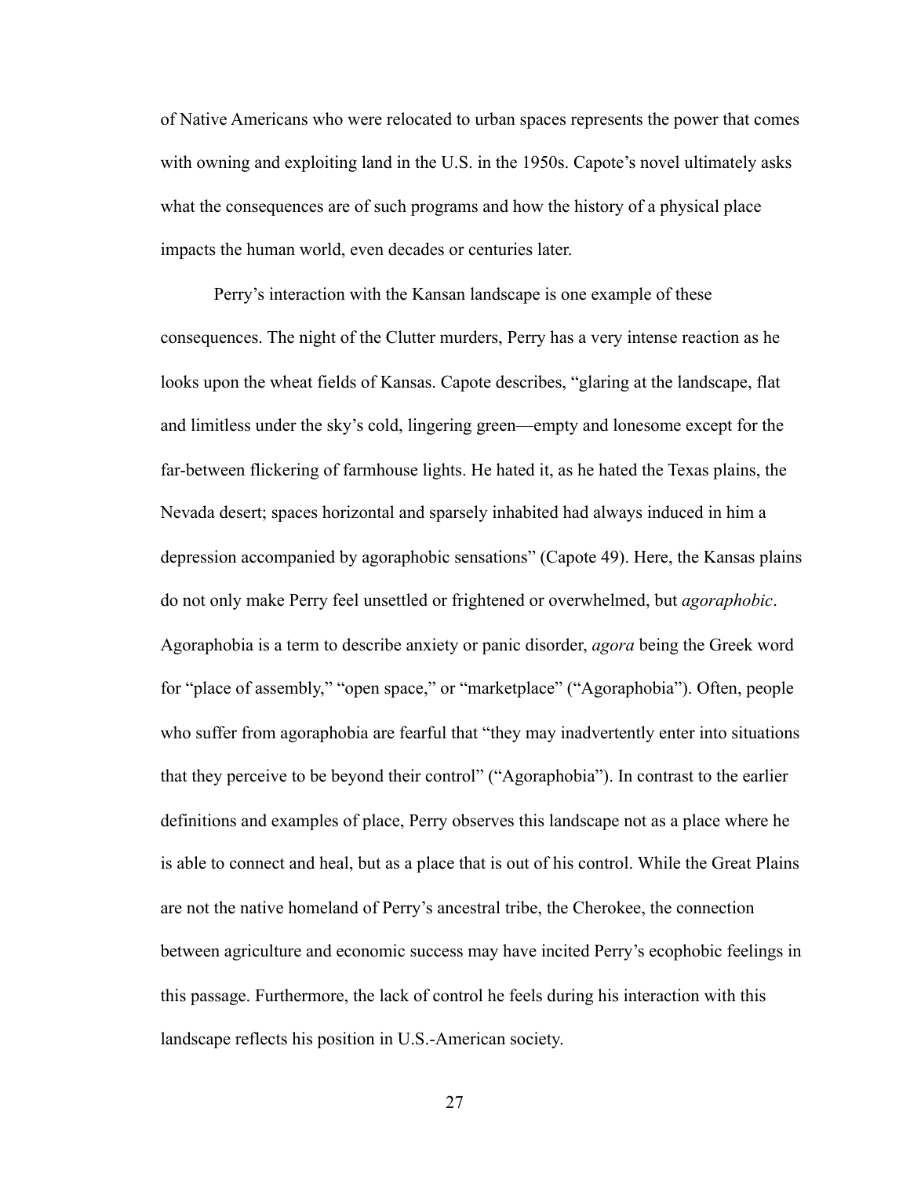of Native Americans who were relocated to urban spaces represents the power that comes with owning and exploiting land in the U.S. in the 1950s. Capote's novel ultimately asks what the consequences are of such programs and how the history of a physical place impacts the human world, even decades or centuries later.

Perry's interaction with the Kansan landscape is one example of these consequences. The night of the Clutter murders, Perry has a very intense reaction as he looks upon the wheat fields of Kansas. Capote describes, "glaring at the landscape, flat and limitless under the sky's cold, lingering green—empty and lonesome except for the far-between flickering of farmhouse lights. He hated it, as he hated the Texas plains, the Nevada desert; spaces horizontal and sparsely inhabited had always induced in him a depression accompanied by agoraphobic sensations" (Capote 49). Here, the Kansas plains do not only make Perry feel unsettled or frightened or overwhelmed, but *agoraphobic*. Agoraphobia is a term to describe anxiety or panic disorder, *agora* being the Greek word for "place of assembly," "open space," or "marketplace" ("Agoraphobia"). Often, people who suffer from agoraphobia are fearful that "they may inadvertently enter into situations that they perceive to be beyond their control" ("Agoraphobia"). In contrast to the earlier definitions and examples of place, Perry observes this landscape not as a place where he is able to connect and heal, but as a place that is out of his control. While the Great Plains are not the native homeland of Perry's ancestral tribe, the Cherokee, the connection between agriculture and economic success may have incited Perry's ecophobic feelings in this passage. Furthermore, the lack of control he feels during his interaction with this landscape reflects his position in U.S.-American society.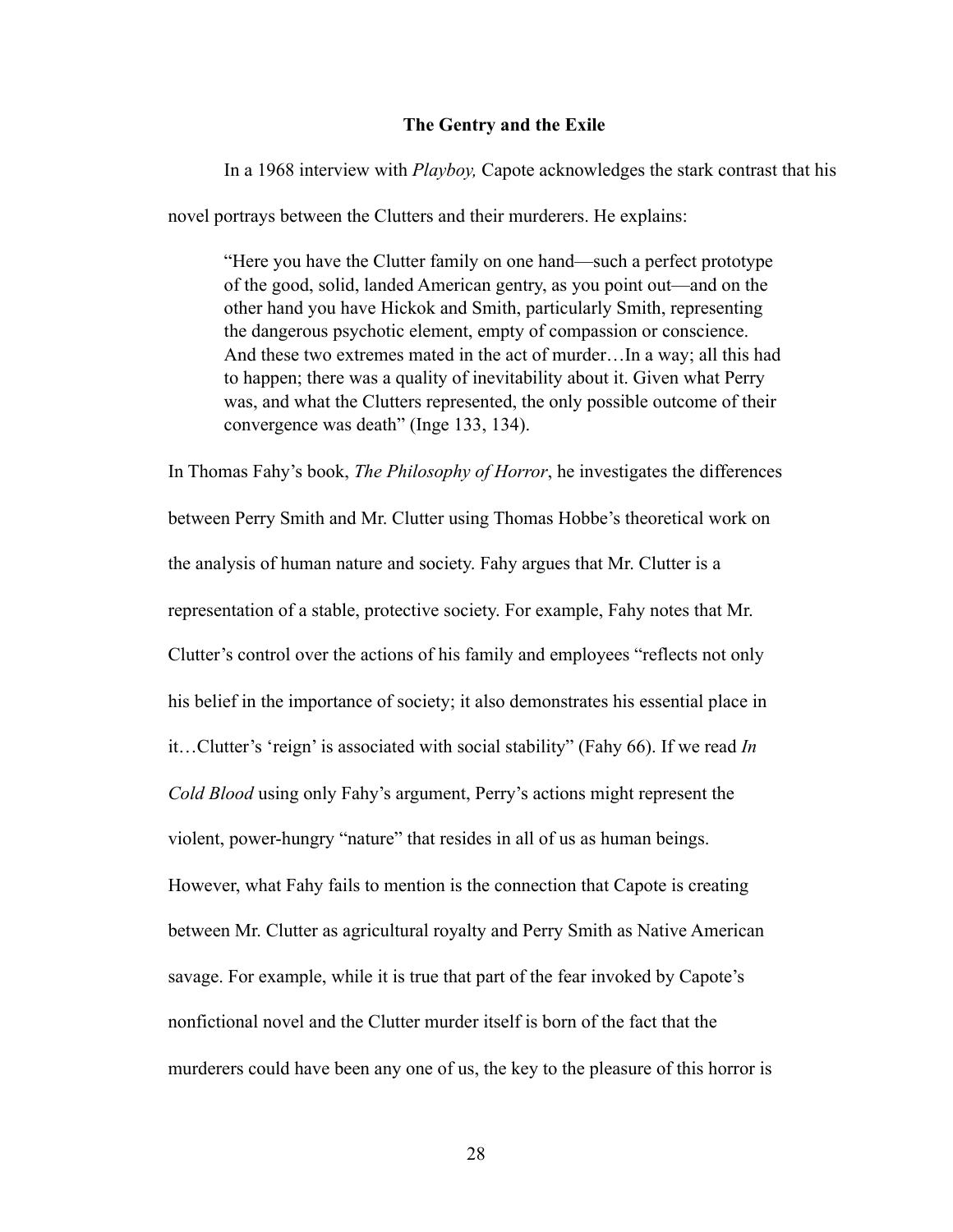### The Gentry and the Exile

In a 1968 interview with *Playboy,* Capote acknowledges the stark contrast that his novel portrays between the Clutters and their murderers. He explains:

> "Here you have the Clutter family on one hand—such a perfect prototype of the good, solid, landed American gentry, as you point out—and on the other hand you have Hickok and Smith, particularly Smith, representing the dangerous psychotic element, empty of compassion or conscience. And these two extremes mated in the act of murder…In a way; all this had to happen; there was a quality of inevitability about it. Given what Perry was, and what the Clutters represented, the only possible outcome of their convergence was death" (Inge 133, 134).

In Thomas Fahy's book, *The Philosophy of Horror*, he investigates the differences between Perry Smith and Mr. Clutter using Thomas Hobbe's theoretical work on the analysis of human nature and society. Fahy argues that Mr. Clutter is a representation of a stable, protective society. For example, Fahy notes that Mr. Clutter's control over the actions of his family and employees "reflects not only his belief in the importance of society; it also demonstrates his essential place in it…Clutter's 'reign' is associated with social stability" (Fahy 66). If we read *In Cold Blood* using only Fahy's argument, Perry's actions might represent the violent, power-hungry "nature" that resides in all of us as human beings. However, what Fahy fails to mention is the connection that Capote is creating between Mr. Clutter as agricultural royalty and Perry Smith as Native American savage. For example, while it is true that part of the fear invoked by Capote's nonfictional novel and the Clutter murder itself is born of the fact that the murderers could have been any one of us, the key to the pleasure of this horror is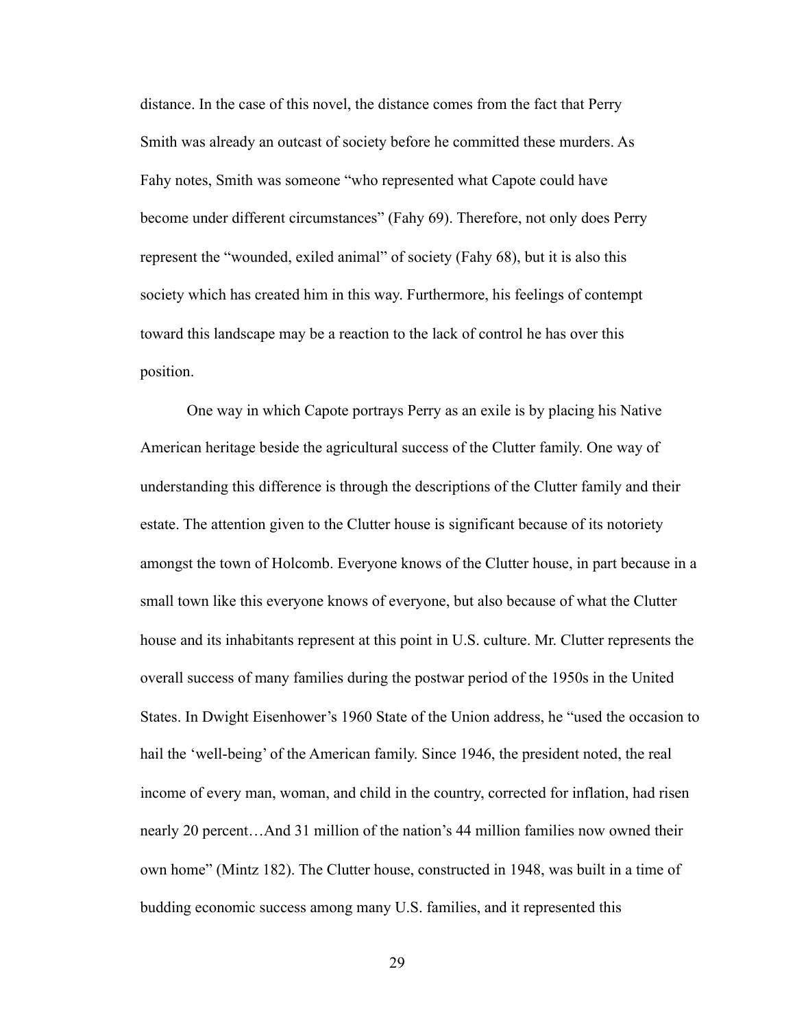distance. In the case of this novel, the distance comes from the fact that Perry Smith was already an outcast of society before he committed these murders. As Fahy notes, Smith was someone "who represented what Capote could have become under different circumstances" (Fahy 69). Therefore, not only does Perry represent the "wounded, exiled animal" of society (Fahy 68), but it is also this society which has created him in this way. Furthermore, his feelings of contempt toward this landscape may be a reaction to the lack of control he has over this position.

One way in which Capote portrays Perry as an exile is by placing his Native American heritage beside the agricultural success of the Clutter family. One way of understanding this difference is through the descriptions of the Clutter family and their estate. The attention given to the Clutter house is significant because of its notoriety amongst the town of Holcomb. Everyone knows of the Clutter house, in part because in a small town like this everyone knows of everyone, but also because of what the Clutter house and its inhabitants represent at this point in U.S. culture. Mr. Clutter represents the overall success of many families during the postwar period of the 1950s in the United States. In Dwight Eisenhower's 1960 State of the Union address, he "used the occasion to hail the 'well-being' of the American family. Since 1946, the president noted, the real income of every man, woman, and child in the country, corrected for inflation, had risen nearly 20 percent…And 31 million of the nation's 44 million families now owned their own home" (Mintz 182). The Clutter house, constructed in 1948, was built in a time of budding economic success among many U.S. families, and it represented this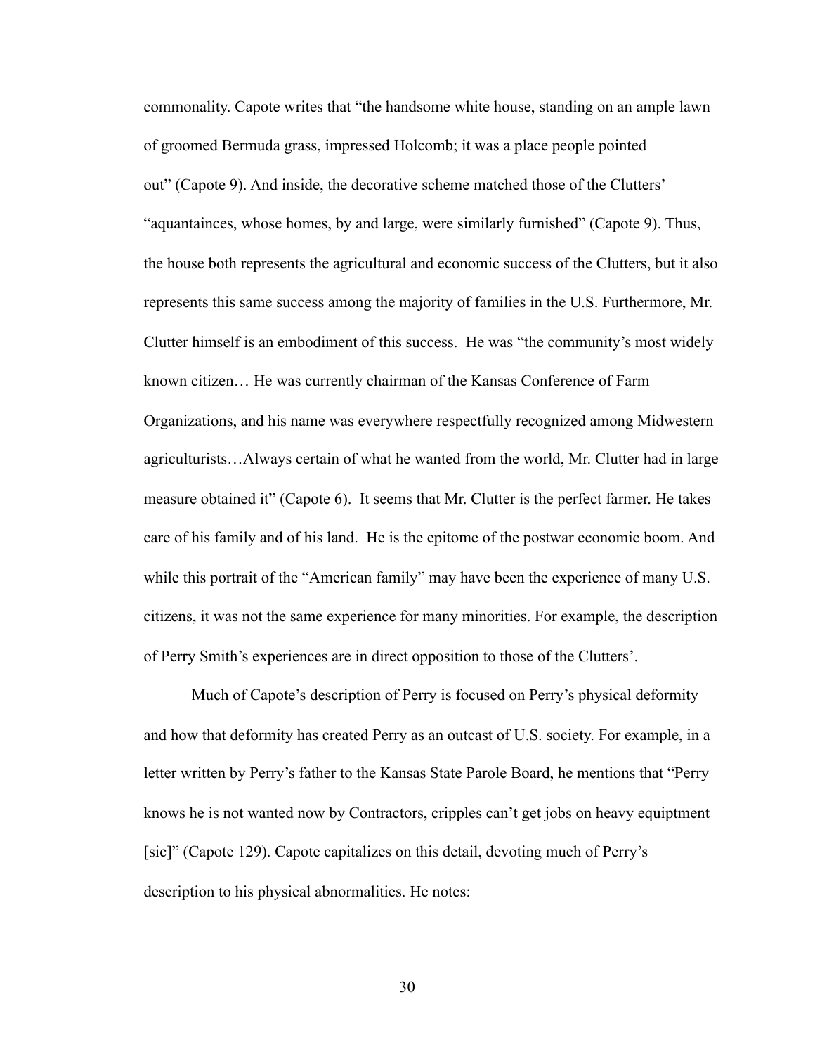commonality. Capote writes that "the handsome white house, standing on an ample lawn of groomed Bermuda grass, impressed Holcomb; it was a place people pointed out" (Capote 9). And inside, the decorative scheme matched those of the Clutters' "aquantainces, whose homes, by and large, were similarly furnished" (Capote 9). Thus, the house both represents the agricultural and economic success of the Clutters, but it also represents this same success among the majority of families in the U.S. Furthermore, Mr. Clutter himself is an embodiment of this success. He was "the community's most widely known citizen… He was currently chairman of the Kansas Conference of Farm Organizations, and his name was everywhere respectfully recognized among Midwestern agriculturists…Always certain of what he wanted from the world, Mr. Clutter had in large measure obtained it" (Capote 6). It seems that Mr. Clutter is the perfect farmer. He takes care of his family and of his land. He is the epitome of the postwar economic boom. And while this portrait of the "American family" may have been the experience of many U.S. citizens, it was not the same experience for many minorities. For example, the description of Perry Smith's experiences are in direct opposition to those of the Clutters'.

Much of Capote's description of Perry is focused on Perry's physical deformity and how that deformity has created Perry as an outcast of U.S. society. For example, in a letter written by Perry's father to the Kansas State Parole Board, he mentions that "Perry knows he is not wanted now by Contractors, cripples can't get jobs on heavy equiptment [sic]" (Capote 129). Capote capitalizes on this detail, devoting much of Perry's description to his physical abnormalities. He notes: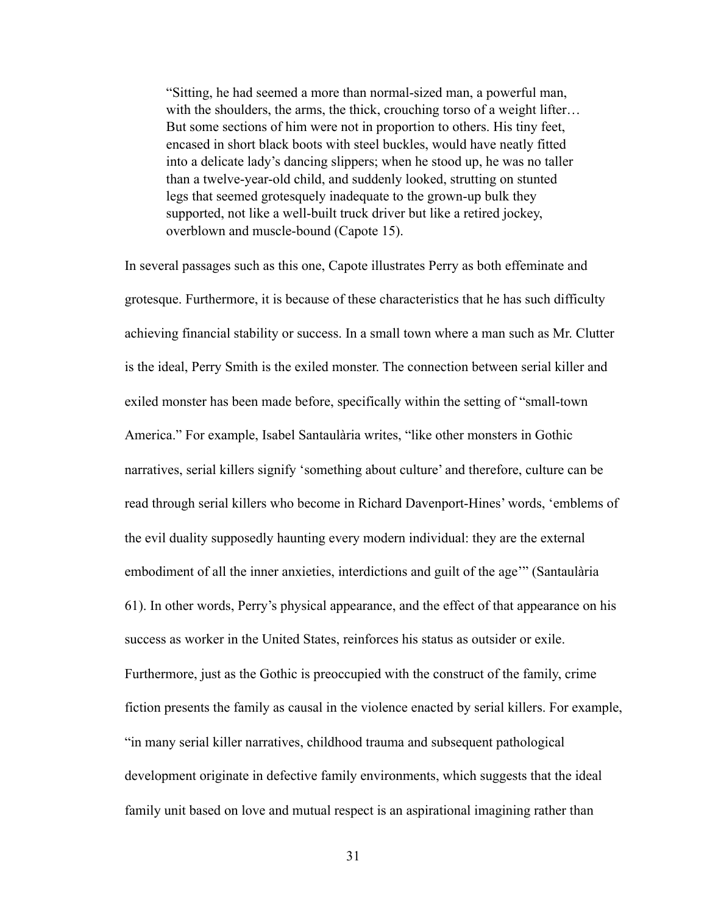> “Sitting, he had seemed a more than normal-sized man, a powerful man, with the shoulders, the arms, the thick, crouching torso of a weight lifter… But some sections of him were not in proportion to others. His tiny feet, encased in short black boots with steel buckles, would have neatly fitted into a delicate lady’s dancing slippers; when he stood up, he was no taller than a twelve-year-old child, and suddenly looked, strutting on stunted legs that seemed grotesquely inadequate to the grown-up bulk they supported, not like a well-built truck driver but like a retired jockey, overblown and muscle-bound (Capote 15).

In several passages such as this one, Capote illustrates Perry as both effeminate and grotesque. Furthermore, it is because of these characteristics that he has such difficulty achieving financial stability or success. In a small town where a man such as Mr. Clutter is the ideal, Perry Smith is the exiled monster. The connection between serial killer and exiled monster has been made before, specifically within the setting of “small-town America.” For example, Isabel Santaulària writes, “like other monsters in Gothic narratives, serial killers signify ‘something about culture’ and therefore, culture can be read through serial killers who become in Richard Davenport-Hines’ words, ‘emblems of the evil duality supposedly haunting every modern individual: they are the external embodiment of all the inner anxieties, interdictions and guilt of the age’” (Santaulària 61). In other words, Perry’s physical appearance, and the effect of that appearance on his success as worker in the United States, reinforces his status as outsider or exile. Furthermore, just as the Gothic is preoccupied with the construct of the family, crime fiction presents the family as causal in the violence enacted by serial killers. For example, “in many serial killer narratives, childhood trauma and subsequent pathological development originate in defective family environments, which suggests that the ideal family unit based on love and mutual respect is an aspirational imagining rather than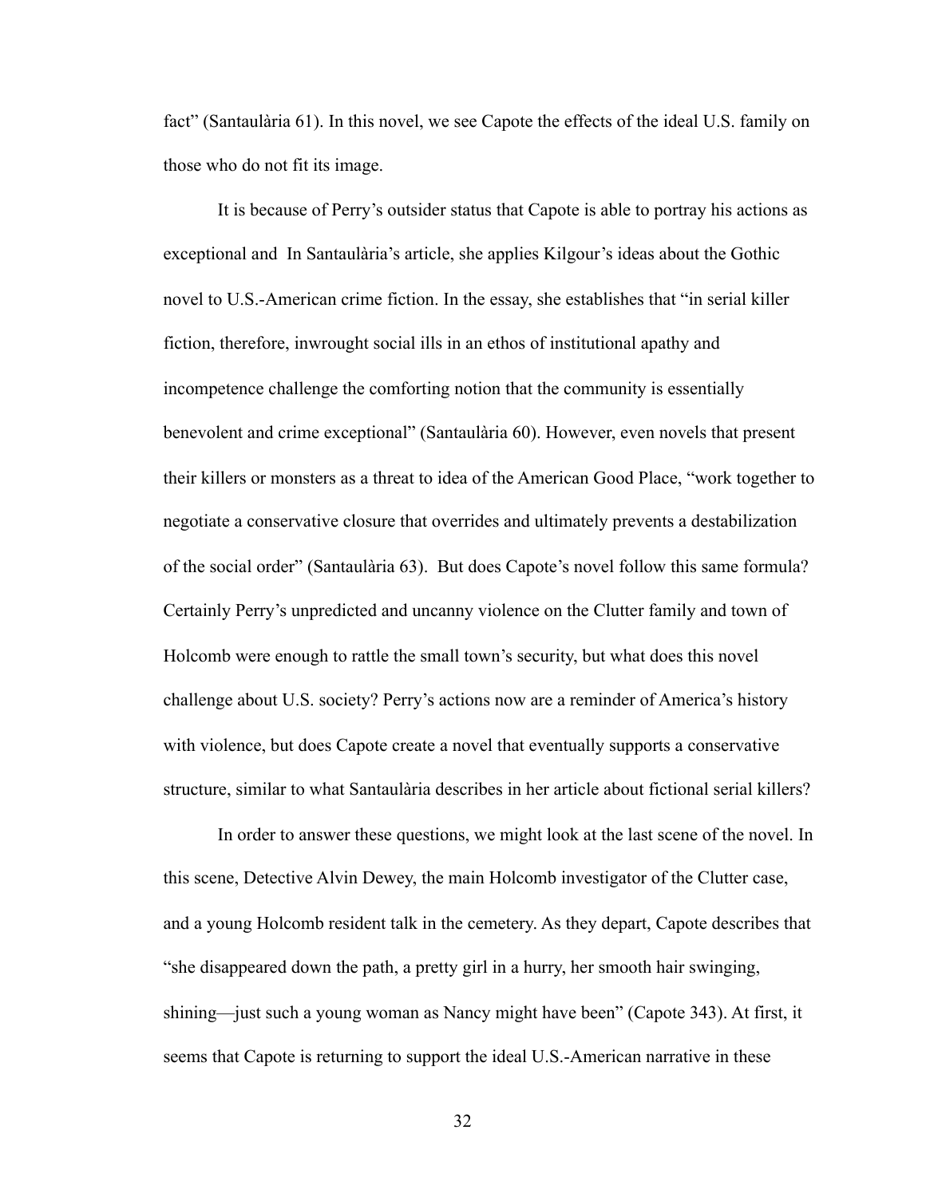fact" (Santaulària 61). In this novel, we see Capote the effects of the ideal U.S. family on those who do not fit its image.

It is because of Perry's outsider status that Capote is able to portray his actions as exceptional and  In Santaulària's article, she applies Kilgour's ideas about the Gothic novel to U.S.-American crime fiction. In the essay, she establishes that "in serial killer fiction, therefore, inwrought social ills in an ethos of institutional apathy and incompetence challenge the comforting notion that the community is essentially benevolent and crime exceptional" (Santaulària 60). However, even novels that present their killers or monsters as a threat to idea of the American Good Place, "work together to negotiate a conservative closure that overrides and ultimately prevents a destabilization of the social order" (Santaulària 63).  But does Capote's novel follow this same formula? Certainly Perry's unpredicted and uncanny violence on the Clutter family and town of Holcomb were enough to rattle the small town's security, but what does this novel challenge about U.S. society? Perry's actions now are a reminder of America's history with violence, but does Capote create a novel that eventually supports a conservative structure, similar to what Santaulària describes in her article about fictional serial killers?

In order to answer these questions, we might look at the last scene of the novel. In this scene, Detective Alvin Dewey, the main Holcomb investigator of the Clutter case, and a young Holcomb resident talk in the cemetery. As they depart, Capote describes that "she disappeared down the path, a pretty girl in a hurry, her smooth hair swinging, shining—just such a young woman as Nancy might have been" (Capote 343). At first, it seems that Capote is returning to support the ideal U.S.-American narrative in these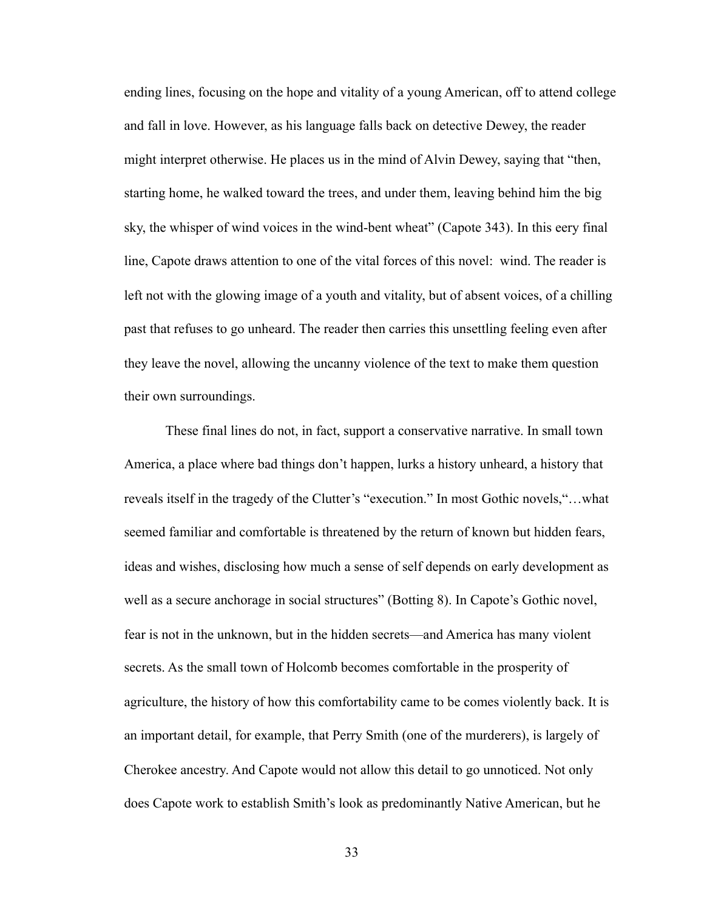ending lines, focusing on the hope and vitality of a young American, off to attend college and fall in love. However, as his language falls back on detective Dewey, the reader might interpret otherwise. He places us in the mind of Alvin Dewey, saying that "then, starting home, he walked toward the trees, and under them, leaving behind him the big sky, the whisper of wind voices in the wind-bent wheat" (Capote 343). In this eery final line, Capote draws attention to one of the vital forces of this novel:  wind. The reader is left not with the glowing image of a youth and vitality, but of absent voices, of a chilling past that refuses to go unheard. The reader then carries this unsettling feeling even after they leave the novel, allowing the uncanny violence of the text to make them question their own surroundings.

These final lines do not, in fact, support a conservative narrative. In small town America, a place where bad things don't happen, lurks a history unheard, a history that reveals itself in the tragedy of the Clutter's "execution." In most Gothic novels,"…what seemed familiar and comfortable is threatened by the return of known but hidden fears, ideas and wishes, disclosing how much a sense of self depends on early development as well as a secure anchorage in social structures" (Botting 8). In Capote's Gothic novel, fear is not in the unknown, but in the hidden secrets—and America has many violent secrets. As the small town of Holcomb becomes comfortable in the prosperity of agriculture, the history of how this comfortability came to be comes violently back. It is an important detail, for example, that Perry Smith (one of the murderers), is largely of Cherokee ancestry. And Capote would not allow this detail to go unnoticed. Not only does Capote work to establish Smith's look as predominantly Native American, but he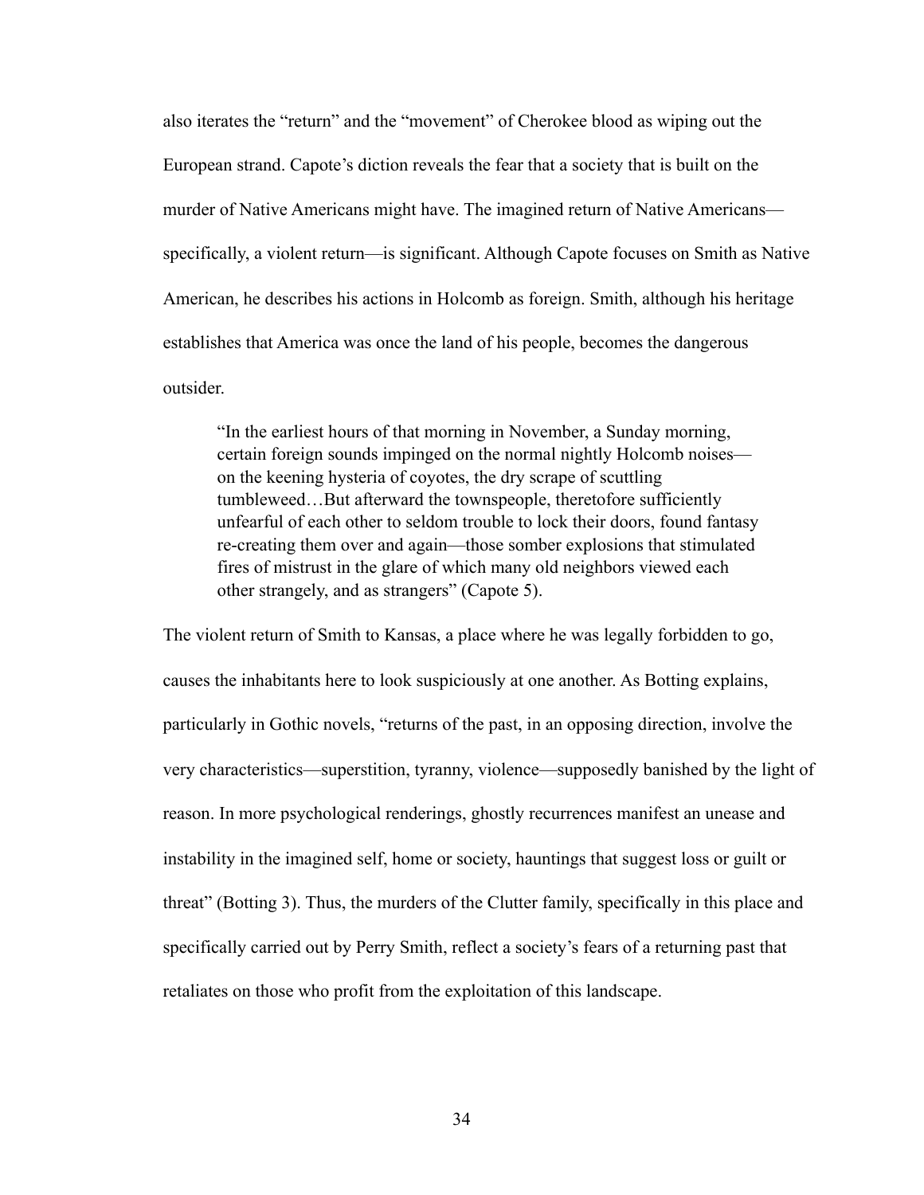also iterates the "return" and the "movement" of Cherokee blood as wiping out the European strand. Capote's diction reveals the fear that a society that is built on the murder of Native Americans might have. The imagined return of Native Americans—specifically, a violent return—is significant. Although Capote focuses on Smith as Native American, he describes his actions in Holcomb as foreign. Smith, although his heritage establishes that America was once the land of his people, becomes the dangerous outsider.

> "In the earliest hours of that morning in November, a Sunday morning, certain foreign sounds impinged on the normal nightly Holcomb noises—on the keening hysteria of coyotes, the dry scrape of scuttling tumbleweed…But afterward the townspeople, theretofore sufficiently unfearful of each other to seldom trouble to lock their doors, found fantasy re-creating them over and again—those somber explosions that stimulated fires of mistrust in the glare of which many old neighbors viewed each other strangely, and as strangers" (Capote 5).

The violent return of Smith to Kansas, a place where he was legally forbidden to go, causes the inhabitants here to look suspiciously at one another. As Botting explains, particularly in Gothic novels, "returns of the past, in an opposing direction, involve the very characteristics—superstition, tyranny, violence—supposedly banished by the light of reason. In more psychological renderings, ghostly recurrences manifest an unease and instability in the imagined self, home or society, hauntings that suggest loss or guilt or threat" (Botting 3). Thus, the murders of the Clutter family, specifically in this place and specifically carried out by Perry Smith, reflect a society's fears of a returning past that retaliates on those who profit from the exploitation of this landscape.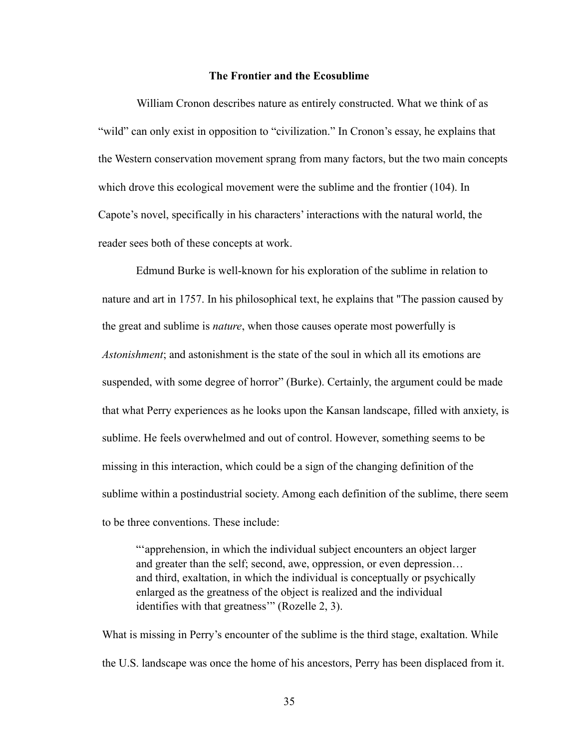**The Frontier and the Ecosublime**

William Cronon describes nature as entirely constructed. What we think of as "wild" can only exist in opposition to "civilization." In Cronon's essay, he explains that the Western conservation movement sprang from many factors, but the two main concepts which drove this ecological movement were the sublime and the frontier (104). In Capote's novel, specifically in his characters' interactions with the natural world, the reader sees both of these concepts at work.

Edmund Burke is well-known for his exploration of the sublime in relation to nature and art in 1757. In his philosophical text, he explains that "The passion caused by the great and sublime is *nature*, when those causes operate most powerfully is *Astonishment*; and astonishment is the state of the soul in which all its emotions are suspended, with some degree of horror" (Burke). Certainly, the argument could be made that what Perry experiences as he looks upon the Kansan landscape, filled with anxiety, is sublime. He feels overwhelmed and out of control. However, something seems to be missing in this interaction, which could be a sign of the changing definition of the sublime within a postindustrial society. Among each definition of the sublime, there seem to be three conventions. These include:

> "'apprehension, in which the individual subject encounters an object larger and greater than the self; second, awe, oppression, or even depression… and third, exaltation, in which the individual is conceptually or psychically enlarged as the greatness of the object is realized and the individual identifies with that greatness'" (Rozelle 2, 3).

What is missing in Perry's encounter of the sublime is the third stage, exaltation. While the U.S. landscape was once the home of his ancestors, Perry has been displaced from it.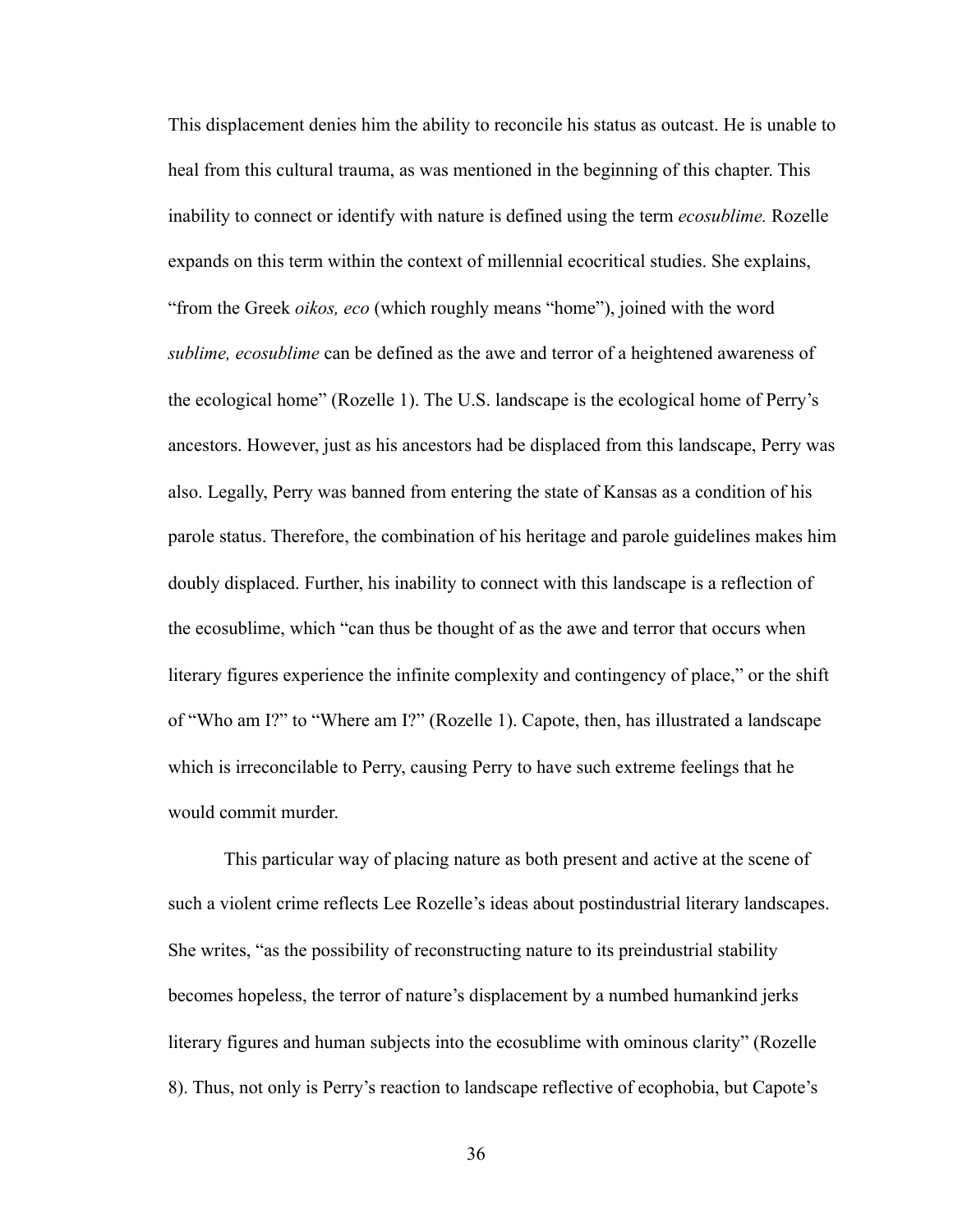This displacement denies him the ability to reconcile his status as outcast. He is unable to heal from this cultural trauma, as was mentioned in the beginning of this chapter. This inability to connect or identify with nature is defined using the term *ecosublime.* Rozelle expands on this term within the context of millennial ecocritical studies. She explains, "from the Greek *oikos, eco* (which roughly means "home"), joined with the word *sublime, ecosublime* can be defined as the awe and terror of a heightened awareness of the ecological home" (Rozelle 1). The U.S. landscape is the ecological home of Perry's ancestors. However, just as his ancestors had be displaced from this landscape, Perry was also. Legally, Perry was banned from entering the state of Kansas as a condition of his parole status. Therefore, the combination of his heritage and parole guidelines makes him doubly displaced. Further, his inability to connect with this landscape is a reflection of the ecosublime, which "can thus be thought of as the awe and terror that occurs when literary figures experience the infinite complexity and contingency of place," or the shift of "Who am I?" to "Where am I?" (Rozelle 1). Capote, then, has illustrated a landscape which is irreconcilable to Perry, causing Perry to have such extreme feelings that he would commit murder.

This particular way of placing nature as both present and active at the scene of such a violent crime reflects Lee Rozelle's ideas about postindustrial literary landscapes. She writes, "as the possibility of reconstructing nature to its preindustrial stability becomes hopeless, the terror of nature's displacement by a numbed humankind jerks literary figures and human subjects into the ecosublime with ominous clarity" (Rozelle 8). Thus, not only is Perry's reaction to landscape reflective of ecophobia, but Capote's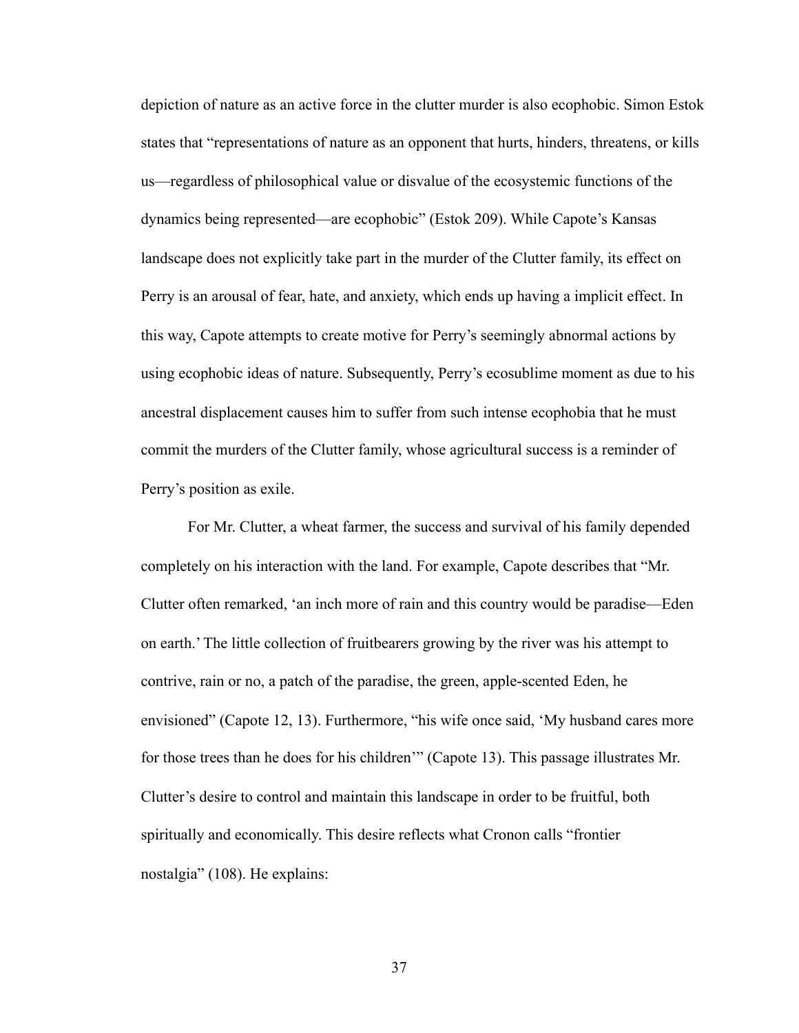depiction of nature as an active force in the clutter murder is also ecophobic. Simon Estok states that "representations of nature as an opponent that hurts, hinders, threatens, or kills us—regardless of philosophical value or disvalue of the ecosystemic functions of the dynamics being represented—are ecophobic" (Estok 209). While Capote's Kansas landscape does not explicitly take part in the murder of the Clutter family, its effect on Perry is an arousal of fear, hate, and anxiety, which ends up having a implicit effect. In this way, Capote attempts to create motive for Perry's seemingly abnormal actions by using ecophobic ideas of nature. Subsequently, Perry's ecosublime moment as due to his ancestral displacement causes him to suffer from such intense ecophobia that he must commit the murders of the Clutter family, whose agricultural success is a reminder of Perry's position as exile.

For Mr. Clutter, a wheat farmer, the success and survival of his family depended completely on his interaction with the land. For example, Capote describes that "Mr. Clutter often remarked, 'an inch more of rain and this country would be paradise—Eden on earth.' The little collection of fruitbearers growing by the river was his attempt to contrive, rain or no, a patch of the paradise, the green, apple-scented Eden, he envisioned" (Capote 12, 13). Furthermore, "his wife once said, 'My husband cares more for those trees than he does for his children'" (Capote 13). This passage illustrates Mr. Clutter's desire to control and maintain this landscape in order to be fruitful, both spiritually and economically. This desire reflects what Cronon calls "frontier nostalgia" (108). He explains: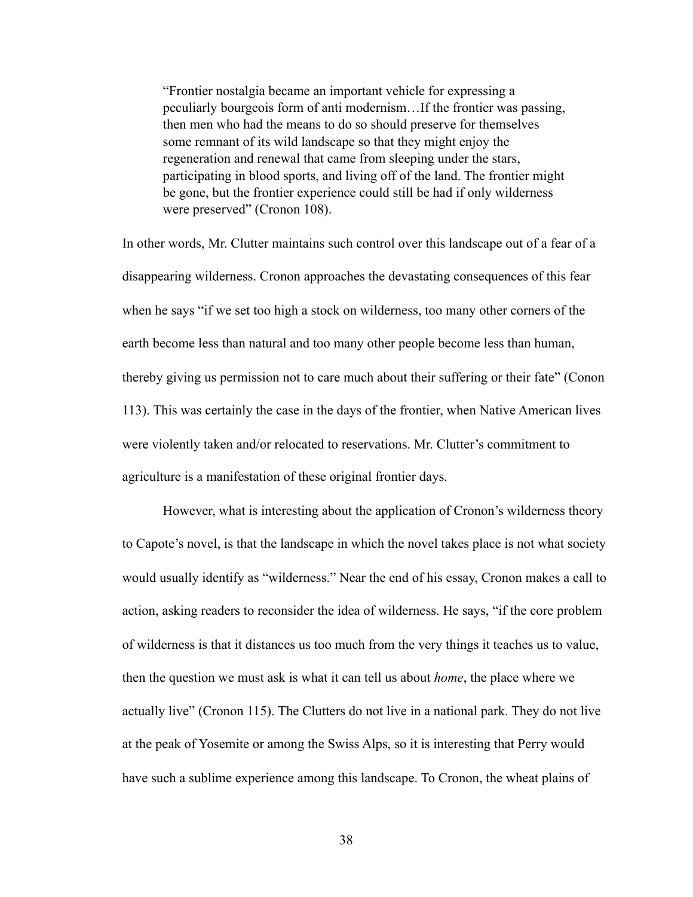> "Frontier nostalgia became an important vehicle for expressing a peculiarly bourgeois form of anti modernism…If the frontier was passing, then men who had the means to do so should preserve for themselves some remnant of its wild landscape so that they might enjoy the regeneration and renewal that came from sleeping under the stars, participating in blood sports, and living off of the land. The frontier might be gone, but the frontier experience could still be had if only wilderness were preserved" (Cronon 108).

In other words, Mr. Clutter maintains such control over this landscape out of a fear of a disappearing wilderness. Cronon approaches the devastating consequences of this fear when he says "if we set too high a stock on wilderness, too many other corners of the earth become less than natural and too many other people become less than human, thereby giving us permission not to care much about their suffering or their fate" (Conon 113). This was certainly the case in the days of the frontier, when Native American lives were violently taken and/or relocated to reservations. Mr. Clutter's commitment to agriculture is a manifestation of these original frontier days.

However, what is interesting about the application of Cronon's wilderness theory to Capote's novel, is that the landscape in which the novel takes place is not what society would usually identify as "wilderness." Near the end of his essay, Cronon makes a call to action, asking readers to reconsider the idea of wilderness. He says, "if the core problem of wilderness is that it distances us too much from the very things it teaches us to value, then the question we must ask is what it can tell us about *home*, the place where we actually live" (Cronon 115). The Clutters do not live in a national park. They do not live at the peak of Yosemite or among the Swiss Alps, so it is interesting that Perry would have such a sublime experience among this landscape. To Cronon, the wheat plains of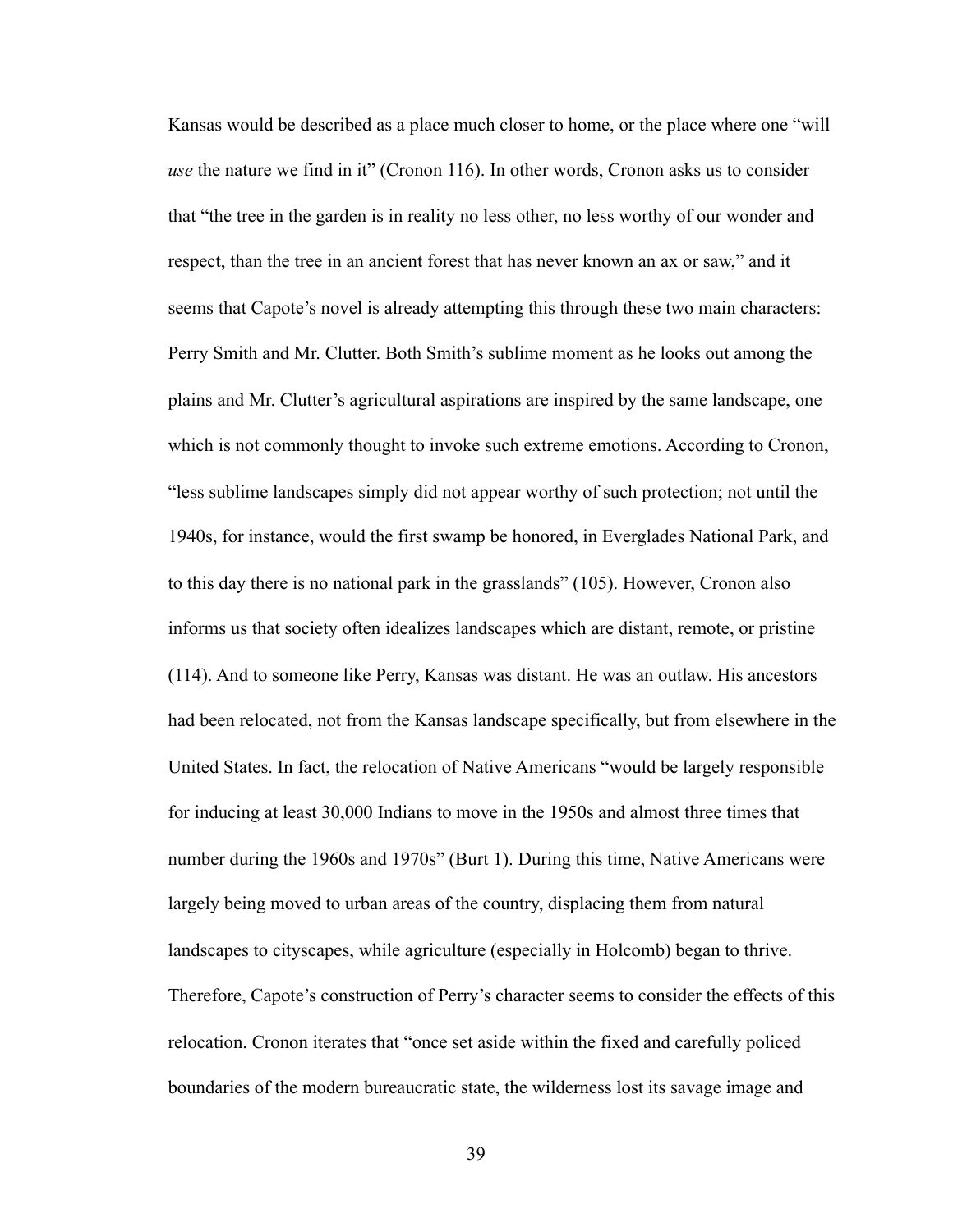Kansas would be described as a place much closer to home, or the place where one "will *use* the nature we find in it" (Cronon 116). In other words, Cronon asks us to consider that "the tree in the garden is in reality no less other, no less worthy of our wonder and respect, than the tree in an ancient forest that has never known an ax or saw," and it seems that Capote's novel is already attempting this through these two main characters: Perry Smith and Mr. Clutter. Both Smith's sublime moment as he looks out among the plains and Mr. Clutter's agricultural aspirations are inspired by the same landscape, one which is not commonly thought to invoke such extreme emotions. According to Cronon, "less sublime landscapes simply did not appear worthy of such protection; not until the 1940s, for instance, would the first swamp be honored, in Everglades National Park, and to this day there is no national park in the grasslands" (105). However, Cronon also informs us that society often idealizes landscapes which are distant, remote, or pristine (114). And to someone like Perry, Kansas was distant. He was an outlaw. His ancestors had been relocated, not from the Kansas landscape specifically, but from elsewhere in the United States. In fact, the relocation of Native Americans "would be largely responsible for inducing at least 30,000 Indians to move in the 1950s and almost three times that number during the 1960s and 1970s" (Burt 1). During this time, Native Americans were largely being moved to urban areas of the country, displacing them from natural landscapes to cityscapes, while agriculture (especially in Holcomb) began to thrive. Therefore, Capote's construction of Perry's character seems to consider the effects of this relocation. Cronon iterates that "once set aside within the fixed and carefully policed boundaries of the modern bureaucratic state, the wilderness lost its savage image and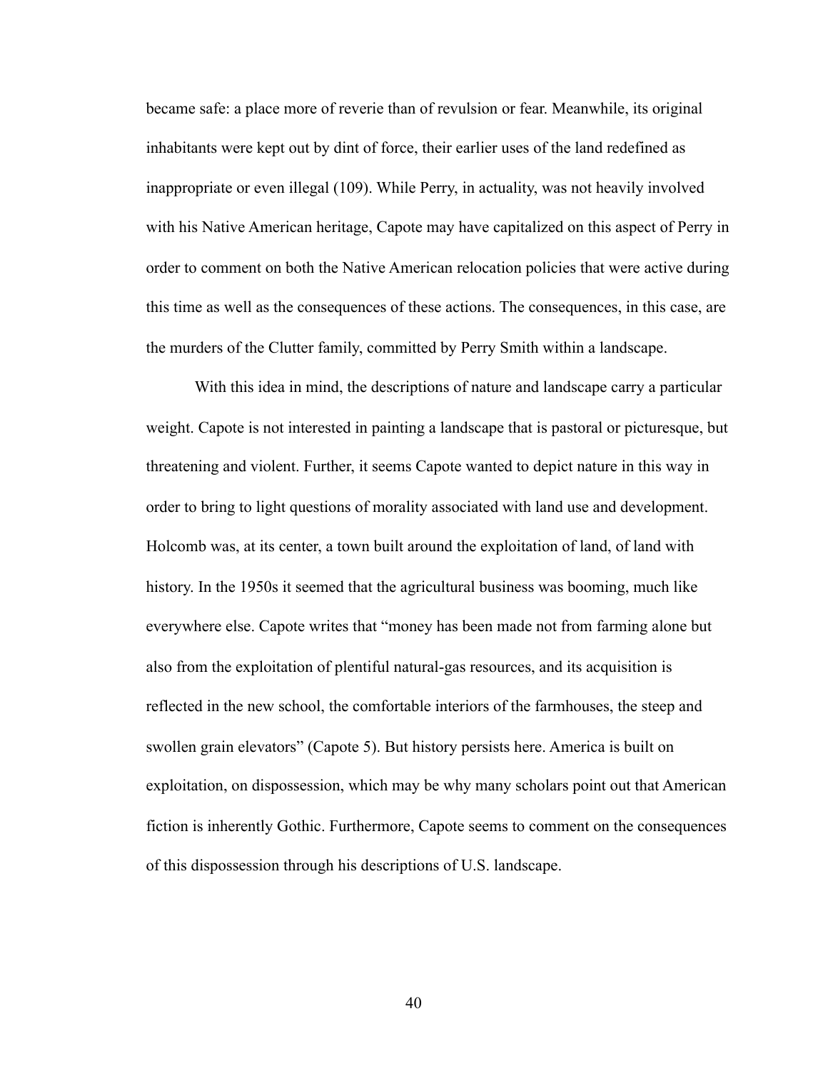became safe: a place more of reverie than of revulsion or fear. Meanwhile, its original inhabitants were kept out by dint of force, their earlier uses of the land redefined as inappropriate or even illegal (109). While Perry, in actuality, was not heavily involved with his Native American heritage, Capote may have capitalized on this aspect of Perry in order to comment on both the Native American relocation policies that were active during this time as well as the consequences of these actions. The consequences, in this case, are the murders of the Clutter family, committed by Perry Smith within a landscape.

With this idea in mind, the descriptions of nature and landscape carry a particular weight. Capote is not interested in painting a landscape that is pastoral or picturesque, but threatening and violent. Further, it seems Capote wanted to depict nature in this way in order to bring to light questions of morality associated with land use and development. Holcomb was, at its center, a town built around the exploitation of land, of land with history. In the 1950s it seemed that the agricultural business was booming, much like everywhere else. Capote writes that "money has been made not from farming alone but also from the exploitation of plentiful natural-gas resources, and its acquisition is reflected in the new school, the comfortable interiors of the farmhouses, the steep and swollen grain elevators" (Capote 5). But history persists here. America is built on exploitation, on dispossession, which may be why many scholars point out that American fiction is inherently Gothic. Furthermore, Capote seems to comment on the consequences of this dispossession through his descriptions of U.S. landscape.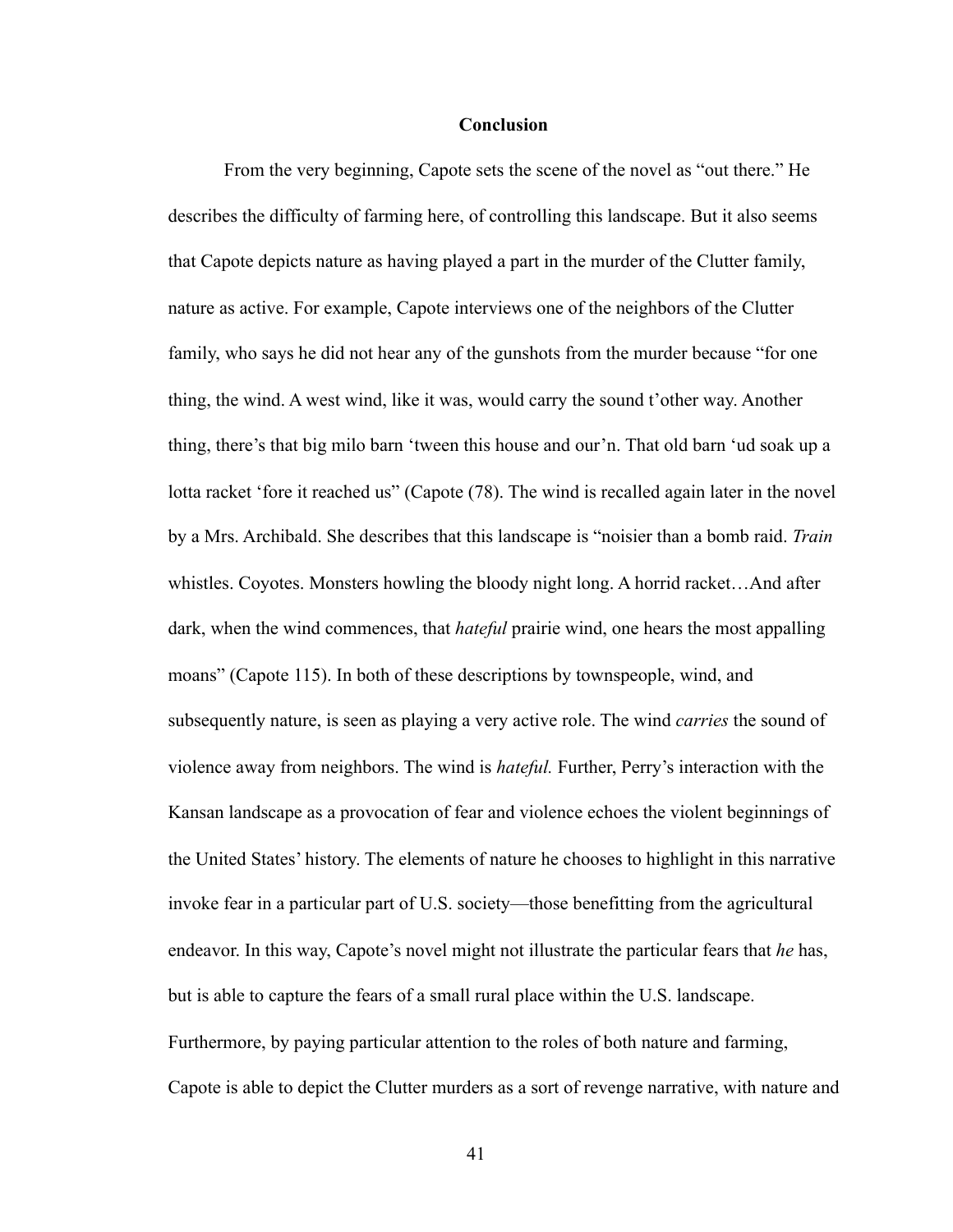## Conclusion

From the very beginning, Capote sets the scene of the novel as "out there." He describes the difficulty of farming here, of controlling this landscape. But it also seems that Capote depicts nature as having played a part in the murder of the Clutter family, nature as active. For example, Capote interviews one of the neighbors of the Clutter family, who says he did not hear any of the gunshots from the murder because "for one thing, the wind. A west wind, like it was, would carry the sound t'other way. Another thing, there's that big milo barn 'tween this house and our'n. That old barn 'ud soak up a lotta racket 'fore it reached us" (Capote (78). The wind is recalled again later in the novel by a Mrs. Archibald. She describes that this landscape is "noisier than a bomb raid. *Train* whistles. Coyotes. Monsters howling the bloody night long. A horrid racket…And after dark, when the wind commences, that *hateful* prairie wind, one hears the most appalling moans" (Capote 115). In both of these descriptions by townspeople, wind, and subsequently nature, is seen as playing a very active role. The wind *carries* the sound of violence away from neighbors. The wind is *hateful.* Further, Perry's interaction with the Kansan landscape as a provocation of fear and violence echoes the violent beginnings of the United States' history. The elements of nature he chooses to highlight in this narrative invoke fear in a particular part of U.S. society—those benefitting from the agricultural endeavor. In this way, Capote's novel might not illustrate the particular fears that *he* has, but is able to capture the fears of a small rural place within the U.S. landscape. Furthermore, by paying particular attention to the roles of both nature and farming, Capote is able to depict the Clutter murders as a sort of revenge narrative, with nature and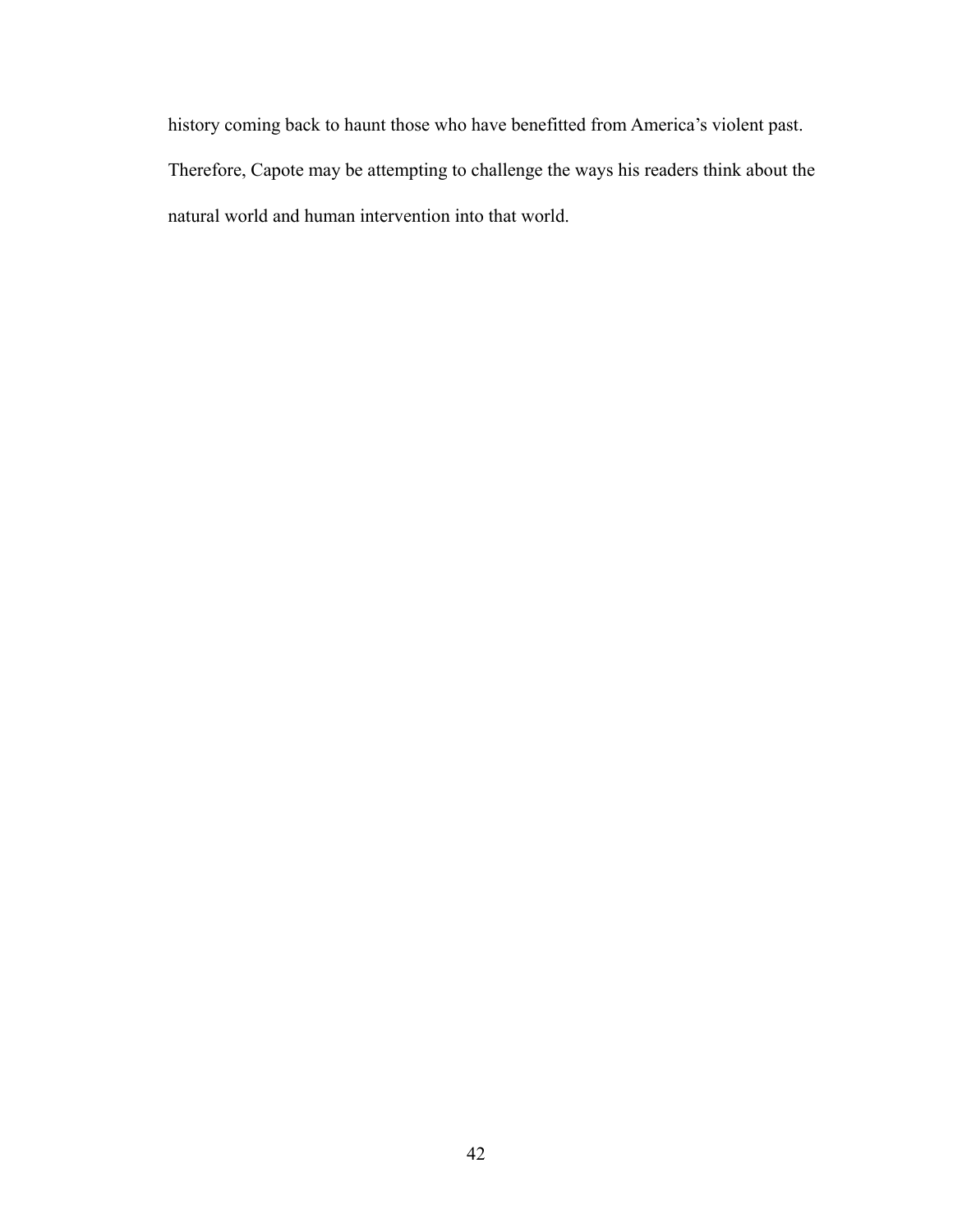history coming back to haunt those who have benefitted from America's violent past. Therefore, Capote may be attempting to challenge the ways his readers think about the natural world and human intervention into that world.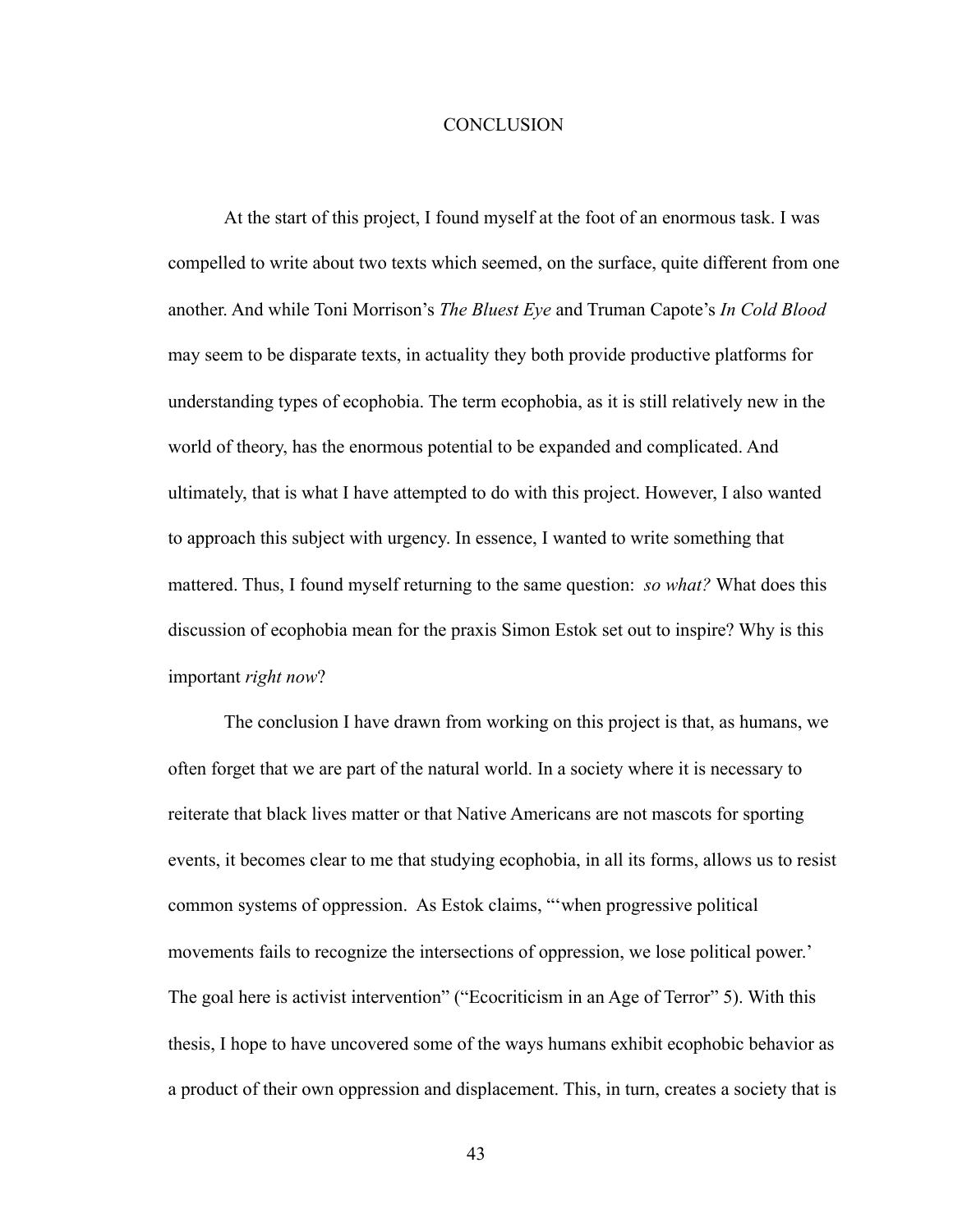# CONCLUSION

At the start of this project, I found myself at the foot of an enormous task. I was compelled to write about two texts which seemed, on the surface, quite different from one another. And while Toni Morrison's *The Bluest Eye* and Truman Capote's *In Cold Blood* may seem to be disparate texts, in actuality they both provide productive platforms for understanding types of ecophobia. The term ecophobia, as it is still relatively new in the world of theory, has the enormous potential to be expanded and complicated. And ultimately, that is what I have attempted to do with this project. However, I also wanted to approach this subject with urgency. In essence, I wanted to write something that mattered. Thus, I found myself returning to the same question: *so what?* What does this discussion of ecophobia mean for the praxis Simon Estok set out to inspire? Why is this important *right now*?

The conclusion I have drawn from working on this project is that, as humans, we often forget that we are part of the natural world. In a society where it is necessary to reiterate that black lives matter or that Native Americans are not mascots for sporting events, it becomes clear to me that studying ecophobia, in all its forms, allows us to resist common systems of oppression. As Estok claims, "'when progressive political movements fails to recognize the intersections of oppression, we lose political power.' The goal here is activist intervention" ("Ecocriticism in an Age of Terror" 5). With this thesis, I hope to have uncovered some of the ways humans exhibit ecophobic behavior as a product of their own oppression and displacement. This, in turn, creates a society that is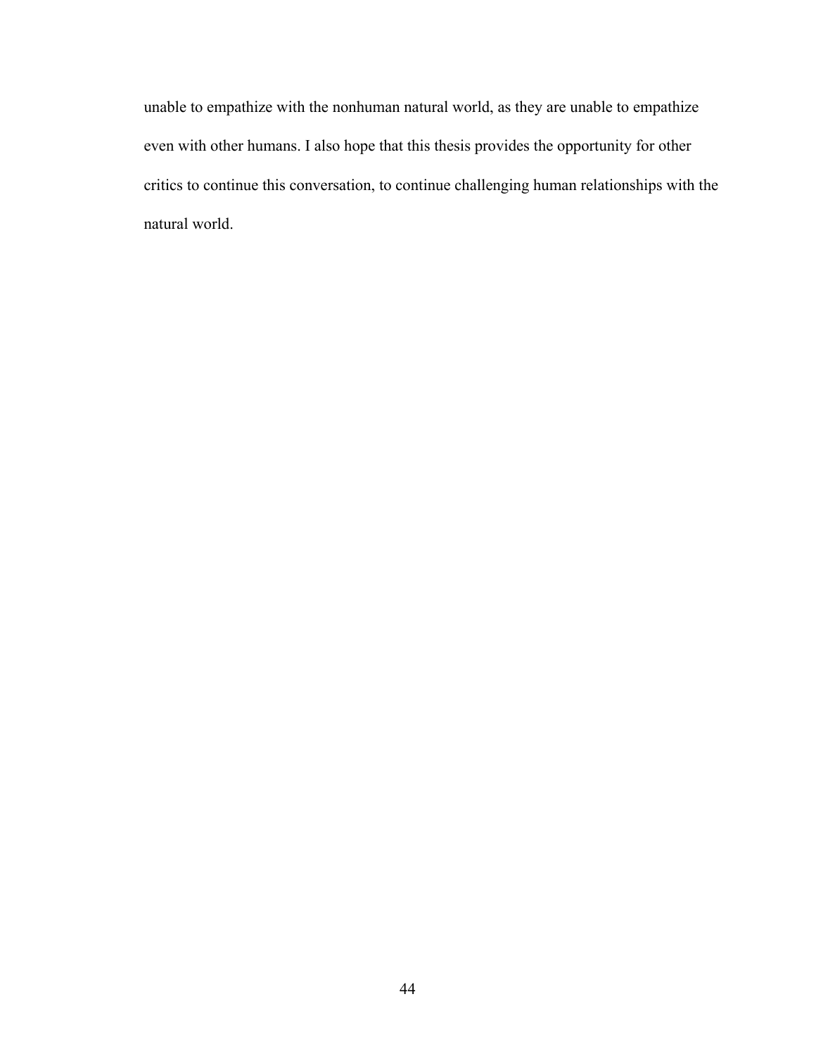unable to empathize with the nonhuman natural world, as they are unable to empathize even with other humans. I also hope that this thesis provides the opportunity for other critics to continue this conversation, to continue challenging human relationships with the natural world.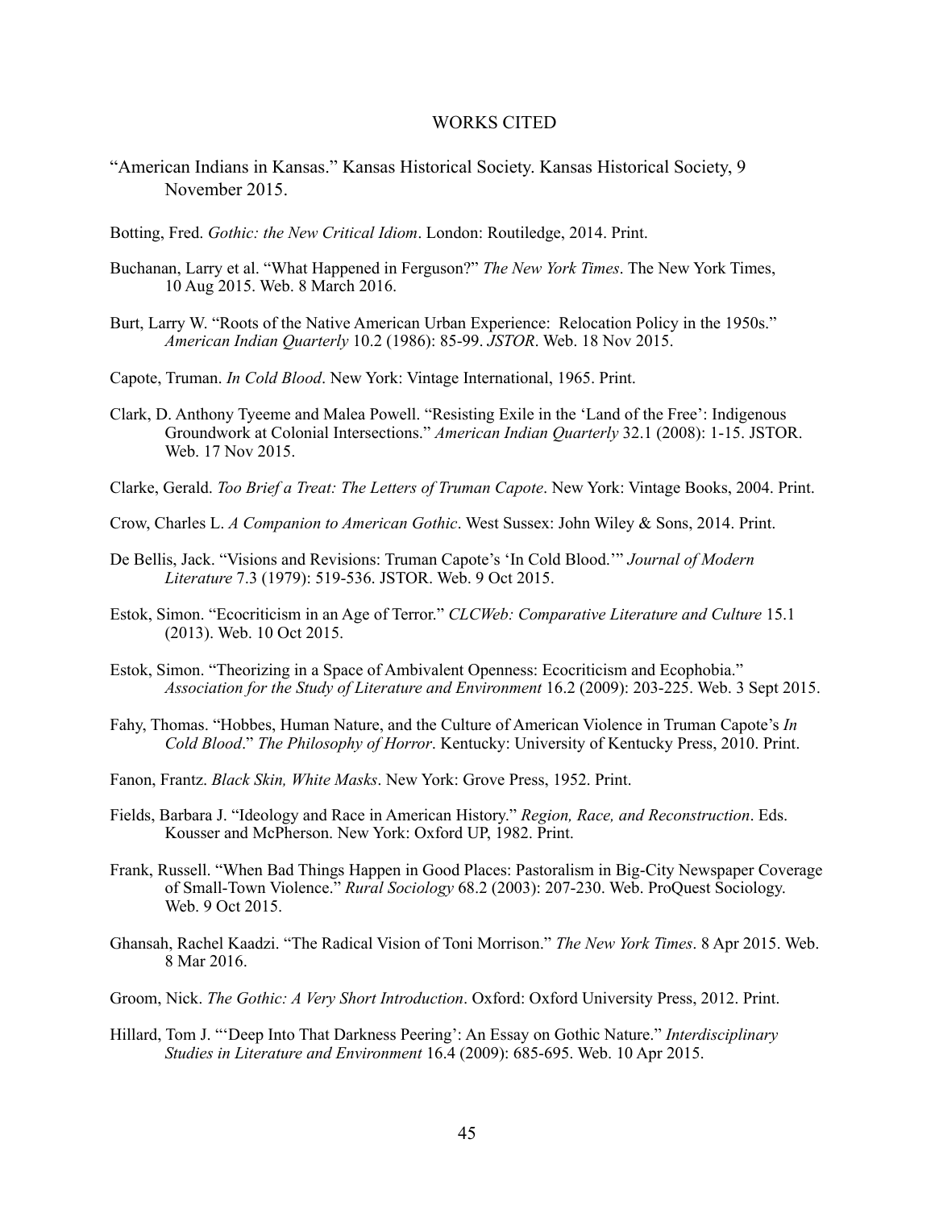# WORKS CITED

"American Indians in Kansas." Kansas Historical Society. Kansas Historical Society, 9 November 2015.

Botting, Fred. *Gothic: the New Critical Idiom*. London: Routiledge, 2014. Print.

Buchanan, Larry et al. "What Happened in Ferguson?" *The New York Times*. The New York Times, 10 Aug 2015. Web. 8 March 2016.

Burt, Larry W. "Roots of the Native American Urban Experience: Relocation Policy in the 1950s." *American Indian Quarterly* 10.2 (1986): 85-99. *JSTOR*. Web. 18 Nov 2015.

Capote, Truman. *In Cold Blood*. New York: Vintage International, 1965. Print.

Clark, D. Anthony Tyeeme and Malea Powell. "Resisting Exile in the 'Land of the Free': Indigenous Groundwork at Colonial Intersections." *American Indian Quarterly* 32.1 (2008): 1-15. JSTOR. Web. 17 Nov 2015.

Clarke, Gerald. *Too Brief a Treat: The Letters of Truman Capote*. New York: Vintage Books, 2004. Print.

Crow, Charles L. *A Companion to American Gothic*. West Sussex: John Wiley & Sons, 2014. Print.

De Bellis, Jack. "Visions and Revisions: Truman Capote's 'In Cold Blood.'" *Journal of Modern Literature* 7.3 (1979): 519-536. JSTOR. Web. 9 Oct 2015.

Estok, Simon. "Ecocriticism in an Age of Terror." *CLCWeb: Comparative Literature and Culture* 15.1 (2013). Web. 10 Oct 2015.

Estok, Simon. "Theorizing in a Space of Ambivalent Openness: Ecocriticism and Ecophobia." *Association for the Study of Literature and Environment* 16.2 (2009): 203-225. Web. 3 Sept 2015.

Fahy, Thomas. "Hobbes, Human Nature, and the Culture of American Violence in Truman Capote's *In Cold Blood*." *The Philosophy of Horror*. Kentucky: University of Kentucky Press, 2010. Print.

Fanon, Frantz. *Black Skin, White Masks*. New York: Grove Press, 1952. Print.

Fields, Barbara J. "Ideology and Race in American History." *Region, Race, and Reconstruction*. Eds. Kousser and McPherson. New York: Oxford UP, 1982. Print.

Frank, Russell. "When Bad Things Happen in Good Places: Pastoralism in Big-City Newspaper Coverage of Small-Town Violence." *Rural Sociology* 68.2 (2003): 207-230. Web. ProQuest Sociology. Web. 9 Oct 2015.

Ghansah, Rachel Kaadzi. "The Radical Vision of Toni Morrison." *The New York Times*. 8 Apr 2015. Web. 8 Mar 2016.

Groom, Nick. *The Gothic: A Very Short Introduction*. Oxford: Oxford University Press, 2012. Print.

Hillard, Tom J. "'Deep Into That Darkness Peering': An Essay on Gothic Nature." *Interdisciplinary Studies in Literature and Environment* 16.4 (2009): 685-695. Web. 10 Apr 2015.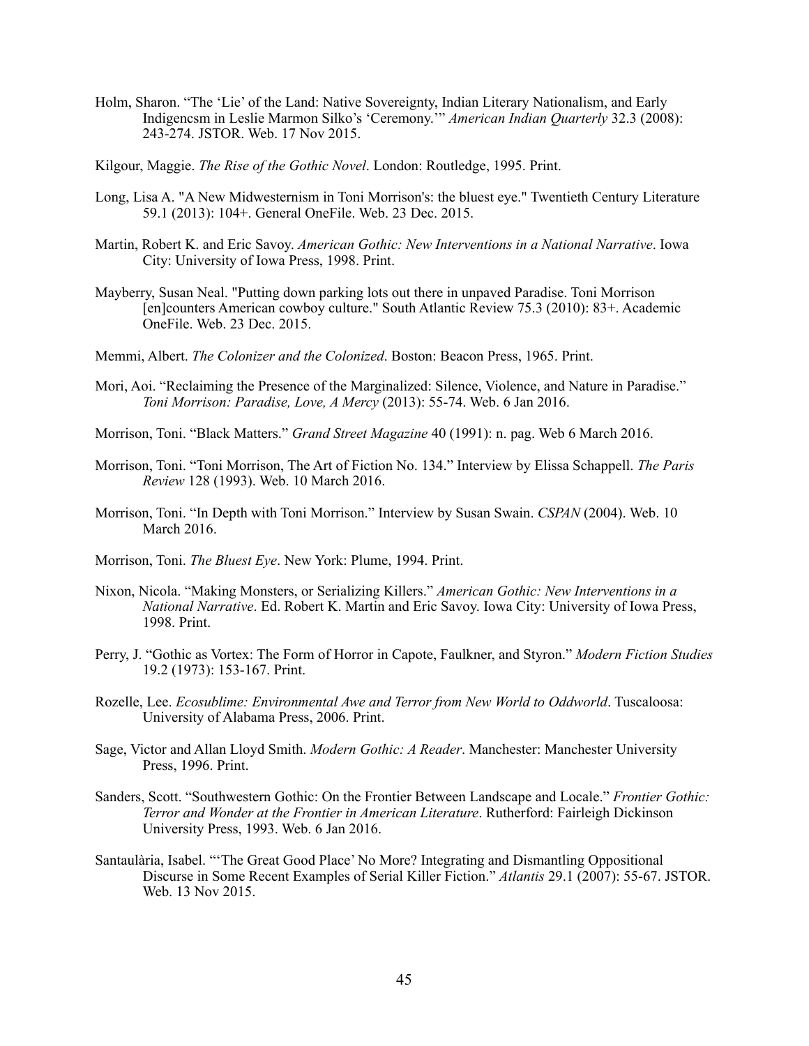Holm, Sharon. “The ‘Lie’ of the Land: Native Sovereignty, Indian Literary Nationalism, and Early Indigencsm in Leslie Marmon Silko’s ‘Ceremony.’” *American Indian Quarterly* 32.3 (2008): 243-274. JSTOR. Web. 17 Nov 2015.

Kilgour, Maggie. *The Rise of the Gothic Novel*. London: Routledge, 1995. Print.

Long, Lisa A. "A New Midwesternism in Toni Morrison's: the bluest eye." Twentieth Century Literature 59.1 (2013): 104+. General OneFile. Web. 23 Dec. 2015.

Martin, Robert K. and Eric Savoy. *American Gothic: New Interventions in a National Narrative*. Iowa City: University of Iowa Press, 1998. Print.

Mayberry, Susan Neal. "Putting down parking lots out there in unpaved Paradise. Toni Morrison [en]counters American cowboy culture." South Atlantic Review 75.3 (2010): 83+. Academic OneFile. Web. 23 Dec. 2015.

Memmi, Albert. *The Colonizer and the Colonized*. Boston: Beacon Press, 1965. Print.

Mori, Aoi. “Reclaiming the Presence of the Marginalized: Silence, Violence, and Nature in Paradise.” *Toni Morrison: Paradise, Love, A Mercy* (2013): 55-74. Web. 6 Jan 2016.

Morrison, Toni. “Black Matters.” *Grand Street Magazine* 40 (1991): n. pag. Web 6 March 2016.

Morrison, Toni. “Toni Morrison, The Art of Fiction No. 134.” Interview by Elissa Schappell. *The Paris Review* 128 (1993). Web. 10 March 2016.

Morrison, Toni. “In Depth with Toni Morrison.” Interview by Susan Swain. *CSPAN* (2004). Web. 10 March 2016.

Morrison, Toni. *The Bluest Eye*. New York: Plume, 1994. Print.

Nixon, Nicola. “Making Monsters, or Serializing Killers.” *American Gothic: New Interventions in a National Narrative*. Ed. Robert K. Martin and Eric Savoy. Iowa City: University of Iowa Press, 1998. Print.

Perry, J. “Gothic as Vortex: The Form of Horror in Capote, Faulkner, and Styron.” *Modern Fiction Studies* 19.2 (1973): 153-167. Print.

Rozelle, Lee. *Ecosublime: Environmental Awe and Terror from New World to Oddworld*. Tuscaloosa: University of Alabama Press, 2006. Print.

Sage, Victor and Allan Lloyd Smith. *Modern Gothic: A Reader*. Manchester: Manchester University Press, 1996. Print.

Sanders, Scott. “Southwestern Gothic: On the Frontier Between Landscape and Locale.” *Frontier Gothic: Terror and Wonder at the Frontier in American Literature*. Rutherford: Fairleigh Dickinson University Press, 1993. Web. 6 Jan 2016.

Santaulària, Isabel. “‘The Great Good Place’ No More? Integrating and Dismantling Oppositional Discurse in Some Recent Examples of Serial Killer Fiction.” *Atlantis* 29.1 (2007): 55-67. JSTOR. Web. 13 Nov 2015.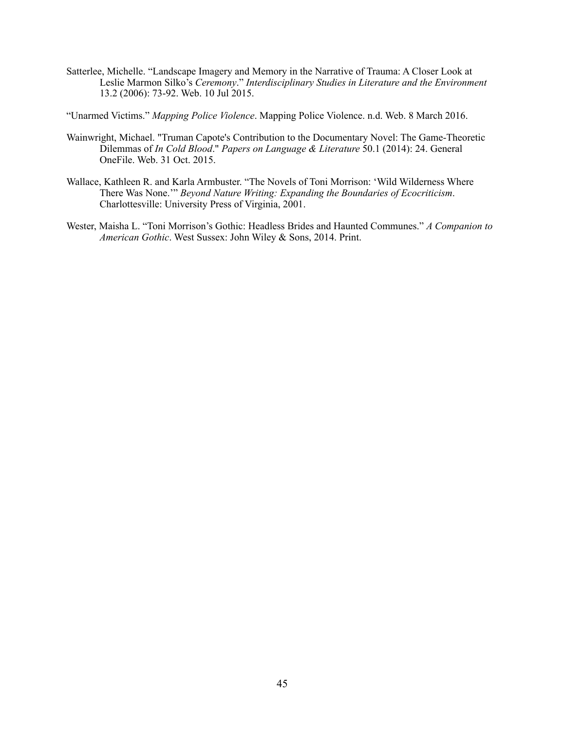Satterlee, Michelle. “Landscape Imagery and Memory in the Narrative of Trauma: A Closer Look at Leslie Marmon Silko’s *Ceremony*.” *Interdisciplinary Studies in Literature and the Environment* 13.2 (2006): 73-92. Web. 10 Jul 2015.

“Unarmed Victims.” *Mapping Police Violence*. Mapping Police Violence. n.d. Web. 8 March 2016.

Wainwright, Michael. "Truman Capote's Contribution to the Documentary Novel: The Game-Theoretic Dilemmas of *In Cold Blood*." *Papers on Language & Literature* 50.1 (2014): 24. General OneFile. Web. 31 Oct. 2015.

Wallace, Kathleen R. and Karla Armbuster. “The Novels of Toni Morrison: ‘Wild Wilderness Where There Was None.’” *Beyond Nature Writing: Expanding the Boundaries of Ecocriticism*. Charlottesville: University Press of Virginia, 2001.

Wester, Maisha L. “Toni Morrison’s Gothic: Headless Brides and Haunted Communes.” *A Companion to American Gothic*. West Sussex: John Wiley & Sons, 2014. Print.